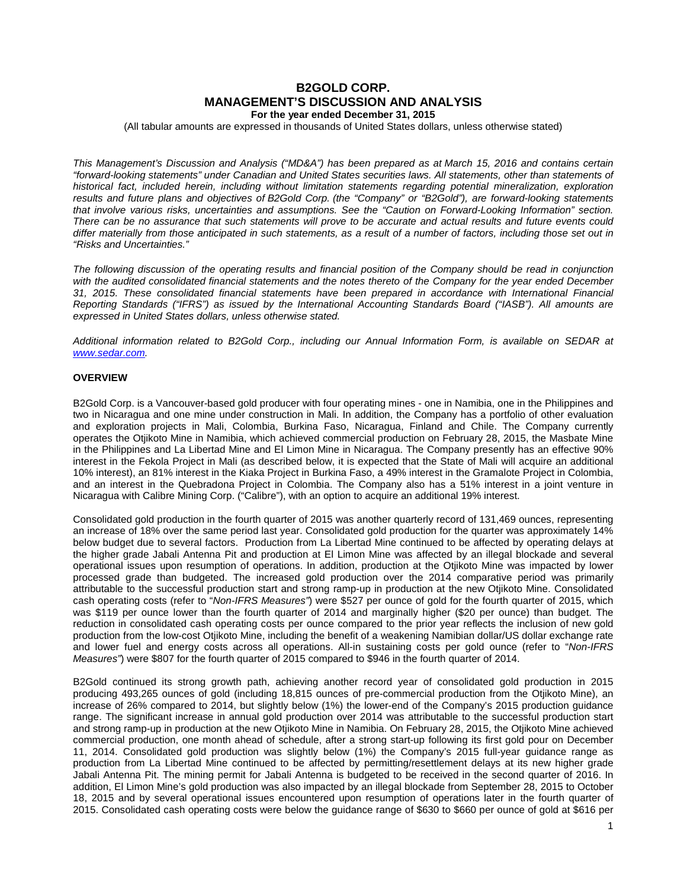# B2GOLD CORP.
# MANAGEMENT'S DISCUSSION AND ANALYSIS
**For the year ended December 31, 2015**

(All tabular amounts are expressed in thousands of United States dollars, unless otherwise stated)

*This Management's Discussion and Analysis ("MD&A") has been prepared as at March 15, 2016 and contains certain "forward-looking statements" under Canadian and United States securities laws. All statements, other than statements of historical fact, included herein, including without limitation statements regarding potential mineralization, exploration results and future plans and objectives of B2Gold Corp. (the "Company" or "B2Gold"), are forward-looking statements that involve various risks, uncertainties and assumptions. See the "Caution on Forward-Looking Information" section. There can be no assurance that such statements will prove to be accurate and actual results and future events could differ materially from those anticipated in such statements, as a result of a number of factors, including those set out in "Risks and Uncertainties."*

*The following discussion of the operating results and financial position of the Company should be read in conjunction with the audited consolidated financial statements and the notes thereto of the Company for the year ended December 31, 2015. These consolidated financial statements have been prepared in accordance with International Financial Reporting Standards ("IFRS") as issued by the International Accounting Standards Board ("IASB"). All amounts are expressed in United States dollars, unless otherwise stated.*

*Additional information related to B2Gold Corp., including our Annual Information Form, is available on SEDAR at [www.sedar.com](www.sedar.com).*

## OVERVIEW

B2Gold Corp. is a Vancouver-based gold producer with four operating mines - one in Namibia, one in the Philippines and two in Nicaragua and one mine under construction in Mali. In addition, the Company has a portfolio of other evaluation and exploration projects in Mali, Colombia, Burkina Faso, Nicaragua, Finland and Chile. The Company currently operates the Otjikoto Mine in Namibia, which achieved commercial production on February 28, 2015, the Masbate Mine in the Philippines and La Libertad Mine and El Limon Mine in Nicaragua. The Company presently has an effective 90% interest in the Fekola Project in Mali (as described below, it is expected that the State of Mali will acquire an additional 10% interest), an 81% interest in the Kiaka Project in Burkina Faso, a 49% interest in the Gramalote Project in Colombia, and an interest in the Quebradona Project in Colombia. The Company also has a 51% interest in a joint venture in Nicaragua with Calibre Mining Corp. ("Calibre"), with an option to acquire an additional 19% interest.

Consolidated gold production in the fourth quarter of 2015 was another quarterly record of 131,469 ounces, representing an increase of 18% over the same period last year. Consolidated gold production for the quarter was approximately 14% below budget due to several factors. Production from La Libertad Mine continued to be affected by operating delays at the higher grade Jabali Antenna Pit and production at El Limon Mine was affected by an illegal blockade and several operational issues upon resumption of operations. In addition, production at the Otjikoto Mine was impacted by lower processed grade than budgeted. The increased gold production over the 2014 comparative period was primarily attributable to the successful production start and strong ramp-up in production at the new Otjikoto Mine. Consolidated cash operating costs (refer to "*Non-IFRS Measures*") were $527 per ounce of gold for the fourth quarter of 2015, which was $119 per ounce lower than the fourth quarter of 2014 and marginally higher ($20 per ounce) than budget. The reduction in consolidated cash operating costs per ounce compared to the prior year reflects the inclusion of new gold production from the low-cost Otjikoto Mine, including the benefit of a weakening Namibian dollar/US dollar exchange rate and lower fuel and energy costs across all operations. All-in sustaining costs per gold ounce (refer to "*Non-IFRS Measures*") were $807 for the fourth quarter of 2015 compared to $946 in the fourth quarter of 2014.

B2Gold continued its strong growth path, achieving another record year of consolidated gold production in 2015 producing 493,265 ounces of gold (including 18,815 ounces of pre-commercial production from the Otjikoto Mine), an increase of 26% compared to 2014, but slightly below (1%) the lower-end of the Company's 2015 production guidance range. The significant increase in annual gold production over 2014 was attributable to the successful production start and strong ramp-up in production at the new Otjikoto Mine in Namibia. On February 28, 2015, the Otjikoto Mine achieved commercial production, one month ahead of schedule, after a strong start-up following its first gold pour on December 11, 2014. Consolidated gold production was slightly below (1%) the Company's 2015 full-year guidance range as production from La Libertad Mine continued to be affected by permitting/resettlement delays at its new higher grade Jabali Antenna Pit. The mining permit for Jabali Antenna is budgeted to be received in the second quarter of 2016. In addition, El Limon Mine's gold production was also impacted by an illegal blockade from September 28, 2015 to October 18, 2015 and by several operational issues encountered upon resumption of operations later in the fourth quarter of 2015. Consolidated cash operating costs were below the guidance range of $630 to $660 per ounce of gold at $616 per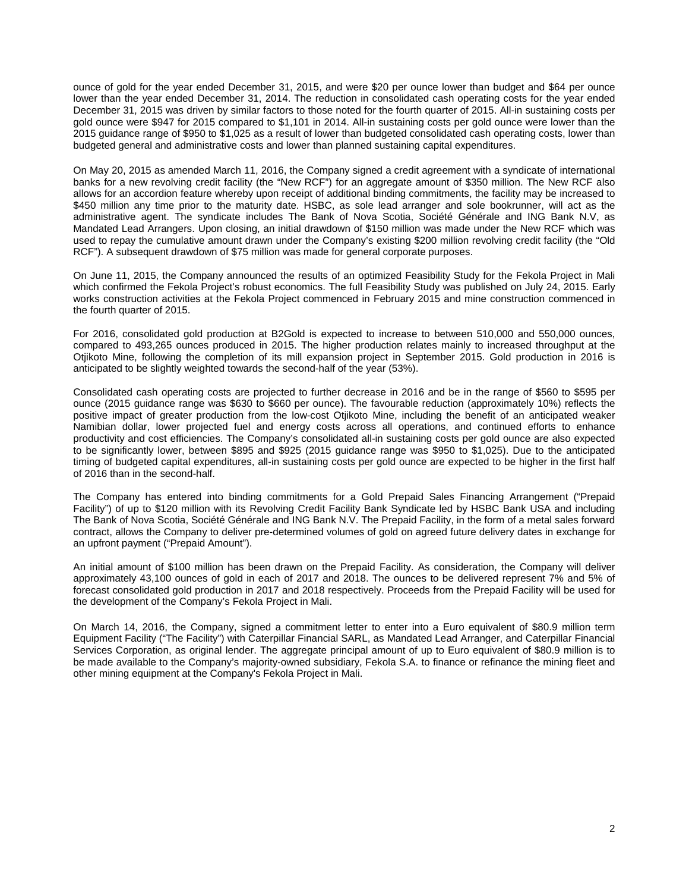ounce of gold for the year ended December 31, 2015, and were $20 per ounce lower than budget and $64 per ounce lower than the year ended December 31, 2014. The reduction in consolidated cash operating costs for the year ended December 31, 2015 was driven by similar factors to those noted for the fourth quarter of 2015. All-in sustaining costs per gold ounce were $947 for 2015 compared to $1,101 in 2014. All-in sustaining costs per gold ounce were lower than the 2015 guidance range of $950 to $1,025 as a result of lower than budgeted consolidated cash operating costs, lower than budgeted general and administrative costs and lower than planned sustaining capital expenditures.

On May 20, 2015 as amended March 11, 2016, the Company signed a credit agreement with a syndicate of international banks for a new revolving credit facility (the "New RCF") for an aggregate amount of $350 million. The New RCF also allows for an accordion feature whereby upon receipt of additional binding commitments, the facility may be increased to $450 million any time prior to the maturity date. HSBC, as sole lead arranger and sole bookrunner, will act as the administrative agent. The syndicate includes The Bank of Nova Scotia, Société Générale and ING Bank N.V, as Mandated Lead Arrangers. Upon closing, an initial drawdown of $150 million was made under the New RCF which was used to repay the cumulative amount drawn under the Company's existing $200 million revolving credit facility (the "Old RCF"). A subsequent drawdown of $75 million was made for general corporate purposes.

On June 11, 2015, the Company announced the results of an optimized Feasibility Study for the Fekola Project in Mali which confirmed the Fekola Project's robust economics. The full Feasibility Study was published on July 24, 2015. Early works construction activities at the Fekola Project commenced in February 2015 and mine construction commenced in the fourth quarter of 2015.

For 2016, consolidated gold production at B2Gold is expected to increase to between 510,000 and 550,000 ounces, compared to 493,265 ounces produced in 2015. The higher production relates mainly to increased throughput at the Otjikoto Mine, following the completion of its mill expansion project in September 2015. Gold production in 2016 is anticipated to be slightly weighted towards the second-half of the year (53%).

Consolidated cash operating costs are projected to further decrease in 2016 and be in the range of $560 to $595 per ounce (2015 guidance range was $630 to $660 per ounce). The favourable reduction (approximately 10%) reflects the positive impact of greater production from the low-cost Otjikoto Mine, including the benefit of an anticipated weaker Namibian dollar, lower projected fuel and energy costs across all operations, and continued efforts to enhance productivity and cost efficiencies. The Company's consolidated all-in sustaining costs per gold ounce are also expected to be significantly lower, between $895 and $925 (2015 guidance range was $950 to $1,025). Due to the anticipated timing of budgeted capital expenditures, all-in sustaining costs per gold ounce are expected to be higher in the first half of 2016 than in the second-half.

The Company has entered into binding commitments for a Gold Prepaid Sales Financing Arrangement ("Prepaid Facility") of up to $120 million with its Revolving Credit Facility Bank Syndicate led by HSBC Bank USA and including The Bank of Nova Scotia, Société Générale and ING Bank N.V. The Prepaid Facility, in the form of a metal sales forward contract, allows the Company to deliver pre-determined volumes of gold on agreed future delivery dates in exchange for an upfront payment ("Prepaid Amount").

An initial amount of $100 million has been drawn on the Prepaid Facility. As consideration, the Company will deliver approximately 43,100 ounces of gold in each of 2017 and 2018. The ounces to be delivered represent 7% and 5% of forecast consolidated gold production in 2017 and 2018 respectively. Proceeds from the Prepaid Facility will be used for the development of the Company's Fekola Project in Mali.

On March 14, 2016, the Company, signed a commitment letter to enter into a Euro equivalent of $80.9 million term Equipment Facility ("The Facility") with Caterpillar Financial SARL, as Mandated Lead Arranger, and Caterpillar Financial Services Corporation, as original lender. The aggregate principal amount of up to Euro equivalent of $80.9 million is to be made available to the Company's majority-owned subsidiary, Fekola S.A. to finance or refinance the mining fleet and other mining equipment at the Company's Fekola Project in Mali.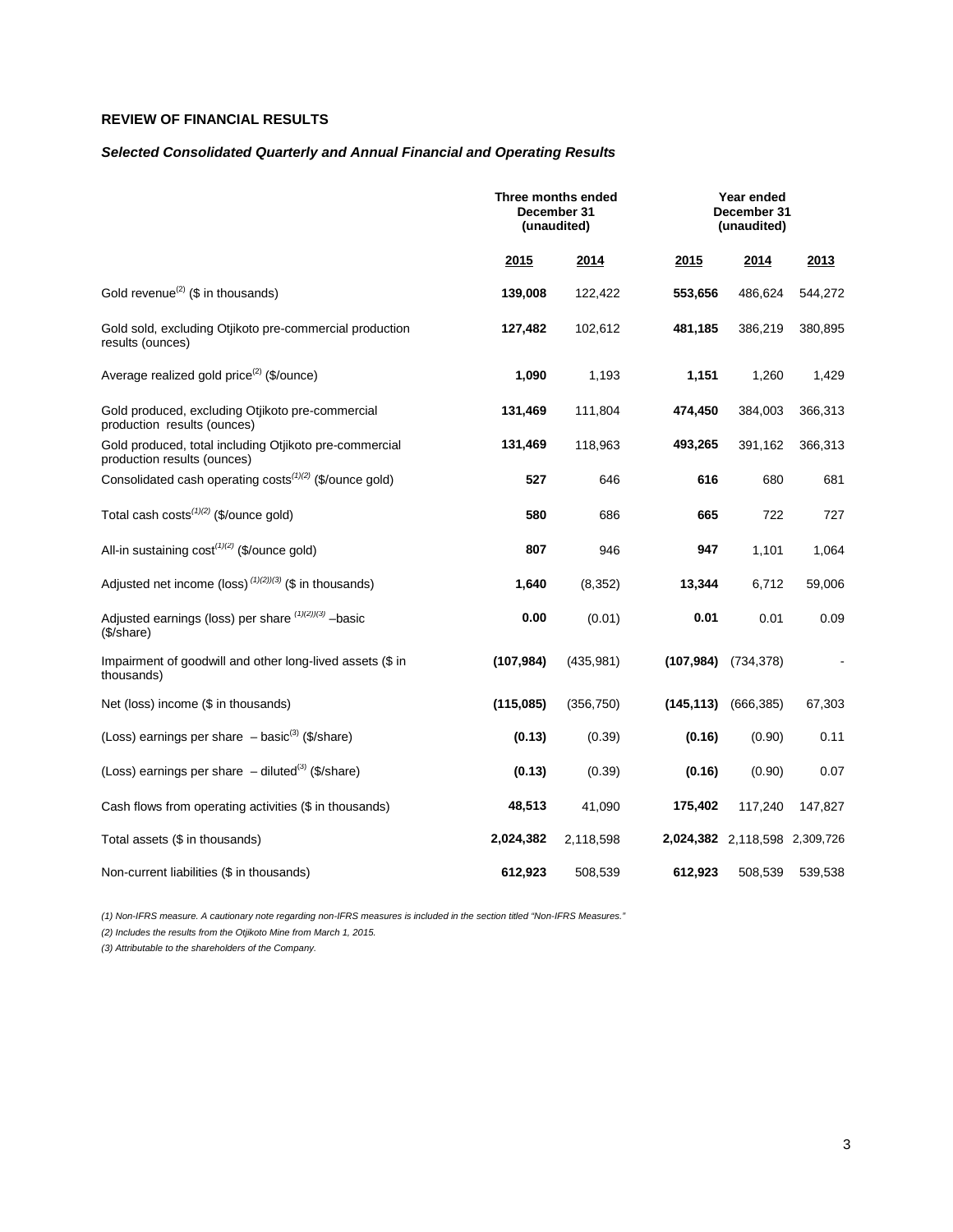## REVIEW OF FINANCIAL RESULTS

### *Selected Consolidated Quarterly and Annual Financial and Operating Results*

| | Three months ended December 31 (unaudited) | | Year ended December 31 (unaudited) | | |
|---|---|---|---|---|---|
| | 2015 | 2014 | 2015 | 2014 | 2013 |
| Gold revenue[(2)] ($ in thousands) | **139,008** | 122,422 | **553,656** | 486,624 | 544,272 |
| Gold sold, excluding Otjikoto pre-commercial production results (ounces) | **127,482** | 102,612 | **481,185** | 386,219 | 380,895 |
| Average realized gold price[(2)] ($/ounce) | **1,090** | 1,193 | **1,151** | 1,260 | 1,429 |
| Gold produced, excluding Otjikoto pre-commercial production results (ounces) | **131,469** | 111,804 | **474,450** | 384,003 | 366,313 |
| Gold produced, total including Otjikoto pre-commercial production results (ounces) | **131,469** | 118,963 | **493,265** | 391,162 | 366,313 |
| Consolidated cash operating costs[(1)(2)] ($/ounce gold) | **527** | 646 | **616** | 680 | 681 |
| Total cash costs[(1)(2)] ($/ounce gold) | **580** | 686 | **665** | 722 | 727 |
| All-in sustaining cost[(1)(2)] ($/ounce gold) | **807** | 946 | **947** | 1,101 | 1,064 |
| Adjusted net income (loss) [(1)(2)(3)] ($ in thousands) | **1,640** | (8,352) | **13,344** | 6,712 | 59,006 |
| Adjusted earnings (loss) per share [(1)(2)(3)] –basic ($/share) | **0.00** | (0.01) | **0.01** | 0.01 | 0.09 |
| Impairment of goodwill and other long-lived assets ($ in thousands) | **(107,984)** | (435,981) | **(107,984)** | (734,378) | - |
| Net (loss) income ($ in thousands) | **(115,085)** | (356,750) | **(145,113)** | (666,385) | 67,303 |
| (Loss) earnings per share – basic[(3)] ($/share) | **(0.13)** | (0.39) | **(0.16)** | (0.90) | 0.11 |
| (Loss) earnings per share – diluted[(3)] ($/share) | **(0.13)** | (0.39) | **(0.16)** | (0.90) | 0.07 |
| Cash flows from operating activities ($ in thousands) | **48,513** | 41,090 | **175,402** | 117,240 | 147,827 |
| Total assets ($ in thousands) | **2,024,382** | 2,118,598 | **2,024,382** | 2,118,598 | 2,309,726 |
| Non-current liabilities ($ in thousands) | **612,923** | 508,539 | **612,923** | 508,539 | 539,538 |

*(1) Non-IFRS measure. A cautionary note regarding non-IFRS measures is included in the section titled "Non-IFRS Measures."*

*(2) Includes the results from the Otjikoto Mine from March 1, 2015.*

*(3) Attributable to the shareholders of the Company.*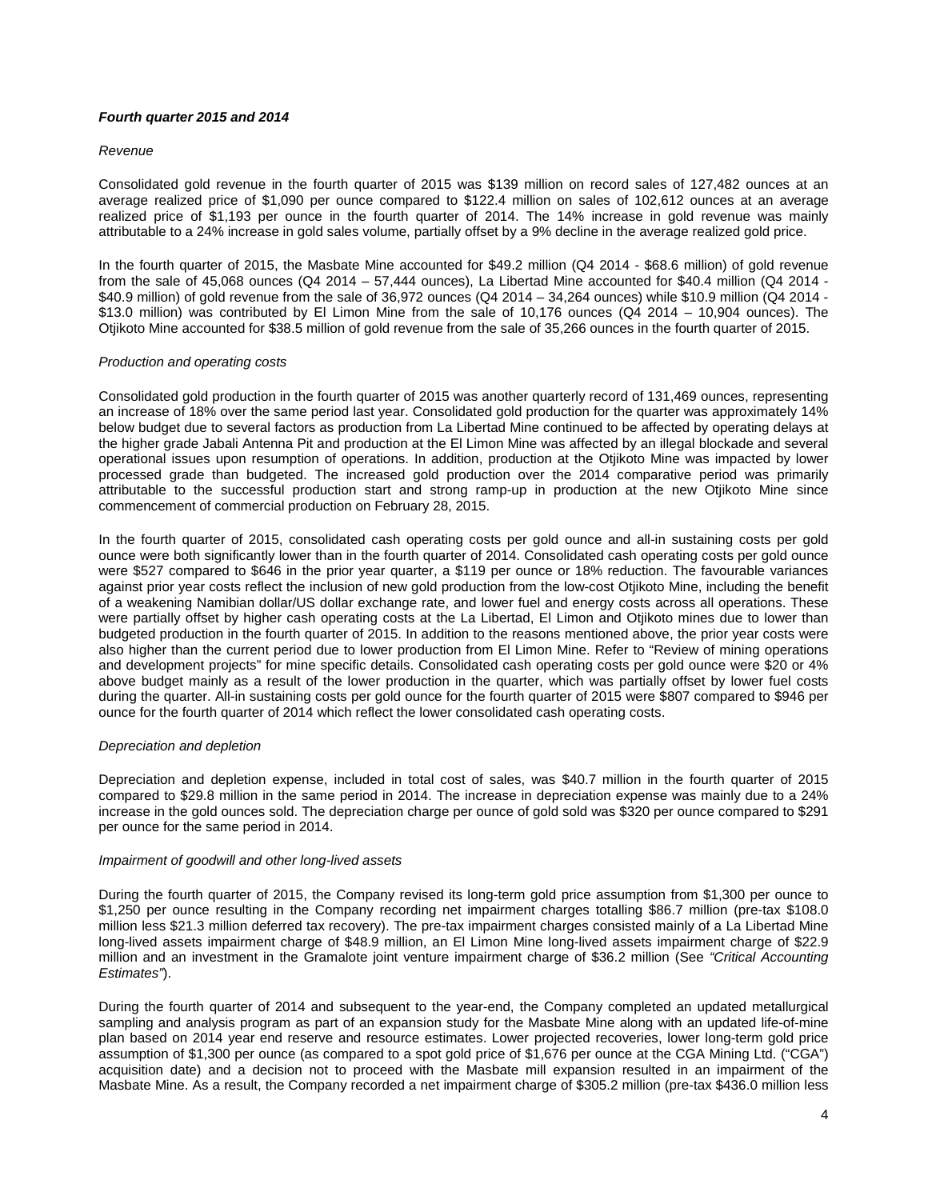***Fourth quarter 2015 and 2014***

*Revenue*

Consolidated gold revenue in the fourth quarter of 2015 was $139 million on record sales of 127,482 ounces at an average realized price of $1,090 per ounce compared to $122.4 million on sales of 102,612 ounces at an average realized price of $1,193 per ounce in the fourth quarter of 2014. The 14% increase in gold revenue was mainly attributable to a 24% increase in gold sales volume, partially offset by a 9% decline in the average realized gold price.

In the fourth quarter of 2015, the Masbate Mine accounted for $49.2 million (Q4 2014 - $68.6 million) of gold revenue from the sale of 45,068 ounces (Q4 2014 – 57,444 ounces), La Libertad Mine accounted for $40.4 million (Q4 2014 - $40.9 million) of gold revenue from the sale of 36,972 ounces (Q4 2014 – 34,264 ounces) while $10.9 million (Q4 2014 - $13.0 million) was contributed by El Limon Mine from the sale of 10,176 ounces (Q4 2014 – 10,904 ounces). The Otjikoto Mine accounted for $38.5 million of gold revenue from the sale of 35,266 ounces in the fourth quarter of 2015.

*Production and operating costs*

Consolidated gold production in the fourth quarter of 2015 was another quarterly record of 131,469 ounces, representing an increase of 18% over the same period last year. Consolidated gold production for the quarter was approximately 14% below budget due to several factors as production from La Libertad Mine continued to be affected by operating delays at the higher grade Jabali Antenna Pit and production at the El Limon Mine was affected by an illegal blockade and several operational issues upon resumption of operations. In addition, production at the Otjikoto Mine was impacted by lower processed grade than budgeted. The increased gold production over the 2014 comparative period was primarily attributable to the successful production start and strong ramp-up in production at the new Otjikoto Mine since commencement of commercial production on February 28, 2015.

In the fourth quarter of 2015, consolidated cash operating costs per gold ounce and all-in sustaining costs per gold ounce were both significantly lower than in the fourth quarter of 2014. Consolidated cash operating costs per gold ounce were $527 compared to $646 in the prior year quarter, a $119 per ounce or 18% reduction. The favourable variances against prior year costs reflect the inclusion of new gold production from the low-cost Otjikoto Mine, including the benefit of a weakening Namibian dollar/US dollar exchange rate, and lower fuel and energy costs across all operations. These were partially offset by higher cash operating costs at the La Libertad, El Limon and Otjikoto mines due to lower than budgeted production in the fourth quarter of 2015. In addition to the reasons mentioned above, the prior year costs were also higher than the current period due to lower production from El Limon Mine. Refer to "Review of mining operations and development projects" for mine specific details. Consolidated cash operating costs per gold ounce were $20 or 4% above budget mainly as a result of the lower production in the quarter, which was partially offset by lower fuel costs during the quarter. All-in sustaining costs per gold ounce for the fourth quarter of 2015 were $807 compared to $946 per ounce for the fourth quarter of 2014 which reflect the lower consolidated cash operating costs.

*Depreciation and depletion*

Depreciation and depletion expense, included in total cost of sales, was $40.7 million in the fourth quarter of 2015 compared to $29.8 million in the same period in 2014. The increase in depreciation expense was mainly due to a 24% increase in the gold ounces sold. The depreciation charge per ounce of gold sold was $320 per ounce compared to $291 per ounce for the same period in 2014.

*Impairment of goodwill and other long-lived assets*

During the fourth quarter of 2015, the Company revised its long-term gold price assumption from $1,300 per ounce to $1,250 per ounce resulting in the Company recording net impairment charges totalling $86.7 million (pre-tax $108.0 million less $21.3 million deferred tax recovery). The pre-tax impairment charges consisted mainly of a La Libertad Mine long-lived assets impairment charge of $48.9 million, an El Limon Mine long-lived assets impairment charge of $22.9 million and an investment in the Gramalote joint venture impairment charge of $36.2 million (See *"Critical Accounting Estimates"*).

During the fourth quarter of 2014 and subsequent to the year-end, the Company completed an updated metallurgical sampling and analysis program as part of an expansion study for the Masbate Mine along with an updated life-of-mine plan based on 2014 year end reserve and resource estimates. Lower projected recoveries, lower long-term gold price assumption of $1,300 per ounce (as compared to a spot gold price of $1,676 per ounce at the CGA Mining Ltd. ("CGA") acquisition date) and a decision not to proceed with the Masbate mill expansion resulted in an impairment of the Masbate Mine. As a result, the Company recorded a net impairment charge of $305.2 million (pre-tax $436.0 million less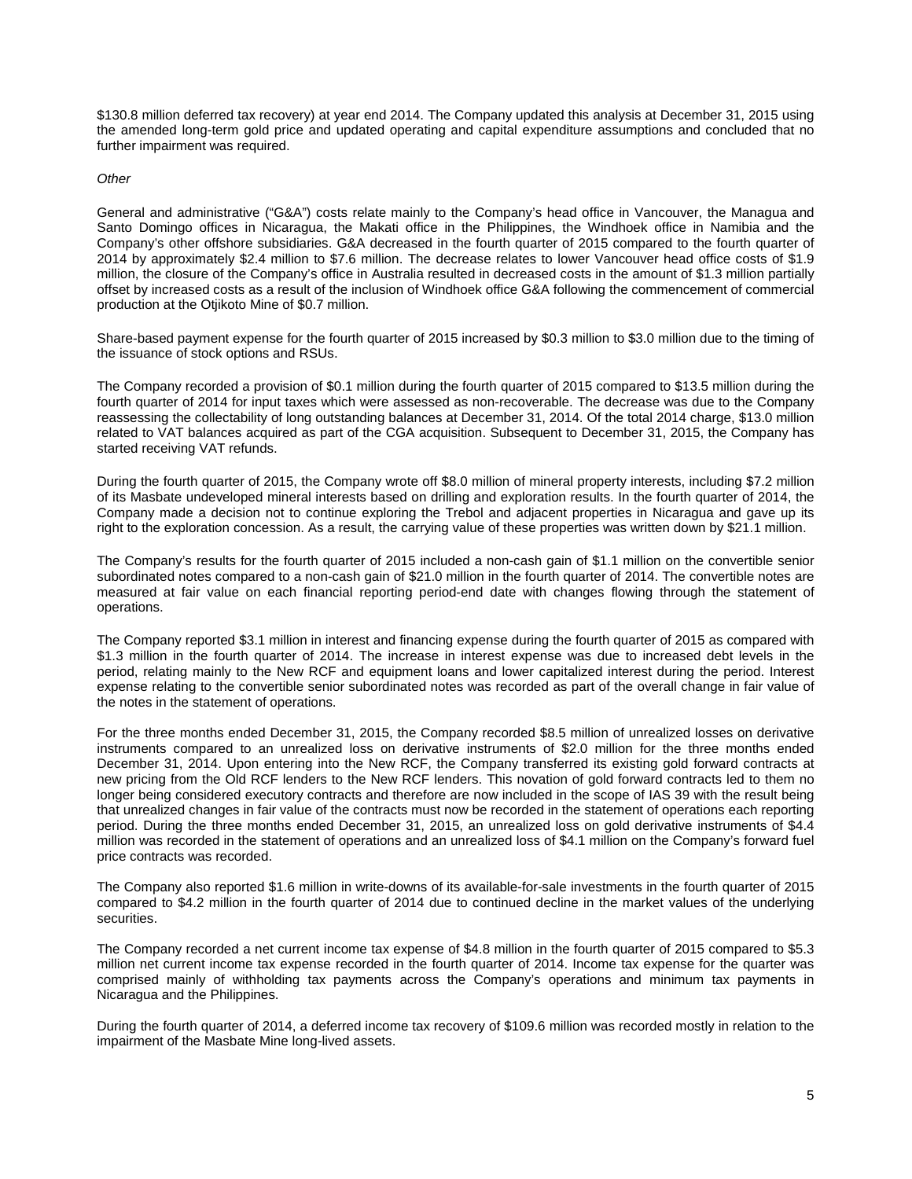$130.8 million deferred tax recovery) at year end 2014. The Company updated this analysis at December 31, 2015 using the amended long-term gold price and updated operating and capital expenditure assumptions and concluded that no further impairment was required.

*Other*

General and administrative ("G&A") costs relate mainly to the Company's head office in Vancouver, the Managua and Santo Domingo offices in Nicaragua, the Makati office in the Philippines, the Windhoek office in Namibia and the Company's other offshore subsidiaries. G&A decreased in the fourth quarter of 2015 compared to the fourth quarter of 2014 by approximately $2.4 million to $7.6 million. The decrease relates to lower Vancouver head office costs of $1.9 million, the closure of the Company's office in Australia resulted in decreased costs in the amount of $1.3 million partially offset by increased costs as a result of the inclusion of Windhoek office G&A following the commencement of commercial production at the Otjikoto Mine of $0.7 million.

Share-based payment expense for the fourth quarter of 2015 increased by $0.3 million to $3.0 million due to the timing of the issuance of stock options and RSUs.

The Company recorded a provision of $0.1 million during the fourth quarter of 2015 compared to $13.5 million during the fourth quarter of 2014 for input taxes which were assessed as non-recoverable. The decrease was due to the Company reassessing the collectability of long outstanding balances at December 31, 2014. Of the total 2014 charge, $13.0 million related to VAT balances acquired as part of the CGA acquisition. Subsequent to December 31, 2015, the Company has started receiving VAT refunds.

During the fourth quarter of 2015, the Company wrote off $8.0 million of mineral property interests, including $7.2 million of its Masbate undeveloped mineral interests based on drilling and exploration results. In the fourth quarter of 2014, the Company made a decision not to continue exploring the Trebol and adjacent properties in Nicaragua and gave up its right to the exploration concession. As a result, the carrying value of these properties was written down by $21.1 million.

The Company's results for the fourth quarter of 2015 included a non-cash gain of $1.1 million on the convertible senior subordinated notes compared to a non-cash gain of $21.0 million in the fourth quarter of 2014. The convertible notes are measured at fair value on each financial reporting period-end date with changes flowing through the statement of operations.

The Company reported $3.1 million in interest and financing expense during the fourth quarter of 2015 as compared with $1.3 million in the fourth quarter of 2014. The increase in interest expense was due to increased debt levels in the period, relating mainly to the New RCF and equipment loans and lower capitalized interest during the period. Interest expense relating to the convertible senior subordinated notes was recorded as part of the overall change in fair value of the notes in the statement of operations.

For the three months ended December 31, 2015, the Company recorded $8.5 million of unrealized losses on derivative instruments compared to an unrealized loss on derivative instruments of $2.0 million for the three months ended December 31, 2014. Upon entering into the New RCF, the Company transferred its existing gold forward contracts at new pricing from the Old RCF lenders to the New RCF lenders. This novation of gold forward contracts led to them no longer being considered executory contracts and therefore are now included in the scope of IAS 39 with the result being that unrealized changes in fair value of the contracts must now be recorded in the statement of operations each reporting period. During the three months ended December 31, 2015, an unrealized loss on gold derivative instruments of $4.4 million was recorded in the statement of operations and an unrealized loss of $4.1 million on the Company's forward fuel price contracts was recorded.

The Company also reported $1.6 million in write-downs of its available-for-sale investments in the fourth quarter of 2015 compared to $4.2 million in the fourth quarter of 2014 due to continued decline in the market values of the underlying securities.

The Company recorded a net current income tax expense of $4.8 million in the fourth quarter of 2015 compared to $5.3 million net current income tax expense recorded in the fourth quarter of 2014. Income tax expense for the quarter was comprised mainly of withholding tax payments across the Company's operations and minimum tax payments in Nicaragua and the Philippines.

During the fourth quarter of 2014, a deferred income tax recovery of $109.6 million was recorded mostly in relation to the impairment of the Masbate Mine long-lived assets.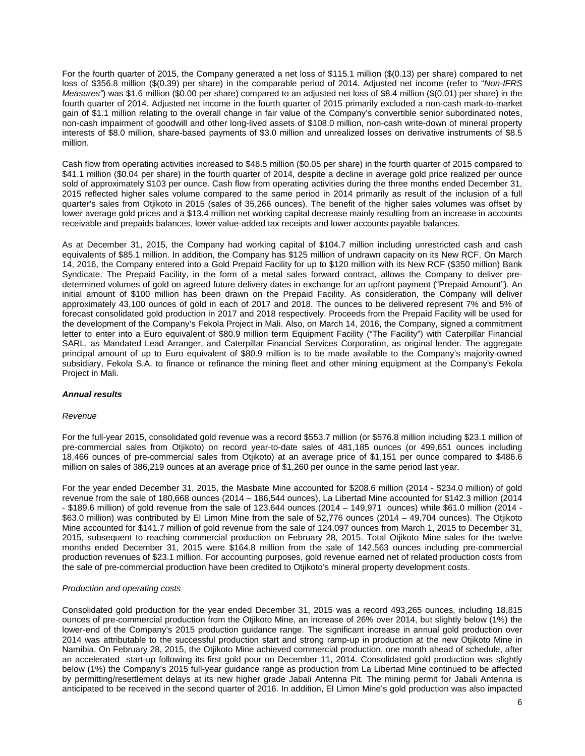For the fourth quarter of 2015, the Company generated a net loss of $115.1 million ($(0.13) per share) compared to net loss of $356.8 million ($(0.39) per share) in the comparable period of 2014. Adjusted net income (refer to "*Non-IFRS Measures*") was $1.6 million ($0.00 per share) compared to an adjusted net loss of $8.4 million ($(0.01) per share) in the fourth quarter of 2014. Adjusted net income in the fourth quarter of 2015 primarily excluded a non-cash mark-to-market gain of $1.1 million relating to the overall change in fair value of the Company's convertible senior subordinated notes, non-cash impairment of goodwill and other long-lived assets of $108.0 million, non-cash write-down of mineral property interests of $8.0 million, share-based payments of $3.0 million and unrealized losses on derivative instruments of $8.5 million.

Cash flow from operating activities increased to $48.5 million ($0.05 per share) in the fourth quarter of 2015 compared to $41.1 million ($0.04 per share) in the fourth quarter of 2014, despite a decline in average gold price realized per ounce sold of approximately $103 per ounce. Cash flow from operating activities during the three months ended December 31, 2015 reflected higher sales volume compared to the same period in 2014 primarily as result of the inclusion of a full quarter's sales from Otjikoto in 2015 (sales of 35,266 ounces). The benefit of the higher sales volumes was offset by lower average gold prices and a $13.4 million net working capital decrease mainly resulting from an increase in accounts receivable and prepaids balances, lower value-added tax receipts and lower accounts payable balances.

As at December 31, 2015, the Company had working capital of $104.7 million including unrestricted cash and cash equivalents of $85.1 million. In addition, the Company has $125 million of undrawn capacity on its New RCF. On March 14, 2016, the Company entered into a Gold Prepaid Facility for up to $120 million with its New RCF ($350 million) Bank Syndicate. The Prepaid Facility, in the form of a metal sales forward contract, allows the Company to deliver pre-determined volumes of gold on agreed future delivery dates in exchange for an upfront payment ("Prepaid Amount"). An initial amount of $100 million has been drawn on the Prepaid Facility. As consideration, the Company will deliver approximately 43,100 ounces of gold in each of 2017 and 2018. The ounces to be delivered represent 7% and 5% of forecast consolidated gold production in 2017 and 2018 respectively. Proceeds from the Prepaid Facility will be used for the development of the Company's Fekola Project in Mali. Also, on March 14, 2016, the Company, signed a commitment letter to enter into a Euro equivalent of $80.9 million term Equipment Facility ("The Facility") with Caterpillar Financial SARL, as Mandated Lead Arranger, and Caterpillar Financial Services Corporation, as original lender. The aggregate principal amount of up to Euro equivalent of $80.9 million is to be made available to the Company's majority-owned subsidiary, Fekola S.A. to finance or refinance the mining fleet and other mining equipment at the Company's Fekola Project in Mali.

### *Annual results*

*Revenue*

For the full-year 2015, consolidated gold revenue was a record $553.7 million (or $576.8 million including $23.1 million of pre-commercial sales from Otjikoto) on record year-to-date sales of 481,185 ounces (or 499,651 ounces including 18,466 ounces of pre-commercial sales from Otjikoto) at an average price of $1,151 per ounce compared to $486.6 million on sales of 386,219 ounces at an average price of $1,260 per ounce in the same period last year.

For the year ended December 31, 2015, the Masbate Mine accounted for $208.6 million (2014 - $234.0 million) of gold revenue from the sale of 180,668 ounces (2014 – 186,544 ounces), La Libertad Mine accounted for $142.3 million (2014 - $189.6 million) of gold revenue from the sale of 123,644 ounces (2014 – 149,971 ounces) while $61.0 million (2014 - $63.0 million) was contributed by El Limon Mine from the sale of 52,776 ounces (2014 – 49,704 ounces). The Otjikoto Mine accounted for $141.7 million of gold revenue from the sale of 124,097 ounces from March 1, 2015 to December 31, 2015, subsequent to reaching commercial production on February 28, 2015. Total Otjikoto Mine sales for the twelve months ended December 31, 2015 were $164.8 million from the sale of 142,563 ounces including pre-commercial production revenues of $23.1 million. For accounting purposes, gold revenue earned net of related production costs from the sale of pre-commercial production have been credited to Otjikoto's mineral property development costs.

*Production and operating costs*

Consolidated gold production for the year ended December 31, 2015 was a record 493,265 ounces, including 18,815 ounces of pre-commercial production from the Otjikoto Mine, an increase of 26% over 2014, but slightly below (1%) the lower-end of the Company's 2015 production guidance range. The significant increase in annual gold production over 2014 was attributable to the successful production start and strong ramp-up in production at the new Otjikoto Mine in Namibia. On February 28, 2015, the Otjikoto Mine achieved commercial production, one month ahead of schedule, after an accelerated start-up following its first gold pour on December 11, 2014. Consolidated gold production was slightly below (1%) the Company's 2015 full-year guidance range as production from La Libertad Mine continued to be affected by permitting/resettlement delays at its new higher grade Jabali Antenna Pit. The mining permit for Jabali Antenna is anticipated to be received in the second quarter of 2016. In addition, El Limon Mine's gold production was also impacted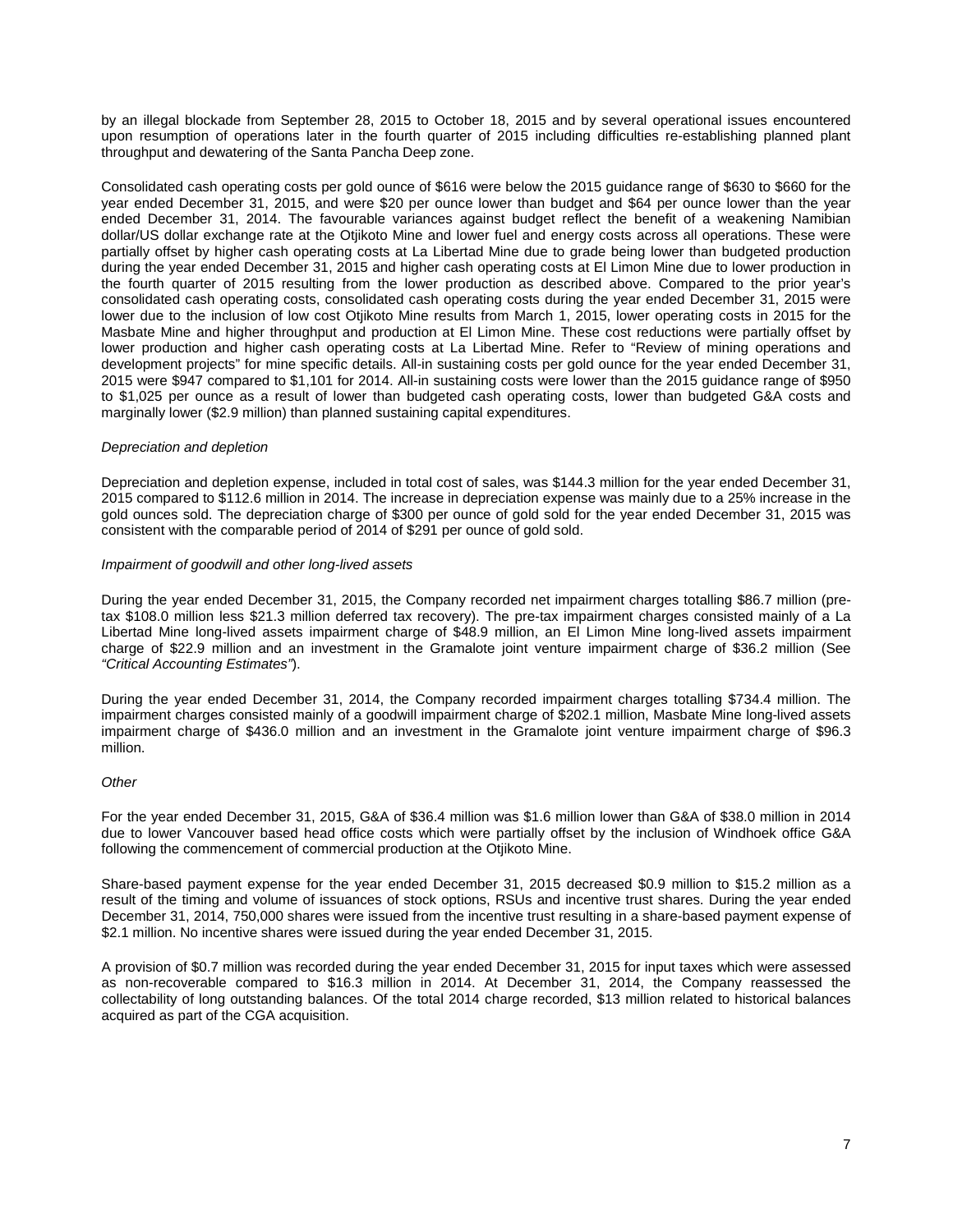by an illegal blockade from September 28, 2015 to October 18, 2015 and by several operational issues encountered upon resumption of operations later in the fourth quarter of 2015 including difficulties re-establishing planned plant throughput and dewatering of the Santa Pancha Deep zone.

Consolidated cash operating costs per gold ounce of $616 were below the 2015 guidance range of $630 to $660 for the year ended December 31, 2015, and were $20 per ounce lower than budget and $64 per ounce lower than the year ended December 31, 2014. The favourable variances against budget reflect the benefit of a weakening Namibian dollar/US dollar exchange rate at the Otjikoto Mine and lower fuel and energy costs across all operations. These were partially offset by higher cash operating costs at La Libertad Mine due to grade being lower than budgeted production during the year ended December 31, 2015 and higher cash operating costs at El Limon Mine due to lower production in the fourth quarter of 2015 resulting from the lower production as described above. Compared to the prior year's consolidated cash operating costs, consolidated cash operating costs during the year ended December 31, 2015 were lower due to the inclusion of low cost Otjikoto Mine results from March 1, 2015, lower operating costs in 2015 for the Masbate Mine and higher throughput and production at El Limon Mine. These cost reductions were partially offset by lower production and higher cash operating costs at La Libertad Mine. Refer to "Review of mining operations and development projects" for mine specific details. All-in sustaining costs per gold ounce for the year ended December 31, 2015 were $947 compared to $1,101 for 2014. All-in sustaining costs were lower than the 2015 guidance range of $950 to $1,025 per ounce as a result of lower than budgeted cash operating costs, lower than budgeted G&A costs and marginally lower ($2.9 million) than planned sustaining capital expenditures.

*Depreciation and depletion*

Depreciation and depletion expense, included in total cost of sales, was $144.3 million for the year ended December 31, 2015 compared to $112.6 million in 2014. The increase in depreciation expense was mainly due to a 25% increase in the gold ounces sold. The depreciation charge of $300 per ounce of gold sold for the year ended December 31, 2015 was consistent with the comparable period of 2014 of $291 per ounce of gold sold.

*Impairment of goodwill and other long-lived assets*

During the year ended December 31, 2015, the Company recorded net impairment charges totalling $86.7 million (pre-tax $108.0 million less $21.3 million deferred tax recovery). The pre-tax impairment charges consisted mainly of a La Libertad Mine long-lived assets impairment charge of $48.9 million, an El Limon Mine long-lived assets impairment charge of $22.9 million and an investment in the Gramalote joint venture impairment charge of $36.2 million (See *"Critical Accounting Estimates"*).

During the year ended December 31, 2014, the Company recorded impairment charges totalling $734.4 million. The impairment charges consisted mainly of a goodwill impairment charge of $202.1 million, Masbate Mine long-lived assets impairment charge of $436.0 million and an investment in the Gramalote joint venture impairment charge of $96.3 million.

*Other*

For the year ended December 31, 2015, G&A of $36.4 million was $1.6 million lower than G&A of $38.0 million in 2014 due to lower Vancouver based head office costs which were partially offset by the inclusion of Windhoek office G&A following the commencement of commercial production at the Otjikoto Mine.

Share-based payment expense for the year ended December 31, 2015 decreased $0.9 million to $15.2 million as a result of the timing and volume of issuances of stock options, RSUs and incentive trust shares. During the year ended December 31, 2014, 750,000 shares were issued from the incentive trust resulting in a share-based payment expense of $2.1 million. No incentive shares were issued during the year ended December 31, 2015.

A provision of $0.7 million was recorded during the year ended December 31, 2015 for input taxes which were assessed as non-recoverable compared to $16.3 million in 2014. At December 31, 2014, the Company reassessed the collectability of long outstanding balances. Of the total 2014 charge recorded, $13 million related to historical balances acquired as part of the CGA acquisition.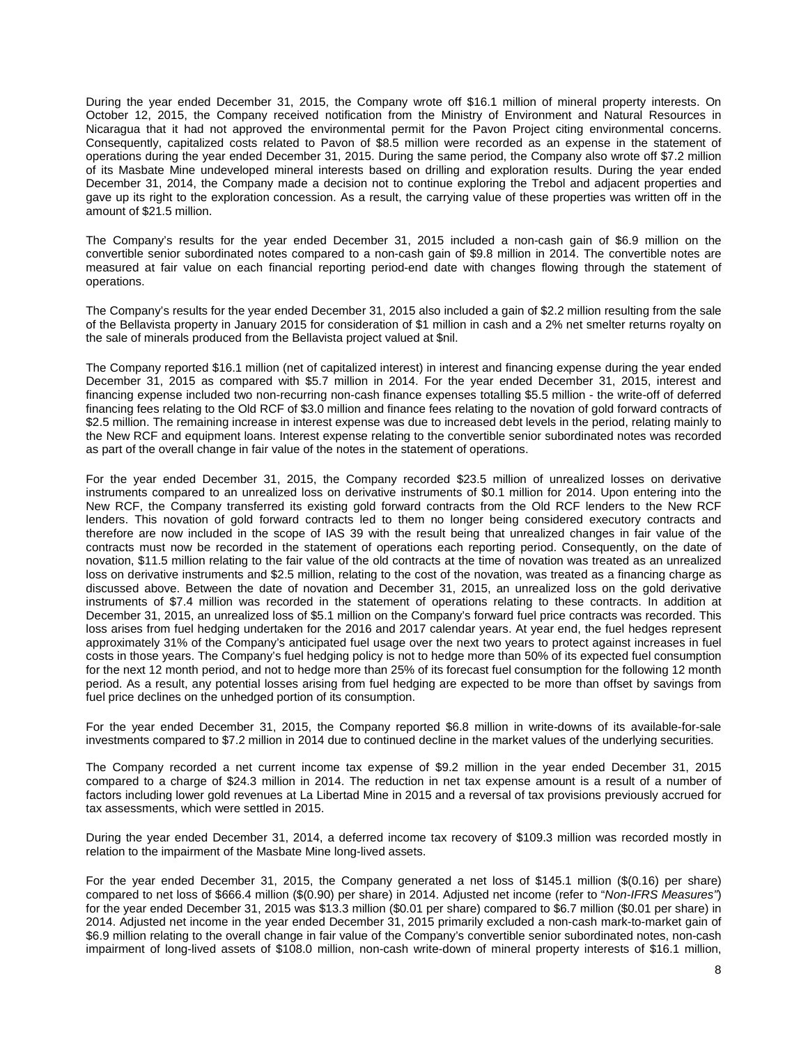During the year ended December 31, 2015, the Company wrote off $16.1 million of mineral property interests. On October 12, 2015, the Company received notification from the Ministry of Environment and Natural Resources in Nicaragua that it had not approved the environmental permit for the Pavon Project citing environmental concerns. Consequently, capitalized costs related to Pavon of $8.5 million were recorded as an expense in the statement of operations during the year ended December 31, 2015. During the same period, the Company also wrote off $7.2 million of its Masbate Mine undeveloped mineral interests based on drilling and exploration results. During the year ended December 31, 2014, the Company made a decision not to continue exploring the Trebol and adjacent properties and gave up its right to the exploration concession. As a result, the carrying value of these properties was written off in the amount of $21.5 million.

The Company's results for the year ended December 31, 2015 included a non-cash gain of $6.9 million on the convertible senior subordinated notes compared to a non-cash gain of $9.8 million in 2014. The convertible notes are measured at fair value on each financial reporting period-end date with changes flowing through the statement of operations.

The Company's results for the year ended December 31, 2015 also included a gain of $2.2 million resulting from the sale of the Bellavista property in January 2015 for consideration of $1 million in cash and a 2% net smelter returns royalty on the sale of minerals produced from the Bellavista project valued at $nil.

The Company reported $16.1 million (net of capitalized interest) in interest and financing expense during the year ended December 31, 2015 as compared with $5.7 million in 2014. For the year ended December 31, 2015, interest and financing expense included two non-recurring non-cash finance expenses totalling $5.5 million - the write-off of deferred financing fees relating to the Old RCF of $3.0 million and finance fees relating to the novation of gold forward contracts of $2.5 million. The remaining increase in interest expense was due to increased debt levels in the period, relating mainly to the New RCF and equipment loans. Interest expense relating to the convertible senior subordinated notes was recorded as part of the overall change in fair value of the notes in the statement of operations.

For the year ended December 31, 2015, the Company recorded $23.5 million of unrealized losses on derivative instruments compared to an unrealized loss on derivative instruments of $0.1 million for 2014. Upon entering into the New RCF, the Company transferred its existing gold forward contracts from the Old RCF lenders to the New RCF lenders. This novation of gold forward contracts led to them no longer being considered executory contracts and therefore are now included in the scope of IAS 39 with the result being that unrealized changes in fair value of the contracts must now be recorded in the statement of operations each reporting period. Consequently, on the date of novation, $11.5 million relating to the fair value of the old contracts at the time of novation was treated as an unrealized loss on derivative instruments and $2.5 million, relating to the cost of the novation, was treated as a financing charge as discussed above. Between the date of novation and December 31, 2015, an unrealized loss on the gold derivative instruments of $7.4 million was recorded in the statement of operations relating to these contracts. In addition at December 31, 2015, an unrealized loss of $5.1 million on the Company's forward fuel price contracts was recorded. This loss arises from fuel hedging undertaken for the 2016 and 2017 calendar years. At year end, the fuel hedges represent approximately 31% of the Company's anticipated fuel usage over the next two years to protect against increases in fuel costs in those years. The Company's fuel hedging policy is not to hedge more than 50% of its expected fuel consumption for the next 12 month period, and not to hedge more than 25% of its forecast fuel consumption for the following 12 month period. As a result, any potential losses arising from fuel hedging are expected to be more than offset by savings from fuel price declines on the unhedged portion of its consumption.

For the year ended December 31, 2015, the Company reported $6.8 million in write-downs of its available-for-sale investments compared to $7.2 million in 2014 due to continued decline in the market values of the underlying securities.

The Company recorded a net current income tax expense of $9.2 million in the year ended December 31, 2015 compared to a charge of $24.3 million in 2014. The reduction in net tax expense amount is a result of a number of factors including lower gold revenues at La Libertad Mine in 2015 and a reversal of tax provisions previously accrued for tax assessments, which were settled in 2015.

During the year ended December 31, 2014, a deferred income tax recovery of $109.3 million was recorded mostly in relation to the impairment of the Masbate Mine long-lived assets.

For the year ended December 31, 2015, the Company generated a net loss of $145.1 million ($(0.16) per share) compared to net loss of $666.4 million ($(0.90) per share) in 2014. Adjusted net income (refer to "*Non-IFRS Measures"*) for the year ended December 31, 2015 was $13.3 million ($0.01 per share) compared to $6.7 million ($0.01 per share) in 2014. Adjusted net income in the year ended December 31, 2015 primarily excluded a non-cash mark-to-market gain of $6.9 million relating to the overall change in fair value of the Company's convertible senior subordinated notes, non-cash impairment of long-lived assets of $108.0 million, non-cash write-down of mineral property interests of $16.1 million,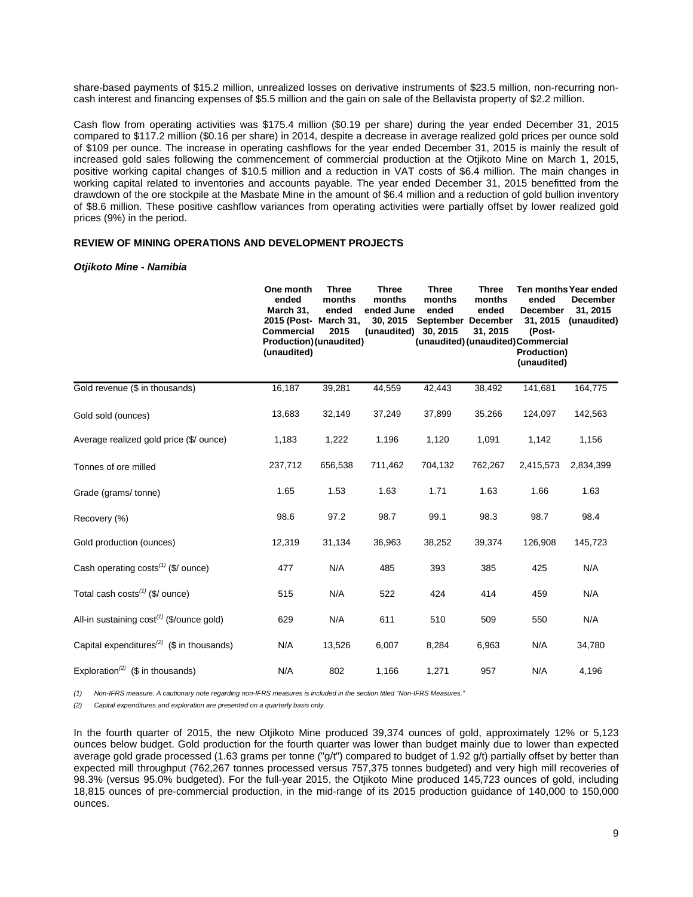share-based payments of $15.2 million, unrealized losses on derivative instruments of $23.5 million, non-recurring non-cash interest and financing expenses of $5.5 million and the gain on sale of the Bellavista property of $2.2 million.

Cash flow from operating activities was $175.4 million ($0.19 per share) during the year ended December 31, 2015 compared to $117.2 million ($0.16 per share) in 2014, despite a decrease in average realized gold prices per ounce sold of $109 per ounce. The increase in operating cashflows for the year ended December 31, 2015 is mainly the result of increased gold sales following the commencement of commercial production at the Otjikoto Mine on March 1, 2015, positive working capital changes of $10.5 million and a reduction in VAT costs of $6.4 million. The main changes in working capital related to inventories and accounts payable. The year ended December 31, 2015 benefitted from the drawdown of the ore stockpile at the Masbate Mine in the amount of $6.4 million and a reduction of gold bullion inventory of $8.6 million. These positive cashflow variances from operating activities were partially offset by lower realized gold prices (9%) in the period.

## REVIEW OF MINING OPERATIONS AND DEVELOPMENT PROJECTS

### *Otjikoto Mine - Namibia*

| | One month ended March 31, 2015 (Post-Commercial Production) (unaudited) | Three months ended March 31, 2015 (unaudited) | Three months ended June 30, 2015 (unaudited) | Three months ended September 30, 2015 (unaudited) | Three months ended December 31, 2015 (unaudited) | Ten months ended December 31, 2015 (Post-Commercial Production) (unaudited) | Year ended December 31, 2015 (unaudited) |
|---|---|---|---|---|---|---|---|
| Gold revenue ($ in thousands) | 16,187 | 39,281 | 44,559 | 42,443 | 38,492 | 141,681 | 164,775 |
| Gold sold (ounces) | 13,683 | 32,149 | 37,249 | 37,899 | 35,266 | 124,097 | 142,563 |
| Average realized gold price ($/ ounce) | 1,183 | 1,222 | 1,196 | 1,120 | 1,091 | 1,142 | 1,156 |
| Tonnes of ore milled | 237,712 | 656,538 | 711,462 | 704,132 | 762,267 | 2,415,573 | 2,834,399 |
| Grade (grams/ tonne) | 1.65 | 1.53 | 1.63 | 1.71 | 1.63 | 1.66 | 1.63 |
| Recovery (%) | 98.6 | 97.2 | 98.7 | 99.1 | 98.3 | 98.7 | 98.4 |
| Gold production (ounces) | 12,319 | 31,134 | 36,963 | 38,252 | 39,374 | 126,908 | 145,723 |
| Cash operating costs[(1)] ($/ ounce) | 477 | N/A | 485 | 393 | 385 | 425 | N/A |
| Total cash costs[(1)] ($/ ounce) | 515 | N/A | 522 | 424 | 414 | 459 | N/A |
| All-in sustaining cost[(1)] ($/ounce gold) | 629 | N/A | 611 | 510 | 509 | 550 | N/A |
| Capital expenditures[(2)] ($ in thousands) | N/A | 13,526 | 6,007 | 8,284 | 6,963 | N/A | 34,780 |
| Exploration[(2)] ($ in thousands) | N/A | 802 | 1,166 | 1,271 | 957 | N/A | 4,196 |

*(1) Non-IFRS measure. A cautionary note regarding non-IFRS measures is included in the section titled "Non-IFRS Measures."*

*(2) Capital expenditures and exploration are presented on a quarterly basis only.*

In the fourth quarter of 2015, the new Otjikoto Mine produced 39,374 ounces of gold, approximately 12% or 5,123 ounces below budget. Gold production for the fourth quarter was lower than budget mainly due to lower than expected average gold grade processed (1.63 grams per tonne ("g/t") compared to budget of 1.92 g/t) partially offset by better than expected mill throughput (762,267 tonnes processed versus 757,375 tonnes budgeted) and very high mill recoveries of 98.3% (versus 95.0% budgeted). For the full-year 2015, the Otjikoto Mine produced 145,723 ounces of gold, including 18,815 ounces of pre-commercial production, in the mid-range of its 2015 production guidance of 140,000 to 150,000 ounces.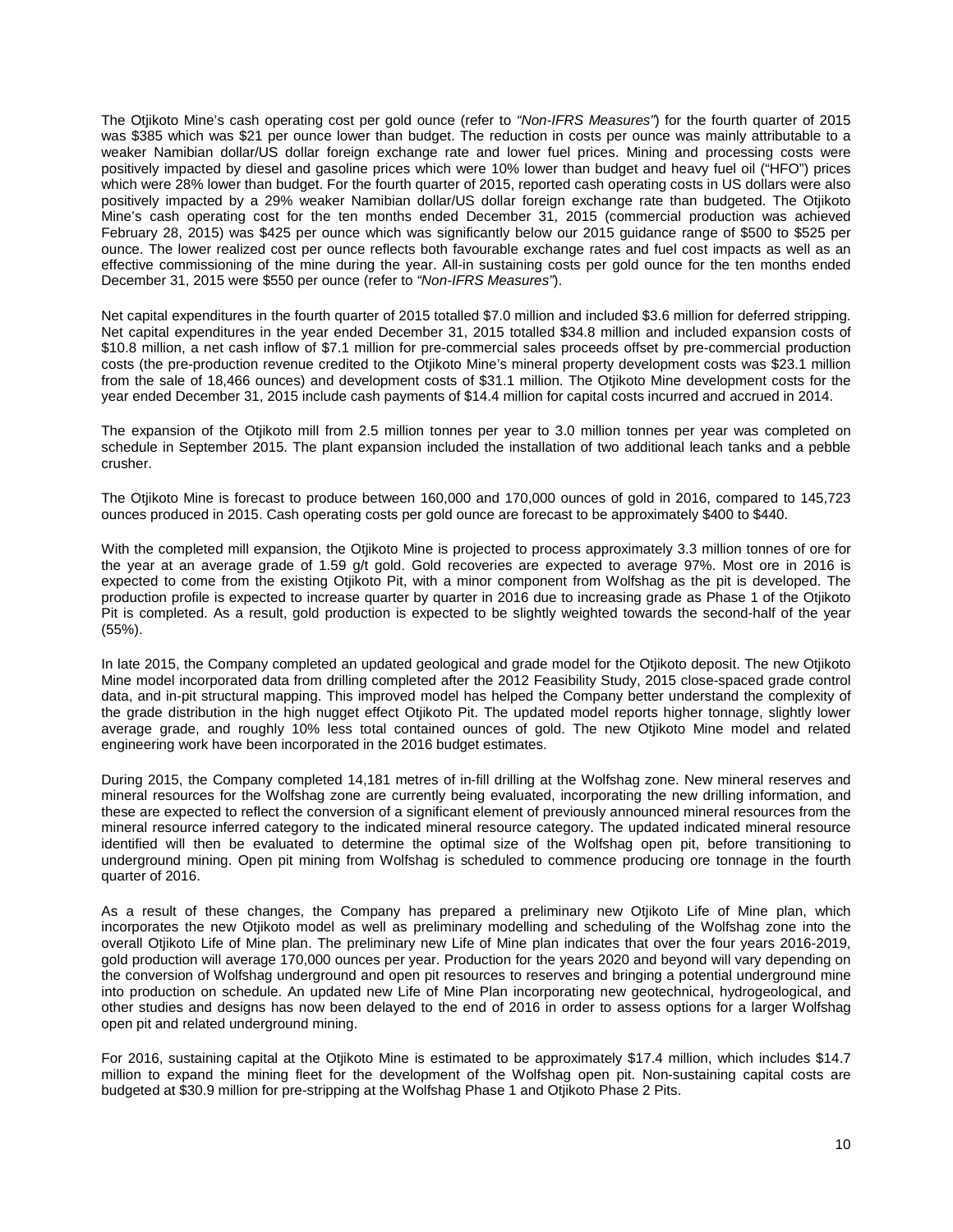The Otjikoto Mine's cash operating cost per gold ounce (refer to *"Non-IFRS Measures"*) for the fourth quarter of 2015 was $385 which was $21 per ounce lower than budget. The reduction in costs per ounce was mainly attributable to a weaker Namibian dollar/US dollar foreign exchange rate and lower fuel prices. Mining and processing costs were positively impacted by diesel and gasoline prices which were 10% lower than budget and heavy fuel oil ("HFO") prices which were 28% lower than budget. For the fourth quarter of 2015, reported cash operating costs in US dollars were also positively impacted by a 29% weaker Namibian dollar/US dollar foreign exchange rate than budgeted. The Otjikoto Mine's cash operating cost for the ten months ended December 31, 2015 (commercial production was achieved February 28, 2015) was $425 per ounce which was significantly below our 2015 guidance range of $500 to $525 per ounce. The lower realized cost per ounce reflects both favourable exchange rates and fuel cost impacts as well as an effective commissioning of the mine during the year. All-in sustaining costs per gold ounce for the ten months ended December 31, 2015 were $550 per ounce (refer to *"Non-IFRS Measures"*).

Net capital expenditures in the fourth quarter of 2015 totalled $7.0 million and included $3.6 million for deferred stripping. Net capital expenditures in the year ended December 31, 2015 totalled $34.8 million and included expansion costs of $10.8 million, a net cash inflow of $7.1 million for pre-commercial sales proceeds offset by pre-commercial production costs (the pre-production revenue credited to the Otjikoto Mine's mineral property development costs was $23.1 million from the sale of 18,466 ounces) and development costs of $31.1 million. The Otjikoto Mine development costs for the year ended December 31, 2015 include cash payments of $14.4 million for capital costs incurred and accrued in 2014.

The expansion of the Otjikoto mill from 2.5 million tonnes per year to 3.0 million tonnes per year was completed on schedule in September 2015. The plant expansion included the installation of two additional leach tanks and a pebble crusher.

The Otjikoto Mine is forecast to produce between 160,000 and 170,000 ounces of gold in 2016, compared to 145,723 ounces produced in 2015. Cash operating costs per gold ounce are forecast to be approximately $400 to $440.

With the completed mill expansion, the Otjikoto Mine is projected to process approximately 3.3 million tonnes of ore for the year at an average grade of 1.59 g/t gold. Gold recoveries are expected to average 97%. Most ore in 2016 is expected to come from the existing Otjikoto Pit, with a minor component from Wolfshag as the pit is developed. The production profile is expected to increase quarter by quarter in 2016 due to increasing grade as Phase 1 of the Otjikoto Pit is completed. As a result, gold production is expected to be slightly weighted towards the second-half of the year (55%).

In late 2015, the Company completed an updated geological and grade model for the Otjikoto deposit. The new Otjikoto Mine model incorporated data from drilling completed after the 2012 Feasibility Study, 2015 close-spaced grade control data, and in-pit structural mapping. This improved model has helped the Company better understand the complexity of the grade distribution in the high nugget effect Otjikoto Pit. The updated model reports higher tonnage, slightly lower average grade, and roughly 10% less total contained ounces of gold. The new Otjikoto Mine model and related engineering work have been incorporated in the 2016 budget estimates.

During 2015, the Company completed 14,181 metres of in-fill drilling at the Wolfshag zone. New mineral reserves and mineral resources for the Wolfshag zone are currently being evaluated, incorporating the new drilling information, and these are expected to reflect the conversion of a significant element of previously announced mineral resources from the mineral resource inferred category to the indicated mineral resource category. The updated indicated mineral resource identified will then be evaluated to determine the optimal size of the Wolfshag open pit, before transitioning to underground mining. Open pit mining from Wolfshag is scheduled to commence producing ore tonnage in the fourth quarter of 2016.

As a result of these changes, the Company has prepared a preliminary new Otjikoto Life of Mine plan, which incorporates the new Otjikoto model as well as preliminary modelling and scheduling of the Wolfshag zone into the overall Otjikoto Life of Mine plan. The preliminary new Life of Mine plan indicates that over the four years 2016-2019, gold production will average 170,000 ounces per year. Production for the years 2020 and beyond will vary depending on the conversion of Wolfshag underground and open pit resources to reserves and bringing a potential underground mine into production on schedule. An updated new Life of Mine Plan incorporating new geotechnical, hydrogeological, and other studies and designs has now been delayed to the end of 2016 in order to assess options for a larger Wolfshag open pit and related underground mining.

For 2016, sustaining capital at the Otjikoto Mine is estimated to be approximately $17.4 million, which includes $14.7 million to expand the mining fleet for the development of the Wolfshag open pit. Non-sustaining capital costs are budgeted at $30.9 million for pre-stripping at the Wolfshag Phase 1 and Otjikoto Phase 2 Pits.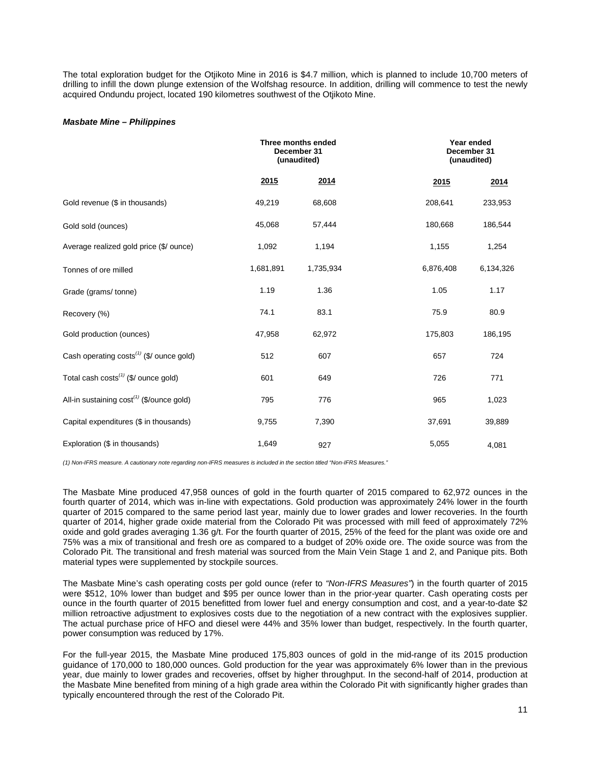The total exploration budget for the Otjikoto Mine in 2016 is $4.7 million, which is planned to include 10,700 meters of drilling to infill the down plunge extension of the Wolfshag resource. In addition, drilling will commence to test the newly acquired Ondundu project, located 190 kilometres southwest of the Otjikoto Mine.

***Masbate Mine – Philippines***

| | Three months ended December 31 (unaudited) | | Year ended December 31 (unaudited) | |
|---|---|---|---|---|
| | **2015** | **2014** | **2015** | **2014** |
| Gold revenue ($ in thousands) | 49,219 | 68,608 | 208,641 | 233,953 |
| Gold sold (ounces) | 45,068 | 57,444 | 180,668 | 186,544 |
| Average realized gold price ($/ ounce) | 1,092 | 1,194 | 1,155 | 1,254 |
| Tonnes of ore milled | 1,681,891 | 1,735,934 | 6,876,408 | 6,134,326 |
| Grade (grams/ tonne) | 1.19 | 1.36 | 1.05 | 1.17 |
| Recovery (%) | 74.1 | 83.1 | 75.9 | 80.9 |
| Gold production (ounces) | 47,958 | 62,972 | 175,803 | 186,195 |
| Cash operating costs[(1)] ($/ ounce gold) | 512 | 607 | 657 | 724 |
| Total cash costs[(1)] ($/ ounce gold) | 601 | 649 | 726 | 771 |
| All-in sustaining cost[(1)] ($/ounce gold) | 795 | 776 | 965 | 1,023 |
| Capital expenditures ($ in thousands) | 9,755 | 7,390 | 37,691 | 39,889 |
| Exploration ($ in thousands) | 1,649 | 927 | 5,055 | 4,081 |

*(1) Non-IFRS measure. A cautionary note regarding non-IFRS measures is included in the section titled "Non-IFRS Measures."*

The Masbate Mine produced 47,958 ounces of gold in the fourth quarter of 2015 compared to 62,972 ounces in the fourth quarter of 2014, which was in-line with expectations. Gold production was approximately 24% lower in the fourth quarter of 2015 compared to the same period last year, mainly due to lower grades and lower recoveries. In the fourth quarter of 2014, higher grade oxide material from the Colorado Pit was processed with mill feed of approximately 72% oxide and gold grades averaging 1.36 g/t. For the fourth quarter of 2015, 25% of the feed for the plant was oxide ore and 75% was a mix of transitional and fresh ore as compared to a budget of 20% oxide ore. The oxide source was from the Colorado Pit. The transitional and fresh material was sourced from the Main Vein Stage 1 and 2, and Panique pits. Both material types were supplemented by stockpile sources.

The Masbate Mine's cash operating costs per gold ounce (refer to *"Non-IFRS Measures"*) in the fourth quarter of 2015 were $512, 10% lower than budget and $95 per ounce lower than in the prior-year quarter. Cash operating costs per ounce in the fourth quarter of 2015 benefitted from lower fuel and energy consumption and cost, and a year-to-date $2 million retroactive adjustment to explosives costs due to the negotiation of a new contract with the explosives supplier. The actual purchase price of HFO and diesel were 44% and 35% lower than budget, respectively. In the fourth quarter, power consumption was reduced by 17%.

For the full-year 2015, the Masbate Mine produced 175,803 ounces of gold in the mid-range of its 2015 production guidance of 170,000 to 180,000 ounces. Gold production for the year was approximately 6% lower than in the previous year, due mainly to lower grades and recoveries, offset by higher throughput. In the second-half of 2014, production at the Masbate Mine benefited from mining of a high grade area within the Colorado Pit with significantly higher grades than typically encountered through the rest of the Colorado Pit.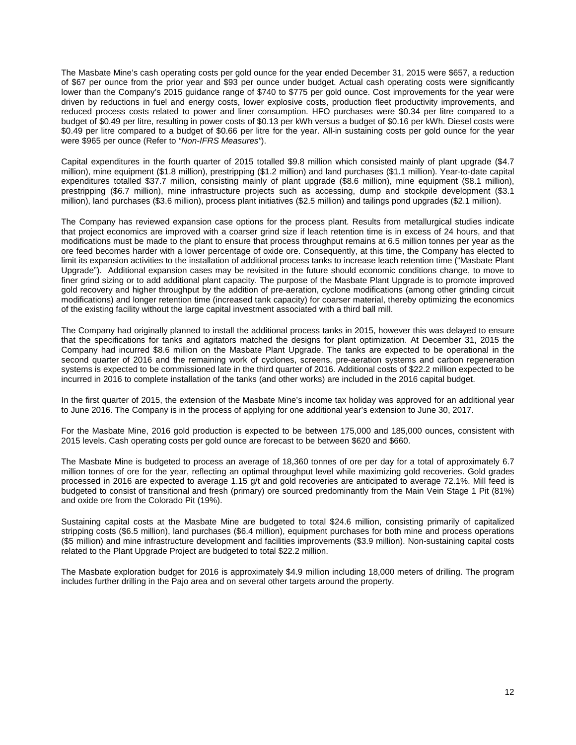The Masbate Mine's cash operating costs per gold ounce for the year ended December 31, 2015 were $657, a reduction of $67 per ounce from the prior year and $93 per ounce under budget. Actual cash operating costs were significantly lower than the Company's 2015 guidance range of $740 to $775 per gold ounce. Cost improvements for the year were driven by reductions in fuel and energy costs, lower explosive costs, production fleet productivity improvements, and reduced process costs related to power and liner consumption. HFO purchases were $0.34 per litre compared to a budget of $0.49 per litre, resulting in power costs of $0.13 per kWh versus a budget of $0.16 per kWh. Diesel costs were $0.49 per litre compared to a budget of $0.66 per litre for the year. All-in sustaining costs per gold ounce for the year were $965 per ounce (Refer to *"Non-IFRS Measures"*).

Capital expenditures in the fourth quarter of 2015 totalled $9.8 million which consisted mainly of plant upgrade ($4.7 million), mine equipment ($1.8 million), prestripping ($1.2 million) and land purchases ($1.1 million). Year-to-date capital expenditures totalled $37.7 million, consisting mainly of plant upgrade ($8.6 million), mine equipment ($8.1 million), prestripping ($6.7 million), mine infrastructure projects such as accessing, dump and stockpile development ($3.1 million), land purchases ($3.6 million), process plant initiatives ($2.5 million) and tailings pond upgrades ($2.1 million).

The Company has reviewed expansion case options for the process plant. Results from metallurgical studies indicate that project economics are improved with a coarser grind size if leach retention time is in excess of 24 hours, and that modifications must be made to the plant to ensure that process throughput remains at 6.5 million tonnes per year as the ore feed becomes harder with a lower percentage of oxide ore. Consequently, at this time, the Company has elected to limit its expansion activities to the installation of additional process tanks to increase leach retention time ("Masbate Plant Upgrade"). Additional expansion cases may be revisited in the future should economic conditions change, to move to finer grind sizing or to add additional plant capacity. The purpose of the Masbate Plant Upgrade is to promote improved gold recovery and higher throughput by the addition of pre-aeration, cyclone modifications (among other grinding circuit modifications) and longer retention time (increased tank capacity) for coarser material, thereby optimizing the economics of the existing facility without the large capital investment associated with a third ball mill.

The Company had originally planned to install the additional process tanks in 2015, however this was delayed to ensure that the specifications for tanks and agitators matched the designs for plant optimization. At December 31, 2015 the Company had incurred $8.6 million on the Masbate Plant Upgrade. The tanks are expected to be operational in the second quarter of 2016 and the remaining work of cyclones, screens, pre-aeration systems and carbon regeneration systems is expected to be commissioned late in the third quarter of 2016. Additional costs of $22.2 million expected to be incurred in 2016 to complete installation of the tanks (and other works) are included in the 2016 capital budget.

In the first quarter of 2015, the extension of the Masbate Mine's income tax holiday was approved for an additional year to June 2016. The Company is in the process of applying for one additional year's extension to June 30, 2017.

For the Masbate Mine, 2016 gold production is expected to be between 175,000 and 185,000 ounces, consistent with 2015 levels. Cash operating costs per gold ounce are forecast to be between $620 and $660.

The Masbate Mine is budgeted to process an average of 18,360 tonnes of ore per day for a total of approximately 6.7 million tonnes of ore for the year, reflecting an optimal throughput level while maximizing gold recoveries. Gold grades processed in 2016 are expected to average 1.15 g/t and gold recoveries are anticipated to average 72.1%. Mill feed is budgeted to consist of transitional and fresh (primary) ore sourced predominantly from the Main Vein Stage 1 Pit (81%) and oxide ore from the Colorado Pit (19%).

Sustaining capital costs at the Masbate Mine are budgeted to total $24.6 million, consisting primarily of capitalized stripping costs ($6.5 million), land purchases ($6.4 million), equipment purchases for both mine and process operations ($5 million) and mine infrastructure development and facilities improvements ($3.9 million). Non-sustaining capital costs related to the Plant Upgrade Project are budgeted to total $22.2 million.

The Masbate exploration budget for 2016 is approximately $4.9 million including 18,000 meters of drilling. The program includes further drilling in the Pajo area and on several other targets around the property.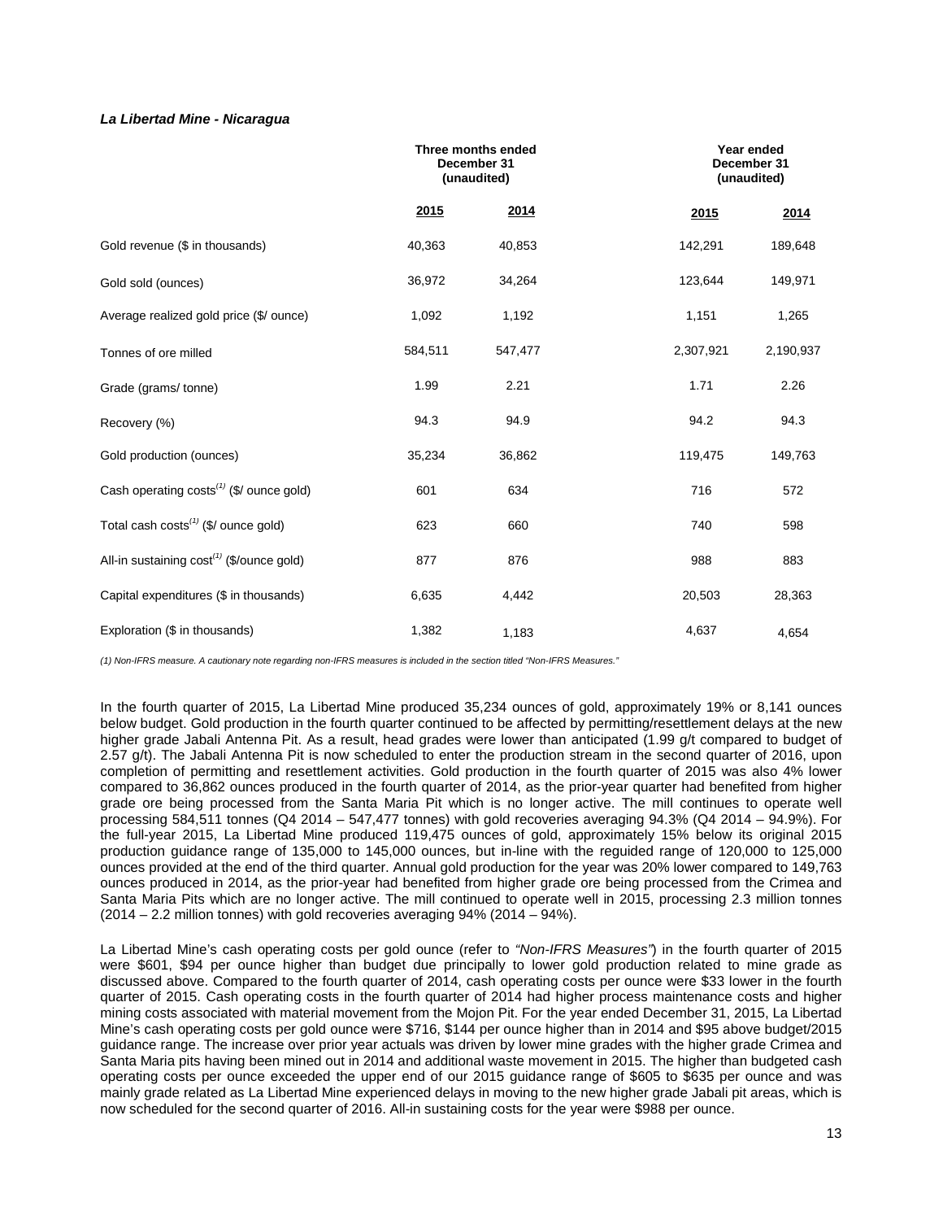***La Libertad Mine - Nicaragua***

| | Three months ended December 31 (unaudited) | | Year ended December 31 (unaudited) | |
|---|---|---|---|---|
| | **2015** | **2014** | **2015** | **2014** |
| Gold revenue ($ in thousands) | 40,363 | 40,853 | 142,291 | 189,648 |
| Gold sold (ounces) | 36,972 | 34,264 | 123,644 | 149,971 |
| Average realized gold price ($/ ounce) | 1,092 | 1,192 | 1,151 | 1,265 |
| Tonnes of ore milled | 584,511 | 547,477 | 2,307,921 | 2,190,937 |
| Grade (grams/ tonne) | 1.99 | 2.21 | 1.71 | 2.26 |
| Recovery (%) | 94.3 | 94.9 | 94.2 | 94.3 |
| Gold production (ounces) | 35,234 | 36,862 | 119,475 | 149,763 |
| Cash operating costs[(1)] ($/ ounce gold) | 601 | 634 | 716 | 572 |
| Total cash costs[(1)] ($/ ounce gold) | 623 | 660 | 740 | 598 |
| All-in sustaining cost[(1)] ($/ounce gold) | 877 | 876 | 988 | 883 |
| Capital expenditures ($ in thousands) | 6,635 | 4,442 | 20,503 | 28,363 |
| Exploration ($ in thousands) | 1,382 | 1,183 | 4,637 | 4,654 |

*(1) Non-IFRS measure. A cautionary note regarding non-IFRS measures is included in the section titled "Non-IFRS Measures."*

In the fourth quarter of 2015, La Libertad Mine produced 35,234 ounces of gold, approximately 19% or 8,141 ounces below budget. Gold production in the fourth quarter continued to be affected by permitting/resettlement delays at the new higher grade Jabali Antenna Pit. As a result, head grades were lower than anticipated (1.99 g/t compared to budget of 2.57 g/t). The Jabali Antenna Pit is now scheduled to enter the production stream in the second quarter of 2016, upon completion of permitting and resettlement activities. Gold production in the fourth quarter of 2015 was also 4% lower compared to 36,862 ounces produced in the fourth quarter of 2014, as the prior-year quarter had benefited from higher grade ore being processed from the Santa Maria Pit which is no longer active. The mill continues to operate well processing 584,511 tonnes (Q4 2014 – 547,477 tonnes) with gold recoveries averaging 94.3% (Q4 2014 – 94.9%). For the full-year 2015, La Libertad Mine produced 119,475 ounces of gold, approximately 15% below its original 2015 production guidance range of 135,000 to 145,000 ounces, but in-line with the reguided range of 120,000 to 125,000 ounces provided at the end of the third quarter. Annual gold production for the year was 20% lower compared to 149,763 ounces produced in 2014, as the prior-year had benefited from higher grade ore being processed from the Crimea and Santa Maria Pits which are no longer active. The mill continued to operate well in 2015, processing 2.3 million tonnes (2014 – 2.2 million tonnes) with gold recoveries averaging 94% (2014 – 94%).

La Libertad Mine's cash operating costs per gold ounce (refer to *"Non-IFRS Measures"*) in the fourth quarter of 2015 were $601, $94 per ounce higher than budget due principally to lower gold production related to mine grade as discussed above. Compared to the fourth quarter of 2014, cash operating costs per ounce were $33 lower in the fourth quarter of 2015. Cash operating costs in the fourth quarter of 2014 had higher process maintenance costs and higher mining costs associated with material movement from the Mojon Pit. For the year ended December 31, 2015, La Libertad Mine's cash operating costs per gold ounce were $716, $144 per ounce higher than in 2014 and $95 above budget/2015 guidance range. The increase over prior year actuals was driven by lower mine grades with the higher grade Crimea and Santa Maria pits having been mined out in 2014 and additional waste movement in 2015. The higher than budgeted cash operating costs per ounce exceeded the upper end of our 2015 guidance range of $605 to $635 per ounce and was mainly grade related as La Libertad Mine experienced delays in moving to the new higher grade Jabali pit areas, which is now scheduled for the second quarter of 2016. All-in sustaining costs for the year were $988 per ounce.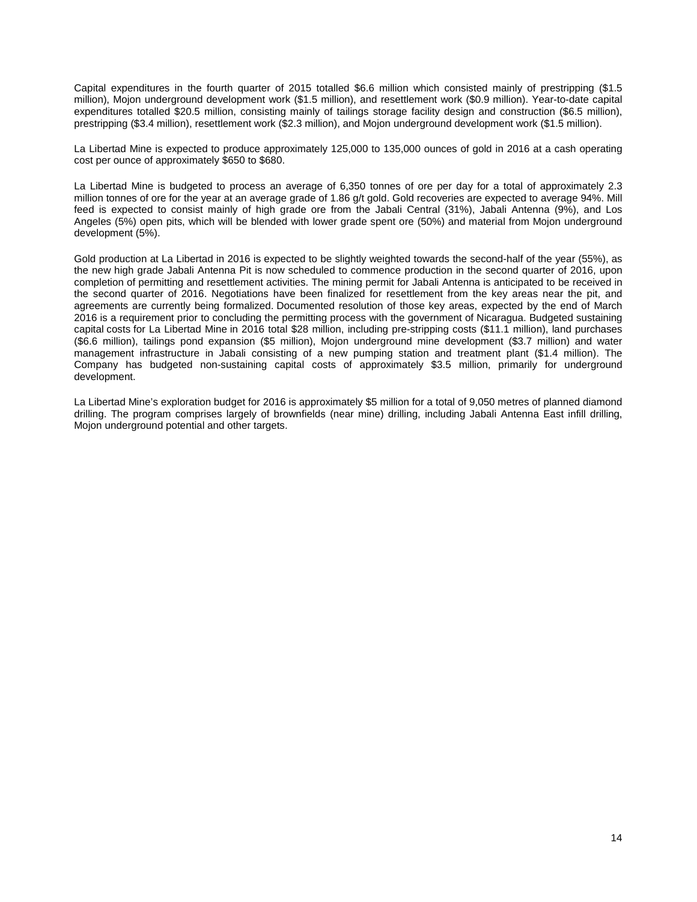Capital expenditures in the fourth quarter of 2015 totalled $6.6 million which consisted mainly of prestripping ($1.5 million), Mojon underground development work ($1.5 million), and resettlement work ($0.9 million). Year-to-date capital expenditures totalled $20.5 million, consisting mainly of tailings storage facility design and construction ($6.5 million), prestripping ($3.4 million), resettlement work ($2.3 million), and Mojon underground development work ($1.5 million).

La Libertad Mine is expected to produce approximately 125,000 to 135,000 ounces of gold in 2016 at a cash operating cost per ounce of approximately $650 to $680.

La Libertad Mine is budgeted to process an average of 6,350 tonnes of ore per day for a total of approximately 2.3 million tonnes of ore for the year at an average grade of 1.86 g/t gold. Gold recoveries are expected to average 94%. Mill feed is expected to consist mainly of high grade ore from the Jabali Central (31%), Jabali Antenna (9%), and Los Angeles (5%) open pits, which will be blended with lower grade spent ore (50%) and material from Mojon underground development (5%).

Gold production at La Libertad in 2016 is expected to be slightly weighted towards the second-half of the year (55%), as the new high grade Jabali Antenna Pit is now scheduled to commence production in the second quarter of 2016, upon completion of permitting and resettlement activities. The mining permit for Jabali Antenna is anticipated to be received in the second quarter of 2016. Negotiations have been finalized for resettlement from the key areas near the pit, and agreements are currently being formalized. Documented resolution of those key areas, expected by the end of March 2016 is a requirement prior to concluding the permitting process with the government of Nicaragua. Budgeted sustaining capital costs for La Libertad Mine in 2016 total $28 million, including pre-stripping costs ($11.1 million), land purchases ($6.6 million), tailings pond expansion ($5 million), Mojon underground mine development ($3.7 million) and water management infrastructure in Jabali consisting of a new pumping station and treatment plant ($1.4 million). The Company has budgeted non-sustaining capital costs of approximately $3.5 million, primarily for underground development.

La Libertad Mine's exploration budget for 2016 is approximately $5 million for a total of 9,050 metres of planned diamond drilling. The program comprises largely of brownfields (near mine) drilling, including Jabali Antenna East infill drilling, Mojon underground potential and other targets.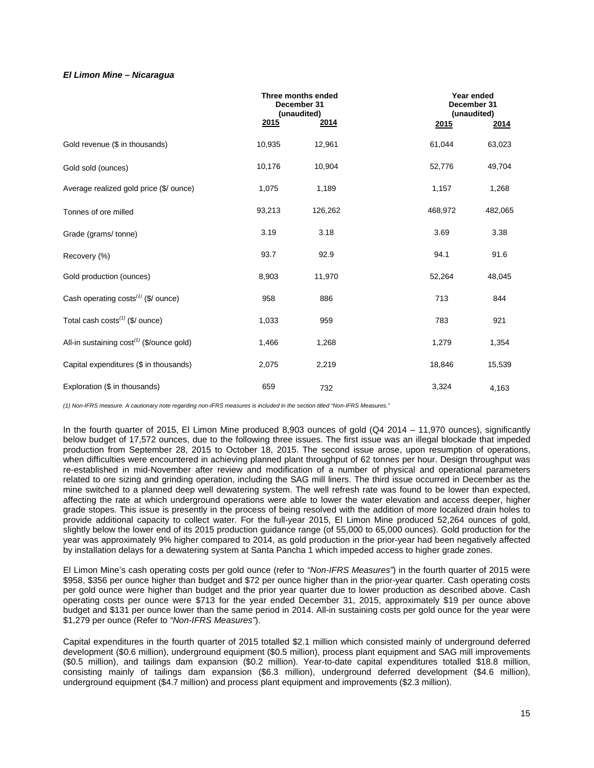***El Limon Mine – Nicaragua***

| | Three months ended December 31 (unaudited) | | Year ended December 31 (unaudited) | |
|---|---|---|---|---|
| | 2015 | 2014 | 2015 | 2014 |
| Gold revenue ($ in thousands) | 10,935 | 12,961 | 61,044 | 63,023 |
| Gold sold (ounces) | 10,176 | 10,904 | 52,776 | 49,704 |
| Average realized gold price ($/ ounce) | 1,075 | 1,189 | 1,157 | 1,268 |
| Tonnes of ore milled | 93,213 | 126,262 | 468,972 | 482,065 |
| Grade (grams/ tonne) | 3.19 | 3.18 | 3.69 | 3.38 |
| Recovery (%) | 93.7 | 92.9 | 94.1 | 91.6 |
| Gold production (ounces) | 8,903 | 11,970 | 52,264 | 48,045 |
| Cash operating costs[(1)] ($/ ounce) | 958 | 886 | 713 | 844 |
| Total cash costs[(1)] ($/ ounce) | 1,033 | 959 | 783 | 921 |
| All-in sustaining cost[(1)] ($/ounce gold) | 1,466 | 1,268 | 1,279 | 1,354 |
| Capital expenditures ($ in thousands) | 2,075 | 2,219 | 18,846 | 15,539 |
| Exploration ($ in thousands) | 659 | 732 | 3,324 | 4,163 |

*(1) Non-IFRS measure. A cautionary note regarding non-IFRS measures is included in the section titled "Non-IFRS Measures."*

In the fourth quarter of 2015, El Limon Mine produced 8,903 ounces of gold (Q4 2014 – 11,970 ounces), significantly below budget of 17,572 ounces, due to the following three issues. The first issue was an illegal blockade that impeded production from September 28, 2015 to October 18, 2015. The second issue arose, upon resumption of operations, when difficulties were encountered in achieving planned plant throughput of 62 tonnes per hour. Design throughput was re-established in mid-November after review and modification of a number of physical and operational parameters related to ore sizing and grinding operation, including the SAG mill liners. The third issue occurred in December as the mine switched to a planned deep well dewatering system. The well refresh rate was found to be lower than expected, affecting the rate at which underground operations were able to lower the water elevation and access deeper, higher grade stopes. This issue is presently in the process of being resolved with the addition of more localized drain holes to provide additional capacity to collect water. For the full-year 2015, El Limon Mine produced 52,264 ounces of gold, slightly below the lower end of its 2015 production guidance range (of 55,000 to 65,000 ounces). Gold production for the year was approximately 9% higher compared to 2014, as gold production in the prior-year had been negatively affected by installation delays for a dewatering system at Santa Pancha 1 which impeded access to higher grade zones.

El Limon Mine's cash operating costs per gold ounce (refer to *"Non-IFRS Measures"*) in the fourth quarter of 2015 were $958, $356 per ounce higher than budget and $72 per ounce higher than in the prior-year quarter. Cash operating costs per gold ounce were higher than budget and the prior year quarter due to lower production as described above. Cash operating costs per ounce were $713 for the year ended December 31, 2015, approximately $19 per ounce above budget and $131 per ounce lower than the same period in 2014. All-in sustaining costs per gold ounce for the year were $1,279 per ounce (Refer to *"Non-IFRS Measures"*).

Capital expenditures in the fourth quarter of 2015 totalled $2.1 million which consisted mainly of underground deferred development ($0.6 million), underground equipment ($0.5 million), process plant equipment and SAG mill improvements ($0.5 million), and tailings dam expansion ($0.2 million). Year-to-date capital expenditures totalled $18.8 million, consisting mainly of tailings dam expansion ($6.3 million), underground deferred development ($4.6 million), underground equipment ($4.7 million) and process plant equipment and improvements ($2.3 million).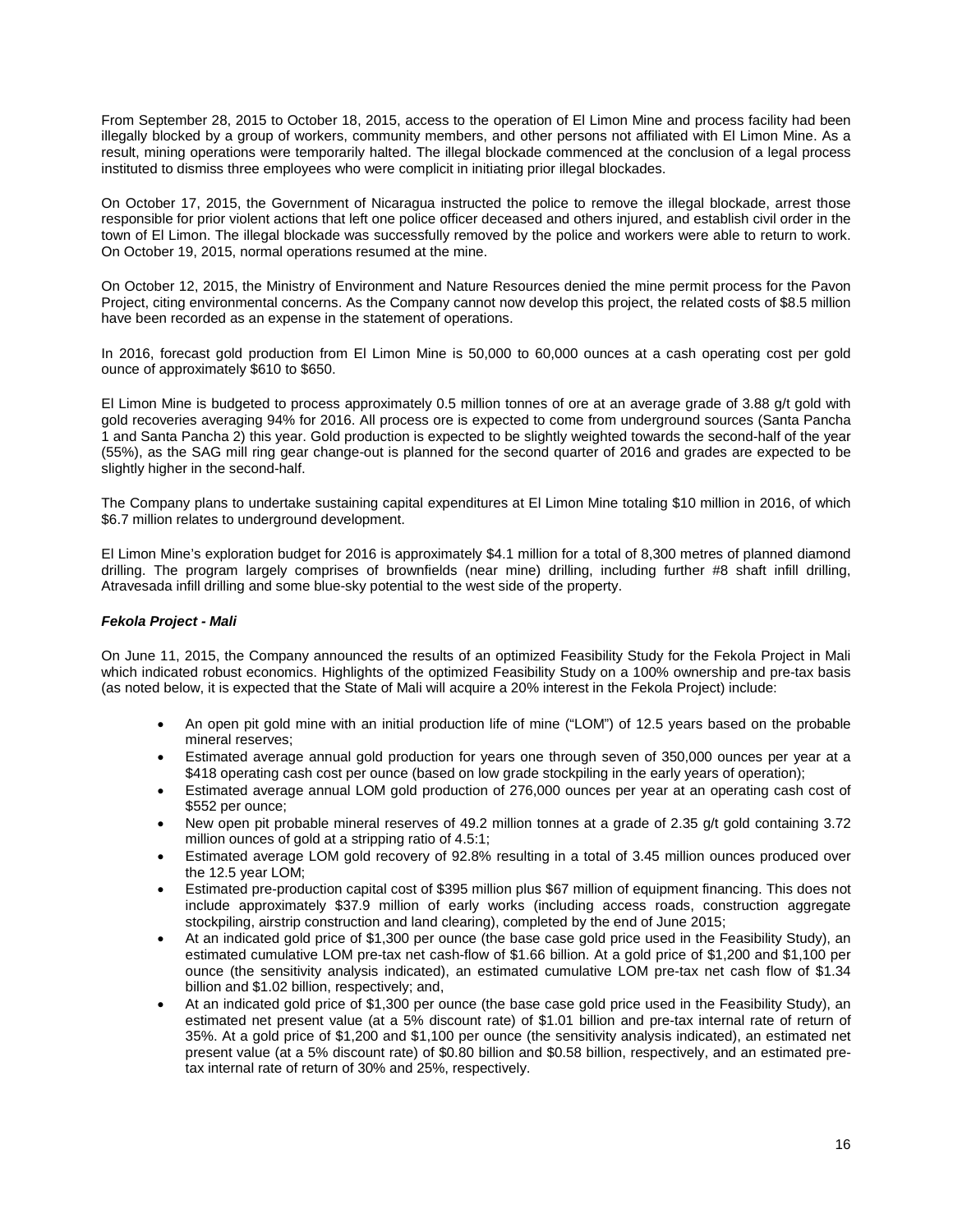From September 28, 2015 to October 18, 2015, access to the operation of El Limon Mine and process facility had been illegally blocked by a group of workers, community members, and other persons not affiliated with El Limon Mine. As a result, mining operations were temporarily halted. The illegal blockade commenced at the conclusion of a legal process instituted to dismiss three employees who were complicit in initiating prior illegal blockades.

On October 17, 2015, the Government of Nicaragua instructed the police to remove the illegal blockade, arrest those responsible for prior violent actions that left one police officer deceased and others injured, and establish civil order in the town of El Limon. The illegal blockade was successfully removed by the police and workers were able to return to work. On October 19, 2015, normal operations resumed at the mine.

On October 12, 2015, the Ministry of Environment and Nature Resources denied the mine permit process for the Pavon Project, citing environmental concerns. As the Company cannot now develop this project, the related costs of $8.5 million have been recorded as an expense in the statement of operations.

In 2016, forecast gold production from El Limon Mine is 50,000 to 60,000 ounces at a cash operating cost per gold ounce of approximately $610 to $650.

El Limon Mine is budgeted to process approximately 0.5 million tonnes of ore at an average grade of 3.88 g/t gold with gold recoveries averaging 94% for 2016. All process ore is expected to come from underground sources (Santa Pancha 1 and Santa Pancha 2) this year. Gold production is expected to be slightly weighted towards the second-half of the year (55%), as the SAG mill ring gear change-out is planned for the second quarter of 2016 and grades are expected to be slightly higher in the second-half.

The Company plans to undertake sustaining capital expenditures at El Limon Mine totaling $10 million in 2016, of which $6.7 million relates to underground development.

El Limon Mine's exploration budget for 2016 is approximately $4.1 million for a total of 8,300 metres of planned diamond drilling. The program largely comprises of brownfields (near mine) drilling, including further #8 shaft infill drilling, Atravesada infill drilling and some blue-sky potential to the west side of the property.

***Fekola Project - Mali***

On June 11, 2015, the Company announced the results of an optimized Feasibility Study for the Fekola Project in Mali which indicated robust economics. Highlights of the optimized Feasibility Study on a 100% ownership and pre-tax basis (as noted below, it is expected that the State of Mali will acquire a 20% interest in the Fekola Project) include:

- An open pit gold mine with an initial production life of mine ("LOM") of 12.5 years based on the probable mineral reserves;
- Estimated average annual gold production for years one through seven of 350,000 ounces per year at a $418 operating cash cost per ounce (based on low grade stockpiling in the early years of operation);
- Estimated average annual LOM gold production of 276,000 ounces per year at an operating cash cost of $552 per ounce;
- New open pit probable mineral reserves of 49.2 million tonnes at a grade of 2.35 g/t gold containing 3.72 million ounces of gold at a stripping ratio of 4.5:1;
- Estimated average LOM gold recovery of 92.8% resulting in a total of 3.45 million ounces produced over the 12.5 year LOM;
- Estimated pre-production capital cost of $395 million plus $67 million of equipment financing. This does not include approximately $37.9 million of early works (including access roads, construction aggregate stockpiling, airstrip construction and land clearing), completed by the end of June 2015;
- At an indicated gold price of $1,300 per ounce (the base case gold price used in the Feasibility Study), an estimated cumulative LOM pre-tax net cash-flow of $1.66 billion. At a gold price of $1,200 and $1,100 per ounce (the sensitivity analysis indicated), an estimated cumulative LOM pre-tax net cash flow of $1.34 billion and $1.02 billion, respectively; and,
- At an indicated gold price of $1,300 per ounce (the base case gold price used in the Feasibility Study), an estimated net present value (at a 5% discount rate) of $1.01 billion and pre-tax internal rate of return of 35%. At a gold price of $1,200 and $1,100 per ounce (the sensitivity analysis indicated), an estimated net present value (at a 5% discount rate) of $0.80 billion and $0.58 billion, respectively, and an estimated pre-tax internal rate of return of 30% and 25%, respectively.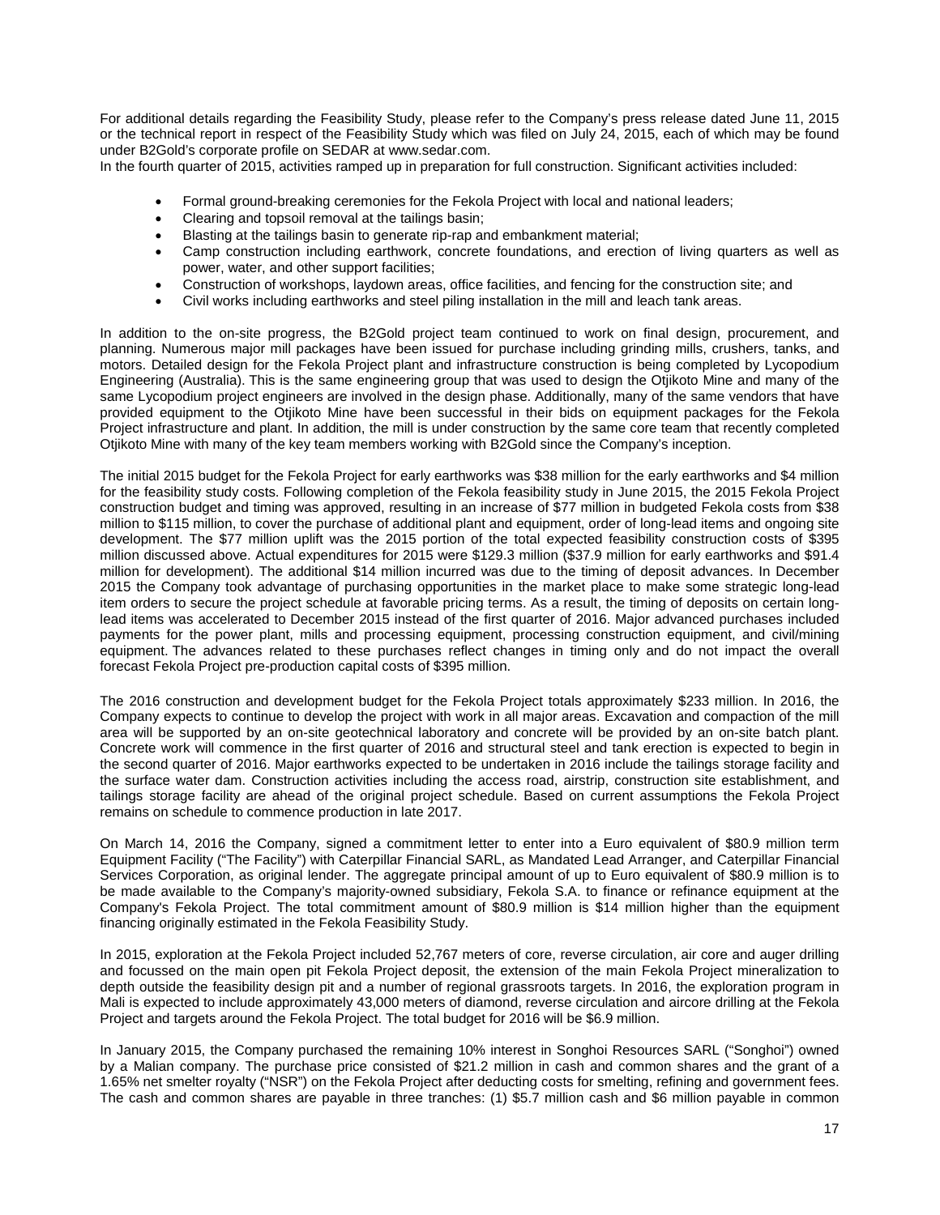For additional details regarding the Feasibility Study, please refer to the Company's press release dated June 11, 2015 or the technical report in respect of the Feasibility Study which was filed on July 24, 2015, each of which may be found under B2Gold's corporate profile on SEDAR at www.sedar.com.

In the fourth quarter of 2015, activities ramped up in preparation for full construction. Significant activities included:

- Formal ground-breaking ceremonies for the Fekola Project with local and national leaders;
- Clearing and topsoil removal at the tailings basin;
- Blasting at the tailings basin to generate rip-rap and embankment material;
- Camp construction including earthwork, concrete foundations, and erection of living quarters as well as power, water, and other support facilities;
- Construction of workshops, laydown areas, office facilities, and fencing for the construction site; and
- Civil works including earthworks and steel piling installation in the mill and leach tank areas.

In addition to the on-site progress, the B2Gold project team continued to work on final design, procurement, and planning. Numerous major mill packages have been issued for purchase including grinding mills, crushers, tanks, and motors. Detailed design for the Fekola Project plant and infrastructure construction is being completed by Lycopodium Engineering (Australia). This is the same engineering group that was used to design the Otjikoto Mine and many of the same Lycopodium project engineers are involved in the design phase. Additionally, many of the same vendors that have provided equipment to the Otjikoto Mine have been successful in their bids on equipment packages for the Fekola Project infrastructure and plant. In addition, the mill is under construction by the same core team that recently completed Otjikoto Mine with many of the key team members working with B2Gold since the Company's inception.

The initial 2015 budget for the Fekola Project for early earthworks was $38 million for the early earthworks and $4 million for the feasibility study costs. Following completion of the Fekola feasibility study in June 2015, the 2015 Fekola Project construction budget and timing was approved, resulting in an increase of $77 million in budgeted Fekola costs from $38 million to $115 million, to cover the purchase of additional plant and equipment, order of long-lead items and ongoing site development. The $77 million uplift was the 2015 portion of the total expected feasibility construction costs of $395 million discussed above. Actual expenditures for 2015 were $129.3 million ($37.9 million for early earthworks and $91.4 million for development). The additional $14 million incurred was due to the timing of deposit advances. In December 2015 the Company took advantage of purchasing opportunities in the market place to make some strategic long-lead item orders to secure the project schedule at favorable pricing terms. As a result, the timing of deposits on certain long-lead items was accelerated to December 2015 instead of the first quarter of 2016. Major advanced purchases included payments for the power plant, mills and processing equipment, processing construction equipment, and civil/mining equipment. The advances related to these purchases reflect changes in timing only and do not impact the overall forecast Fekola Project pre-production capital costs of $395 million.

The 2016 construction and development budget for the Fekola Project totals approximately $233 million. In 2016, the Company expects to continue to develop the project with work in all major areas. Excavation and compaction of the mill area will be supported by an on-site geotechnical laboratory and concrete will be provided by an on-site batch plant. Concrete work will commence in the first quarter of 2016 and structural steel and tank erection is expected to begin in the second quarter of 2016. Major earthworks expected to be undertaken in 2016 include the tailings storage facility and the surface water dam. Construction activities including the access road, airstrip, construction site establishment, and tailings storage facility are ahead of the original project schedule. Based on current assumptions the Fekola Project remains on schedule to commence production in late 2017.

On March 14, 2016 the Company, signed a commitment letter to enter into a Euro equivalent of $80.9 million term Equipment Facility ("The Facility") with Caterpillar Financial SARL, as Mandated Lead Arranger, and Caterpillar Financial Services Corporation, as original lender. The aggregate principal amount of up to Euro equivalent of $80.9 million is to be made available to the Company's majority-owned subsidiary, Fekola S.A. to finance or refinance equipment at the Company's Fekola Project. The total commitment amount of $80.9 million is $14 million higher than the equipment financing originally estimated in the Fekola Feasibility Study.

In 2015, exploration at the Fekola Project included 52,767 meters of core, reverse circulation, air core and auger drilling and focussed on the main open pit Fekola Project deposit, the extension of the main Fekola Project mineralization to depth outside the feasibility design pit and a number of regional grassroots targets. In 2016, the exploration program in Mali is expected to include approximately 43,000 meters of diamond, reverse circulation and aircore drilling at the Fekola Project and targets around the Fekola Project. The total budget for 2016 will be $6.9 million.

In January 2015, the Company purchased the remaining 10% interest in Songhoi Resources SARL ("Songhoi") owned by a Malian company. The purchase price consisted of $21.2 million in cash and common shares and the grant of a 1.65% net smelter royalty ("NSR") on the Fekola Project after deducting costs for smelting, refining and government fees. The cash and common shares are payable in three tranches: (1) $5.7 million cash and $6 million payable in common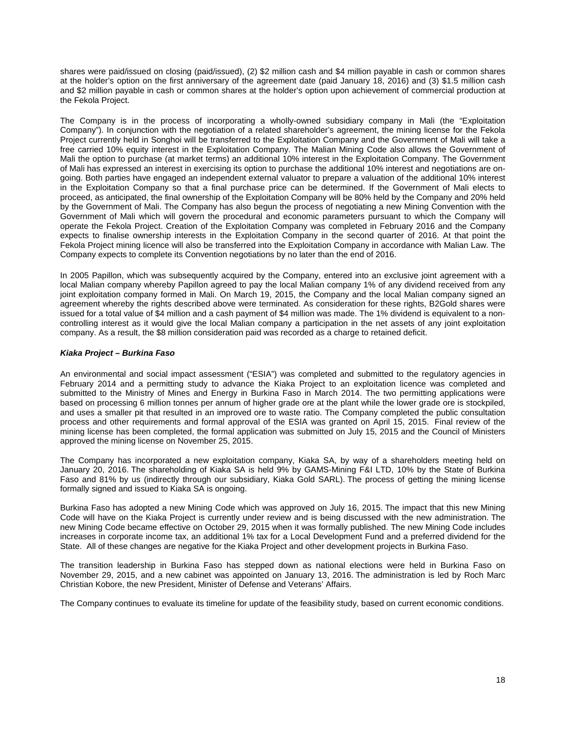shares were paid/issued on closing (paid/issued), (2) $2 million cash and $4 million payable in cash or common shares at the holder's option on the first anniversary of the agreement date (paid January 18, 2016) and (3) $1.5 million cash and $2 million payable in cash or common shares at the holder's option upon achievement of commercial production at the Fekola Project.

The Company is in the process of incorporating a wholly-owned subsidiary company in Mali (the "Exploitation Company"). In conjunction with the negotiation of a related shareholder's agreement, the mining license for the Fekola Project currently held in Songhoi will be transferred to the Exploitation Company and the Government of Mali will take a free carried 10% equity interest in the Exploitation Company. The Malian Mining Code also allows the Government of Mali the option to purchase (at market terms) an additional 10% interest in the Exploitation Company. The Government of Mali has expressed an interest in exercising its option to purchase the additional 10% interest and negotiations are on-going. Both parties have engaged an independent external valuator to prepare a valuation of the additional 10% interest in the Exploitation Company so that a final purchase price can be determined. If the Government of Mali elects to proceed, as anticipated, the final ownership of the Exploitation Company will be 80% held by the Company and 20% held by the Government of Mali. The Company has also begun the process of negotiating a new Mining Convention with the Government of Mali which will govern the procedural and economic parameters pursuant to which the Company will operate the Fekola Project. Creation of the Exploitation Company was completed in February 2016 and the Company expects to finalise ownership interests in the Exploitation Company in the second quarter of 2016. At that point the Fekola Project mining licence will also be transferred into the Exploitation Company in accordance with Malian Law. The Company expects to complete its Convention negotiations by no later than the end of 2016.

In 2005 Papillon, which was subsequently acquired by the Company, entered into an exclusive joint agreement with a local Malian company whereby Papillon agreed to pay the local Malian company 1% of any dividend received from any joint exploitation company formed in Mali. On March 19, 2015, the Company and the local Malian company signed an agreement whereby the rights described above were terminated. As consideration for these rights, B2Gold shares were issued for a total value of $4 million and a cash payment of $4 million was made. The 1% dividend is equivalent to a non-controlling interest as it would give the local Malian company a participation in the net assets of any joint exploitation company. As a result, the $8 million consideration paid was recorded as a charge to retained deficit.

***Kiaka Project – Burkina Faso***

An environmental and social impact assessment ("ESIA") was completed and submitted to the regulatory agencies in February 2014 and a permitting study to advance the Kiaka Project to an exploitation licence was completed and submitted to the Ministry of Mines and Energy in Burkina Faso in March 2014. The two permitting applications were based on processing 6 million tonnes per annum of higher grade ore at the plant while the lower grade ore is stockpiled, and uses a smaller pit that resulted in an improved ore to waste ratio. The Company completed the public consultation process and other requirements and formal approval of the ESIA was granted on April 15, 2015. Final review of the mining license has been completed, the formal application was submitted on July 15, 2015 and the Council of Ministers approved the mining license on November 25, 2015.

The Company has incorporated a new exploitation company, Kiaka SA, by way of a shareholders meeting held on January 20, 2016. The shareholding of Kiaka SA is held 9% by GAMS-Mining F&I LTD, 10% by the State of Burkina Faso and 81% by us (indirectly through our subsidiary, Kiaka Gold SARL). The process of getting the mining license formally signed and issued to Kiaka SA is ongoing.

Burkina Faso has adopted a new Mining Code which was approved on July 16, 2015. The impact that this new Mining Code will have on the Kiaka Project is currently under review and is being discussed with the new administration. The new Mining Code became effective on October 29, 2015 when it was formally published. The new Mining Code includes increases in corporate income tax, an additional 1% tax for a Local Development Fund and a preferred dividend for the State. All of these changes are negative for the Kiaka Project and other development projects in Burkina Faso.

The transition leadership in Burkina Faso has stepped down as national elections were held in Burkina Faso on November 29, 2015, and a new cabinet was appointed on January 13, 2016. The administration is led by Roch Marc Christian Kobore, the new President, Minister of Defense and Veterans' Affairs.

The Company continues to evaluate its timeline for update of the feasibility study, based on current economic conditions.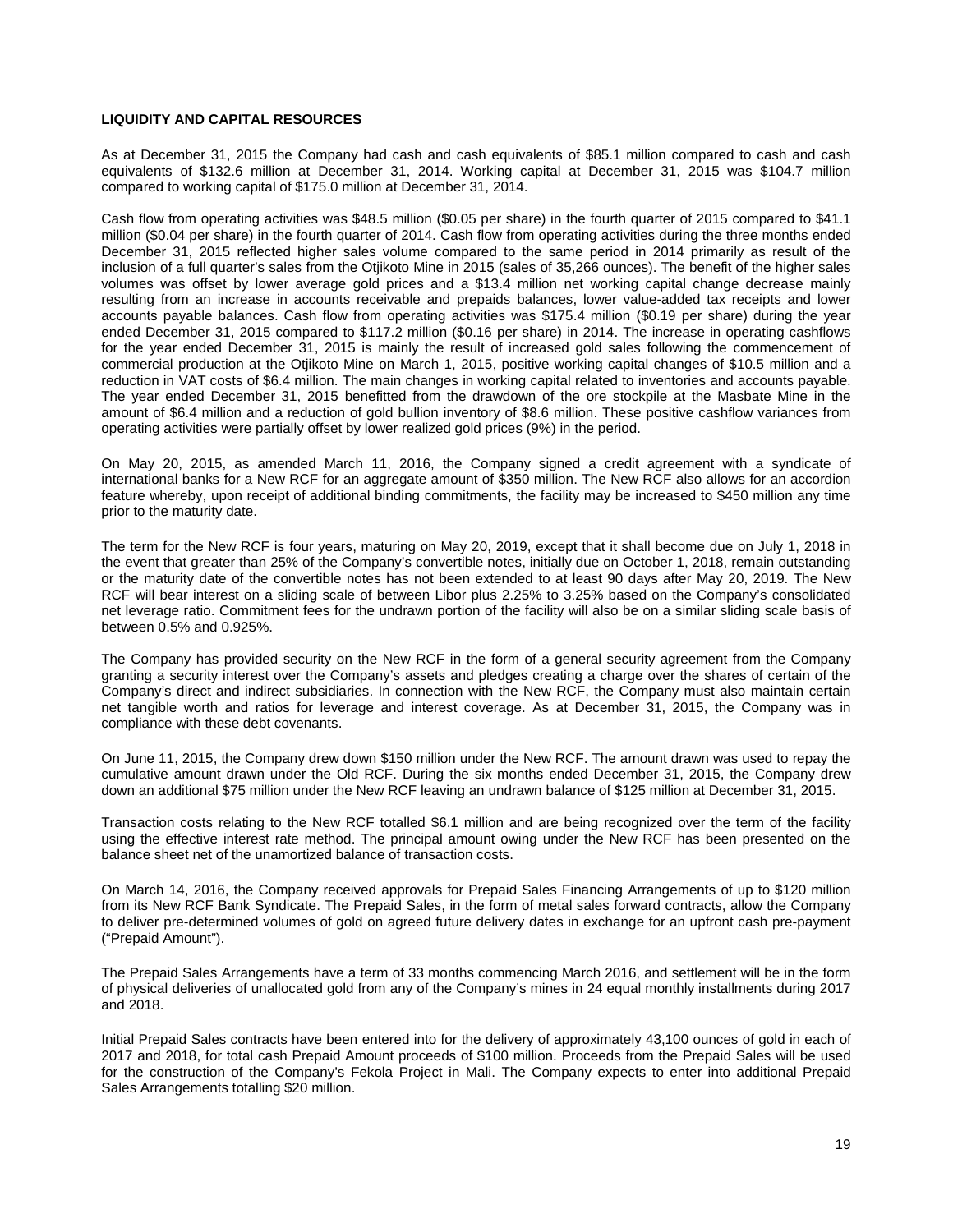**LIQUIDITY AND CAPITAL RESOURCES**

As at December 31, 2015 the Company had cash and cash equivalents of $85.1 million compared to cash and cash equivalents of $132.6 million at December 31, 2014. Working capital at December 31, 2015 was $104.7 million compared to working capital of $175.0 million at December 31, 2014.

Cash flow from operating activities was $48.5 million ($0.05 per share) in the fourth quarter of 2015 compared to $41.1 million ($0.04 per share) in the fourth quarter of 2014. Cash flow from operating activities during the three months ended December 31, 2015 reflected higher sales volume compared to the same period in 2014 primarily as result of the inclusion of a full quarter's sales from the Otjikoto Mine in 2015 (sales of 35,266 ounces). The benefit of the higher sales volumes was offset by lower average gold prices and a $13.4 million net working capital change decrease mainly resulting from an increase in accounts receivable and prepaids balances, lower value-added tax receipts and lower accounts payable balances. Cash flow from operating activities was $175.4 million ($0.19 per share) during the year ended December 31, 2015 compared to $117.2 million ($0.16 per share) in 2014. The increase in operating cashflows for the year ended December 31, 2015 is mainly the result of increased gold sales following the commencement of commercial production at the Otjikoto Mine on March 1, 2015, positive working capital changes of $10.5 million and a reduction in VAT costs of $6.4 million. The main changes in working capital related to inventories and accounts payable. The year ended December 31, 2015 benefitted from the drawdown of the ore stockpile at the Masbate Mine in the amount of $6.4 million and a reduction of gold bullion inventory of $8.6 million. These positive cashflow variances from operating activities were partially offset by lower realized gold prices (9%) in the period.

On May 20, 2015, as amended March 11, 2016, the Company signed a credit agreement with a syndicate of international banks for a New RCF for an aggregate amount of $350 million. The New RCF also allows for an accordion feature whereby, upon receipt of additional binding commitments, the facility may be increased to $450 million any time prior to the maturity date.

The term for the New RCF is four years, maturing on May 20, 2019, except that it shall become due on July 1, 2018 in the event that greater than 25% of the Company's convertible notes, initially due on October 1, 2018, remain outstanding or the maturity date of the convertible notes has not been extended to at least 90 days after May 20, 2019. The New RCF will bear interest on a sliding scale of between Libor plus 2.25% to 3.25% based on the Company's consolidated net leverage ratio. Commitment fees for the undrawn portion of the facility will also be on a similar sliding scale basis of between 0.5% and 0.925%.

The Company has provided security on the New RCF in the form of a general security agreement from the Company granting a security interest over the Company's assets and pledges creating a charge over the shares of certain of the Company's direct and indirect subsidiaries. In connection with the New RCF, the Company must also maintain certain net tangible worth and ratios for leverage and interest coverage. As at December 31, 2015, the Company was in compliance with these debt covenants.

On June 11, 2015, the Company drew down $150 million under the New RCF. The amount drawn was used to repay the cumulative amount drawn under the Old RCF. During the six months ended December 31, 2015, the Company drew down an additional $75 million under the New RCF leaving an undrawn balance of $125 million at December 31, 2015.

Transaction costs relating to the New RCF totalled $6.1 million and are being recognized over the term of the facility using the effective interest rate method. The principal amount owing under the New RCF has been presented on the balance sheet net of the unamortized balance of transaction costs.

On March 14, 2016, the Company received approvals for Prepaid Sales Financing Arrangements of up to $120 million from its New RCF Bank Syndicate. The Prepaid Sales, in the form of metal sales forward contracts, allow the Company to deliver pre-determined volumes of gold on agreed future delivery dates in exchange for an upfront cash pre-payment ("Prepaid Amount").

The Prepaid Sales Arrangements have a term of 33 months commencing March 2016, and settlement will be in the form of physical deliveries of unallocated gold from any of the Company's mines in 24 equal monthly installments during 2017 and 2018.

Initial Prepaid Sales contracts have been entered into for the delivery of approximately 43,100 ounces of gold in each of 2017 and 2018, for total cash Prepaid Amount proceeds of $100 million. Proceeds from the Prepaid Sales will be used for the construction of the Company's Fekola Project in Mali. The Company expects to enter into additional Prepaid Sales Arrangements totalling $20 million.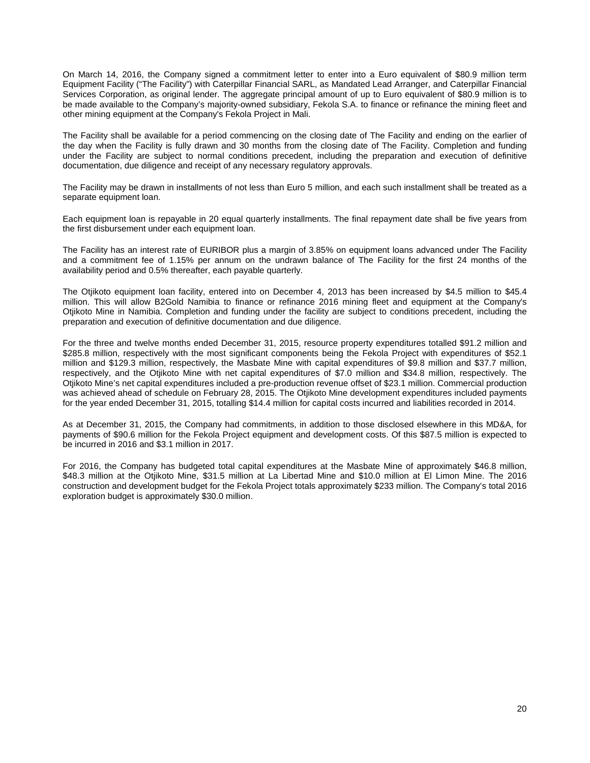On March 14, 2016, the Company signed a commitment letter to enter into a Euro equivalent of $80.9 million term Equipment Facility ("The Facility") with Caterpillar Financial SARL, as Mandated Lead Arranger, and Caterpillar Financial Services Corporation, as original lender. The aggregate principal amount of up to Euro equivalent of $80.9 million is to be made available to the Company's majority-owned subsidiary, Fekola S.A. to finance or refinance the mining fleet and other mining equipment at the Company's Fekola Project in Mali.

The Facility shall be available for a period commencing on the closing date of The Facility and ending on the earlier of the day when the Facility is fully drawn and 30 months from the closing date of The Facility. Completion and funding under the Facility are subject to normal conditions precedent, including the preparation and execution of definitive documentation, due diligence and receipt of any necessary regulatory approvals.

The Facility may be drawn in installments of not less than Euro 5 million, and each such installment shall be treated as a separate equipment loan.

Each equipment loan is repayable in 20 equal quarterly installments. The final repayment date shall be five years from the first disbursement under each equipment loan.

The Facility has an interest rate of EURIBOR plus a margin of 3.85% on equipment loans advanced under The Facility and a commitment fee of 1.15% per annum on the undrawn balance of The Facility for the first 24 months of the availability period and 0.5% thereafter, each payable quarterly.

The Otjikoto equipment loan facility, entered into on December 4, 2013 has been increased by $4.5 million to $45.4 million. This will allow B2Gold Namibia to finance or refinance 2016 mining fleet and equipment at the Company's Otjikoto Mine in Namibia. Completion and funding under the facility are subject to conditions precedent, including the preparation and execution of definitive documentation and due diligence.

For the three and twelve months ended December 31, 2015, resource property expenditures totalled $91.2 million and $285.8 million, respectively with the most significant components being the Fekola Project with expenditures of $52.1 million and $129.3 million, respectively, the Masbate Mine with capital expenditures of $9.8 million and $37.7 million, respectively, and the Otjikoto Mine with net capital expenditures of $7.0 million and $34.8 million, respectively. The Otjikoto Mine's net capital expenditures included a pre-production revenue offset of $23.1 million. Commercial production was achieved ahead of schedule on February 28, 2015. The Otjikoto Mine development expenditures included payments for the year ended December 31, 2015, totalling $14.4 million for capital costs incurred and liabilities recorded in 2014.

As at December 31, 2015, the Company had commitments, in addition to those disclosed elsewhere in this MD&A, for payments of $90.6 million for the Fekola Project equipment and development costs. Of this $87.5 million is expected to be incurred in 2016 and $3.1 million in 2017.

For 2016, the Company has budgeted total capital expenditures at the Masbate Mine of approximately $46.8 million, $48.3 million at the Otjikoto Mine, $31.5 million at La Libertad Mine and $10.0 million at El Limon Mine. The 2016 construction and development budget for the Fekola Project totals approximately $233 million. The Company's total 2016 exploration budget is approximately $30.0 million.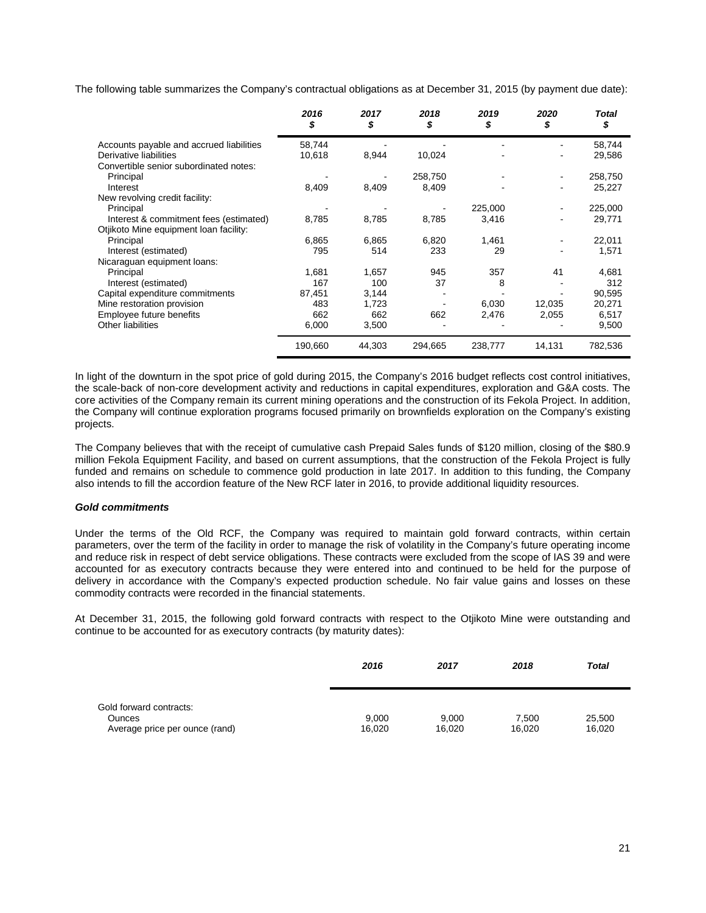The following table summarizes the Company's contractual obligations as at December 31, 2015 (by payment due date):

| | *2016* *$* | *2017* *$* | *2018* *$* | *2019* *$* | *2020* *$* | *Total* *$* |
|---|---|---|---|---|---|---|
| Accounts payable and accrued liabilities | 58,744 | - | - | - | - | 58,744 |
| Derivative liabilities | 10,618 | 8,944 | 10,024 | - | - | 29,586 |
| Convertible senior subordinated notes: | | | | | | |
| Principal | - | - | 258,750 | - | - | 258,750 |
| Interest | 8,409 | 8,409 | 8,409 | - | - | 25,227 |
| New revolving credit facility: | | | | | | |
| Principal | - | - | - | 225,000 | - | 225,000 |
| Interest & commitment fees (estimated) | 8,785 | 8,785 | 8,785 | 3,416 | - | 29,771 |
| Otjikoto Mine equipment loan facility: | | | | | | |
| Principal | 6,865 | 6,865 | 6,820 | 1,461 | - | 22,011 |
| Interest (estimated) | 795 | 514 | 233 | 29 | - | 1,571 |
| Nicaraguan equipment loans: | | | | | | |
| Principal | 1,681 | 1,657 | 945 | 357 | 41 | 4,681 |
| Interest (estimated) | 167 | 100 | 37 | 8 | - | 312 |
| Capital expenditure commitments | 87,451 | 3,144 | - | - | - | 90,595 |
| Mine restoration provision | 483 | 1,723 | - | 6,030 | 12,035 | 20,271 |
| Employee future benefits | 662 | 662 | 662 | 2,476 | 2,055 | 6,517 |
| Other liabilities | 6,000 | 3,500 | - | - | - | 9,500 |
| | 190,660 | 44,303 | 294,665 | 238,777 | 14,131 | 782,536 |

In light of the downturn in the spot price of gold during 2015, the Company's 2016 budget reflects cost control initiatives, the scale-back of non-core development activity and reductions in capital expenditures, exploration and G&A costs. The core activities of the Company remain its current mining operations and the construction of its Fekola Project. In addition, the Company will continue exploration programs focused primarily on brownfields exploration on the Company's existing projects.

The Company believes that with the receipt of cumulative cash Prepaid Sales funds of $120 million, closing of the $80.9 million Fekola Equipment Facility, and based on current assumptions, that the construction of the Fekola Project is fully funded and remains on schedule to commence gold production in late 2017. In addition to this funding, the Company also intends to fill the accordion feature of the New RCF later in 2016, to provide additional liquidity resources.

***Gold commitments***

Under the terms of the Old RCF, the Company was required to maintain gold forward contracts, within certain parameters, over the term of the facility in order to manage the risk of volatility in the Company's future operating income and reduce risk in respect of debt service obligations. These contracts were excluded from the scope of IAS 39 and were accounted for as executory contracts because they were entered into and continued to be held for the purpose of delivery in accordance with the Company's expected production schedule. No fair value gains and losses on these commodity contracts were recorded in the financial statements.

At December 31, 2015, the following gold forward contracts with respect to the Otjikoto Mine were outstanding and continue to be accounted for as executory contracts (by maturity dates):

| | *2016* | *2017* | *2018* | *Total* |
|---|---|---|---|---|
| Gold forward contracts: | | | | |
| Ounces | 9,000 | 9,000 | 7,500 | 25,500 |
| Average price per ounce (rand) | 16,020 | 16,020 | 16,020 | 16,020 |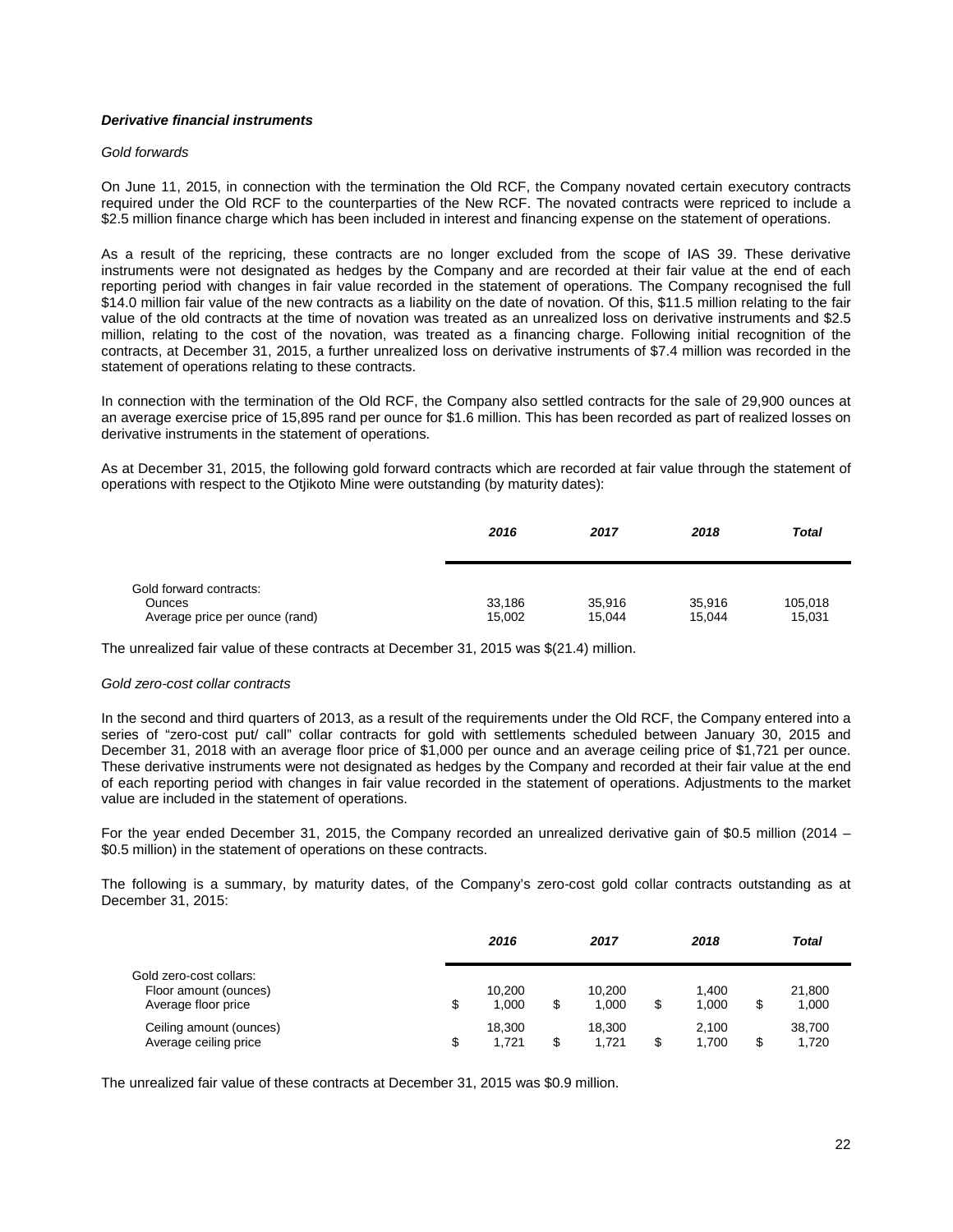***Derivative financial instruments***

*Gold forwards*

On June 11, 2015, in connection with the termination the Old RCF, the Company novated certain executory contracts required under the Old RCF to the counterparties of the New RCF. The novated contracts were repriced to include a $2.5 million finance charge which has been included in interest and financing expense on the statement of operations.

As a result of the repricing, these contracts are no longer excluded from the scope of IAS 39. These derivative instruments were not designated as hedges by the Company and are recorded at their fair value at the end of each reporting period with changes in fair value recorded in the statement of operations. The Company recognised the full $14.0 million fair value of the new contracts as a liability on the date of novation. Of this, $11.5 million relating to the fair value of the old contracts at the time of novation was treated as an unrealized loss on derivative instruments and $2.5 million, relating to the cost of the novation, was treated as a financing charge. Following initial recognition of the contracts, at December 31, 2015, a further unrealized loss on derivative instruments of $7.4 million was recorded in the statement of operations relating to these contracts.

In connection with the termination of the Old RCF, the Company also settled contracts for the sale of 29,900 ounces at an average exercise price of 15,895 rand per ounce for $1.6 million. This has been recorded as part of realized losses on derivative instruments in the statement of operations.

As at December 31, 2015, the following gold forward contracts which are recorded at fair value through the statement of operations with respect to the Otjikoto Mine were outstanding (by maturity dates):

| | *2016* | *2017* | *2018* | *Total* |
|---|---|---|---|---|
| Gold forward contracts: | | | | |
| Ounces | 33,186 | 35,916 | 35,916 | 105,018 |
| Average price per ounce (rand) | 15,002 | 15,044 | 15,044 | 15,031 |

The unrealized fair value of these contracts at December 31, 2015 was $(21.4) million.

*Gold zero-cost collar contracts*

In the second and third quarters of 2013, as a result of the requirements under the Old RCF, the Company entered into a series of "zero-cost put/ call" collar contracts for gold with settlements scheduled between January 30, 2015 and December 31, 2018 with an average floor price of $1,000 per ounce and an average ceiling price of $1,721 per ounce. These derivative instruments were not designated as hedges by the Company and recorded at their fair value at the end of each reporting period with changes in fair value recorded in the statement of operations. Adjustments to the market value are included in the statement of operations.

For the year ended December 31, 2015, the Company recorded an unrealized derivative gain of $0.5 million (2014 – $0.5 million) in the statement of operations on these contracts.

The following is a summary, by maturity dates, of the Company's zero-cost gold collar contracts outstanding as at December 31, 2015:

| | *2016* | *2017* | *2018* | *Total* |
|---|---|---|---|---|
| Gold zero-cost collars: | | | | |
| Floor amount (ounces) | 10,200 | 10,200 | 1,400 | 21,800 |
| Average floor price | $ 1,000 | $ 1,000 | $ 1,000 | $ 1,000 |
| Ceiling amount (ounces) | 18,300 | 18,300 | 2,100 | 38,700 |
| Average ceiling price | $ 1,721 | $ 1,721 | $ 1,700 | $ 1,720 |

The unrealized fair value of these contracts at December 31, 2015 was $0.9 million.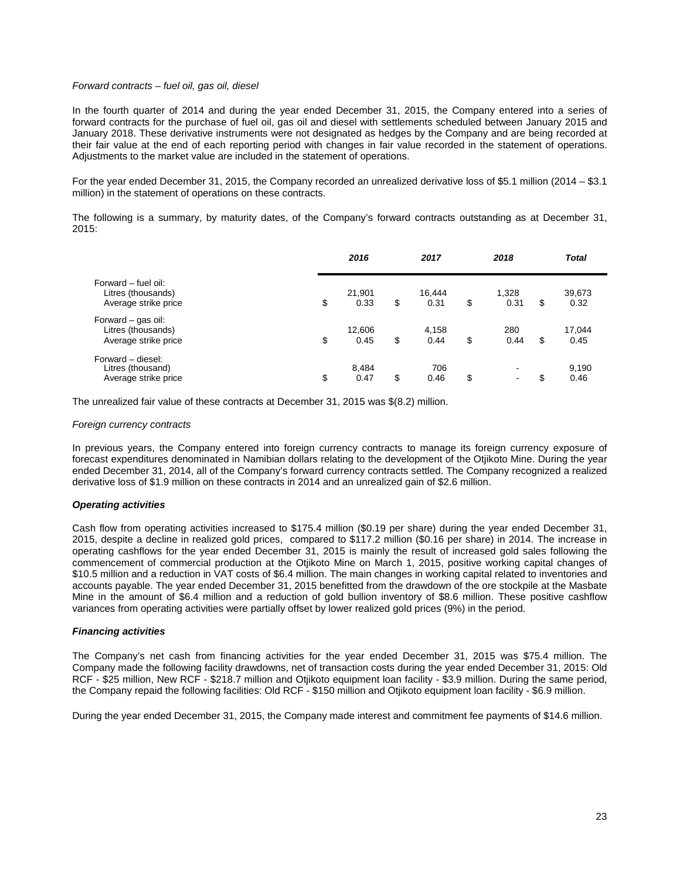*Forward contracts – fuel oil, gas oil, diesel*

In the fourth quarter of 2014 and during the year ended December 31, 2015, the Company entered into a series of forward contracts for the purchase of fuel oil, gas oil and diesel with settlements scheduled between January 2015 and January 2018. These derivative instruments were not designated as hedges by the Company and are being recorded at their fair value at the end of each reporting period with changes in fair value recorded in the statement of operations. Adjustments to the market value are included in the statement of operations.

For the year ended December 31, 2015, the Company recorded an unrealized derivative loss of $5.1 million (2014 – $3.1 million) in the statement of operations on these contracts.

The following is a summary, by maturity dates, of the Company's forward contracts outstanding as at December 31, 2015:

| | ***2016*** | ***2017*** | ***2018*** | ***Total*** |
|---|---|---|---|---|
| Forward – fuel oil: | | | | |
| Litres (thousands) | 21,901 | 16,444 | 1,328 | 39,673 |
| Average strike price | $ 0.33 | $ 0.31 | $ 0.31 | $ 0.32 |
| Forward – gas oil: | | | | |
| Litres (thousands) | 12,606 | 4,158 | 280 | 17,044 |
| Average strike price | $ 0.45 | $ 0.44 | $ 0.44 | $ 0.45 |
| Forward – diesel: | | | | |
| Litres (thousand) | 8,484 | 706 | - | 9,190 |
| Average strike price | $ 0.47 | $ 0.46 | $ - | $ 0.46 |

The unrealized fair value of these contracts at December 31, 2015 was $(8.2) million.

*Foreign currency contracts*

In previous years, the Company entered into foreign currency contracts to manage its foreign currency exposure of forecast expenditures denominated in Namibian dollars relating to the development of the Otjikoto Mine. During the year ended December 31, 2014, all of the Company's forward currency contracts settled. The Company recognized a realized derivative loss of $1.9 million on these contracts in 2014 and an unrealized gain of $2.6 million.

***Operating activities***

Cash flow from operating activities increased to $175.4 million ($0.19 per share) during the year ended December 31, 2015, despite a decline in realized gold prices, compared to $117.2 million ($0.16 per share) in 2014. The increase in operating cashflows for the year ended December 31, 2015 is mainly the result of increased gold sales following the commencement of commercial production at the Otjikoto Mine on March 1, 2015, positive working capital changes of $10.5 million and a reduction in VAT costs of $6.4 million. The main changes in working capital related to inventories and accounts payable. The year ended December 31, 2015 benefitted from the drawdown of the ore stockpile at the Masbate Mine in the amount of $6.4 million and a reduction of gold bullion inventory of $8.6 million. These positive cashflow variances from operating activities were partially offset by lower realized gold prices (9%) in the period.

***Financing activities***

The Company's net cash from financing activities for the year ended December 31, 2015 was $75.4 million. The Company made the following facility drawdowns, net of transaction costs during the year ended December 31, 2015: Old RCF - $25 million, New RCF - $218.7 million and Otjikoto equipment loan facility - $3.9 million. During the same period, the Company repaid the following facilities: Old RCF - $150 million and Otjikoto equipment loan facility - $6.9 million.

During the year ended December 31, 2015, the Company made interest and commitment fee payments of $14.6 million.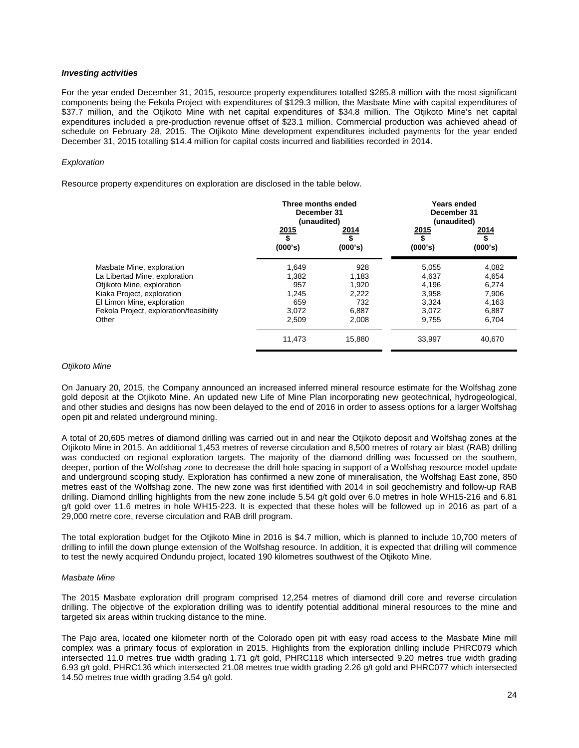***Investing activities***

For the year ended December 31, 2015, resource property expenditures totalled $285.8 million with the most significant components being the Fekola Project with expenditures of $129.3 million, the Masbate Mine with capital expenditures of $37.7 million, and the Otjikoto Mine with net capital expenditures of $34.8 million. The Otjikoto Mine's net capital expenditures included a pre-production revenue offset of $23.1 million. Commercial production was achieved ahead of schedule on February 28, 2015. The Otjikoto Mine development expenditures included payments for the year ended December 31, 2015 totalling $14.4 million for capital costs incurred and liabilities recorded in 2014.

*Exploration*

Resource property expenditures on exploration are disclosed in the table below.

| | Three months ended December 31 (unaudited) | | Years ended December 31 (unaudited) | |
|---|---|---|---|---|
| | 2015<br>$<br>(000's) | 2014<br>$<br>(000's) | 2015<br>$<br>(000's) | 2014<br>$<br>(000's) |
| Masbate Mine, exploration | 1,649 | 928 | 5,055 | 4,082 |
| La Libertad Mine, exploration | 1,382 | 1,183 | 4,637 | 4,654 |
| Otjikoto Mine, exploration | 957 | 1,920 | 4,196 | 6,274 |
| Kiaka Project, exploration | 1,245 | 2,222 | 3,958 | 7,906 |
| El Limon Mine, exploration | 659 | 732 | 3,324 | 4,163 |
| Fekola Project, exploration/feasibility | 3,072 | 6,887 | 3,072 | 6,887 |
| Other | 2,509 | 2,008 | 9,755 | 6,704 |
| | 11,473 | 15,880 | 33,997 | 40,670 |

*Otjikoto Mine*

On January 20, 2015, the Company announced an increased inferred mineral resource estimate for the Wolfshag zone gold deposit at the Otjikoto Mine. An updated new Life of Mine Plan incorporating new geotechnical, hydrogeological, and other studies and designs has now been delayed to the end of 2016 in order to assess options for a larger Wolfshag open pit and related underground mining.

A total of 20,605 metres of diamond drilling was carried out in and near the Otjikoto deposit and Wolfshag zones at the Otjikoto Mine in 2015. An additional 1,453 metres of reverse circulation and 8,500 metres of rotary air blast (RAB) drilling was conducted on regional exploration targets. The majority of the diamond drilling was focussed on the southern, deeper, portion of the Wolfshag zone to decrease the drill hole spacing in support of a Wolfshag resource model update and underground scoping study. Exploration has confirmed a new zone of mineralisation, the Wolfshag East zone, 850 metres east of the Wolfshag zone. The new zone was first identified with 2014 in soil geochemistry and follow-up RAB drilling. Diamond drilling highlights from the new zone include 5.54 g/t gold over 6.0 metres in hole WH15-216 and 6.81 g/t gold over 11.6 metres in hole WH15-223. It is expected that these holes will be followed up in 2016 as part of a 29,000 metre core, reverse circulation and RAB drill program.

The total exploration budget for the Otjikoto Mine in 2016 is $4.7 million, which is planned to include 10,700 meters of drilling to infill the down plunge extension of the Wolfshag resource. In addition, it is expected that drilling will commence to test the newly acquired Ondundu project, located 190 kilometres southwest of the Otjikoto Mine.

*Masbate Mine*

The 2015 Masbate exploration drill program comprised 12,254 metres of diamond drill core and reverse circulation drilling. The objective of the exploration drilling was to identify potential additional mineral resources to the mine and targeted six areas within trucking distance to the mine.

The Pajo area, located one kilometer north of the Colorado open pit with easy road access to the Masbate Mine mill complex was a primary focus of exploration in 2015. Highlights from the exploration drilling include PHRC079 which intersected 11.0 metres true width grading 1.71 g/t gold, PHRC118 which intersected 9.20 metres true width grading 6.93 g/t gold, PHRC136 which intersected 21.08 metres true width grading 2.26 g/t gold and PHRC077 which intersected 14.50 metres true width grading 3.54 g/t gold.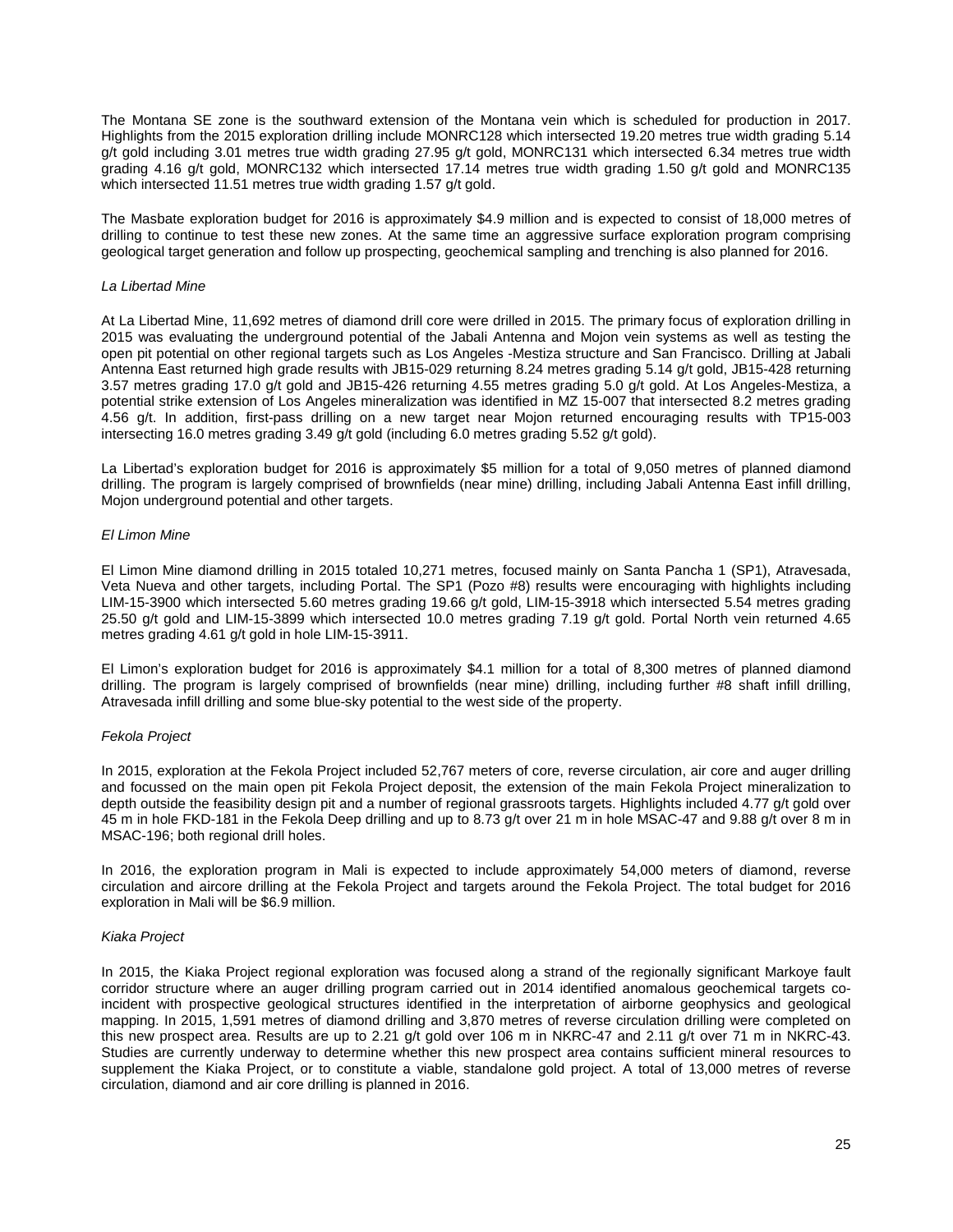The Montana SE zone is the southward extension of the Montana vein which is scheduled for production in 2017. Highlights from the 2015 exploration drilling include MONRC128 which intersected 19.20 metres true width grading 5.14 g/t gold including 3.01 metres true width grading 27.95 g/t gold, MONRC131 which intersected 6.34 metres true width grading 4.16 g/t gold, MONRC132 which intersected 17.14 metres true width grading 1.50 g/t gold and MONRC135 which intersected 11.51 metres true width grading 1.57 g/t gold.

The Masbate exploration budget for 2016 is approximately $4.9 million and is expected to consist of 18,000 metres of drilling to continue to test these new zones. At the same time an aggressive surface exploration program comprising geological target generation and follow up prospecting, geochemical sampling and trenching is also planned for 2016.

*La Libertad Mine*

At La Libertad Mine, 11,692 metres of diamond drill core were drilled in 2015. The primary focus of exploration drilling in 2015 was evaluating the underground potential of the Jabali Antenna and Mojon vein systems as well as testing the open pit potential on other regional targets such as Los Angeles -Mestiza structure and San Francisco. Drilling at Jabali Antenna East returned high grade results with JB15-029 returning 8.24 metres grading 5.14 g/t gold, JB15-428 returning 3.57 metres grading 17.0 g/t gold and JB15-426 returning 4.55 metres grading 5.0 g/t gold. At Los Angeles-Mestiza, a potential strike extension of Los Angeles mineralization was identified in MZ 15-007 that intersected 8.2 metres grading 4.56 g/t. In addition, first-pass drilling on a new target near Mojon returned encouraging results with TP15-003 intersecting 16.0 metres grading 3.49 g/t gold (including 6.0 metres grading 5.52 g/t gold).

La Libertad's exploration budget for 2016 is approximately $5 million for a total of 9,050 metres of planned diamond drilling. The program is largely comprised of brownfields (near mine) drilling, including Jabali Antenna East infill drilling, Mojon underground potential and other targets.

*El Limon Mine*

El Limon Mine diamond drilling in 2015 totaled 10,271 metres, focused mainly on Santa Pancha 1 (SP1), Atravesada, Veta Nueva and other targets, including Portal. The SP1 (Pozo #8) results were encouraging with highlights including LIM-15-3900 which intersected 5.60 metres grading 19.66 g/t gold, LIM-15-3918 which intersected 5.54 metres grading 25.50 g/t gold and LIM-15-3899 which intersected 10.0 metres grading 7.19 g/t gold. Portal North vein returned 4.65 metres grading 4.61 g/t gold in hole LIM-15-3911.

El Limon's exploration budget for 2016 is approximately $4.1 million for a total of 8,300 metres of planned diamond drilling. The program is largely comprised of brownfields (near mine) drilling, including further #8 shaft infill drilling, Atravesada infill drilling and some blue-sky potential to the west side of the property.

*Fekola Project*

In 2015, exploration at the Fekola Project included 52,767 meters of core, reverse circulation, air core and auger drilling and focussed on the main open pit Fekola Project deposit, the extension of the main Fekola Project mineralization to depth outside the feasibility design pit and a number of regional grassroots targets. Highlights included 4.77 g/t gold over 45 m in hole FKD-181 in the Fekola Deep drilling and up to 8.73 g/t over 21 m in hole MSAC-47 and 9.88 g/t over 8 m in MSAC-196; both regional drill holes.

In 2016, the exploration program in Mali is expected to include approximately 54,000 meters of diamond, reverse circulation and aircore drilling at the Fekola Project and targets around the Fekola Project. The total budget for 2016 exploration in Mali will be $6.9 million.

*Kiaka Project*

In 2015, the Kiaka Project regional exploration was focused along a strand of the regionally significant Markoye fault corridor structure where an auger drilling program carried out in 2014 identified anomalous geochemical targets co-incident with prospective geological structures identified in the interpretation of airborne geophysics and geological mapping. In 2015, 1,591 metres of diamond drilling and 3,870 metres of reverse circulation drilling were completed on this new prospect area. Results are up to 2.21 g/t gold over 106 m in NKRC-47 and 2.11 g/t over 71 m in NKRC-43. Studies are currently underway to determine whether this new prospect area contains sufficient mineral resources to supplement the Kiaka Project, or to constitute a viable, standalone gold project. A total of 13,000 metres of reverse circulation, diamond and air core drilling is planned in 2016.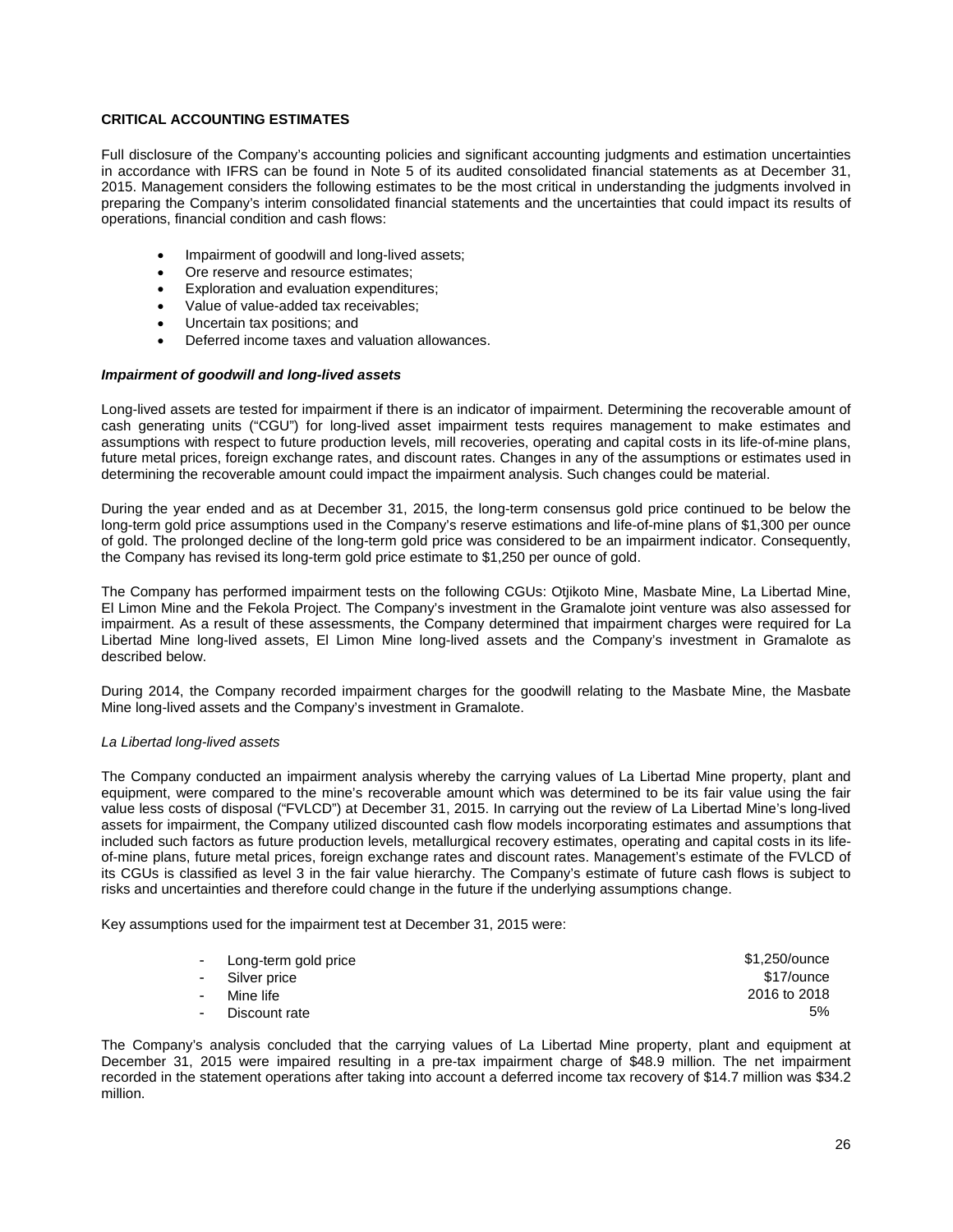## CRITICAL ACCOUNTING ESTIMATES

Full disclosure of the Company's accounting policies and significant accounting judgments and estimation uncertainties in accordance with IFRS can be found in Note 5 of its audited consolidated financial statements as at December 31, 2015. Management considers the following estimates to be the most critical in understanding the judgments involved in preparing the Company's interim consolidated financial statements and the uncertainties that could impact its results of operations, financial condition and cash flows:

- Impairment of goodwill and long-lived assets;
- Ore reserve and resource estimates;
- Exploration and evaluation expenditures;
- Value of value-added tax receivables;
- Uncertain tax positions; and
- Deferred income taxes and valuation allowances.

### *Impairment of goodwill and long-lived assets*

Long-lived assets are tested for impairment if there is an indicator of impairment. Determining the recoverable amount of cash generating units ("CGU") for long-lived asset impairment tests requires management to make estimates and assumptions with respect to future production levels, mill recoveries, operating and capital costs in its life-of-mine plans, future metal prices, foreign exchange rates, and discount rates. Changes in any of the assumptions or estimates used in determining the recoverable amount could impact the impairment analysis. Such changes could be material.

During the year ended and as at December 31, 2015, the long-term consensus gold price continued to be below the long-term gold price assumptions used in the Company's reserve estimations and life-of-mine plans of $1,300 per ounce of gold. The prolonged decline of the long-term gold price was considered to be an impairment indicator. Consequently, the Company has revised its long-term gold price estimate to $1,250 per ounce of gold.

The Company has performed impairment tests on the following CGUs: Otjikoto Mine, Masbate Mine, La Libertad Mine, El Limon Mine and the Fekola Project. The Company's investment in the Gramalote joint venture was also assessed for impairment. As a result of these assessments, the Company determined that impairment charges were required for La Libertad Mine long-lived assets, El Limon Mine long-lived assets and the Company's investment in Gramalote as described below.

During 2014, the Company recorded impairment charges for the goodwill relating to the Masbate Mine, the Masbate Mine long-lived assets and the Company's investment in Gramalote.

*La Libertad long-lived assets*

The Company conducted an impairment analysis whereby the carrying values of La Libertad Mine property, plant and equipment, were compared to the mine's recoverable amount which was determined to be its fair value using the fair value less costs of disposal ("FVLCD") at December 31, 2015. In carrying out the review of La Libertad Mine's long-lived assets for impairment, the Company utilized discounted cash flow models incorporating estimates and assumptions that included such factors as future production levels, metallurgical recovery estimates, operating and capital costs in its life-of-mine plans, future metal prices, foreign exchange rates and discount rates. Management's estimate of the FVLCD of its CGUs is classified as level 3 in the fair value hierarchy. The Company's estimate of future cash flows is subject to risks and uncertainties and therefore could change in the future if the underlying assumptions change.

Key assumptions used for the impairment test at December 31, 2015 were:

| Assumption | Value |
|---|---|
| - Long-term gold price | $1,250/ounce |
| - Silver price | $17/ounce |
| - Mine life | 2016 to 2018 |
| - Discount rate | 5% |

The Company's analysis concluded that the carrying values of La Libertad Mine property, plant and equipment at December 31, 2015 were impaired resulting in a pre-tax impairment charge of $48.9 million. The net impairment recorded in the statement operations after taking into account a deferred income tax recovery of $14.7 million was $34.2 million.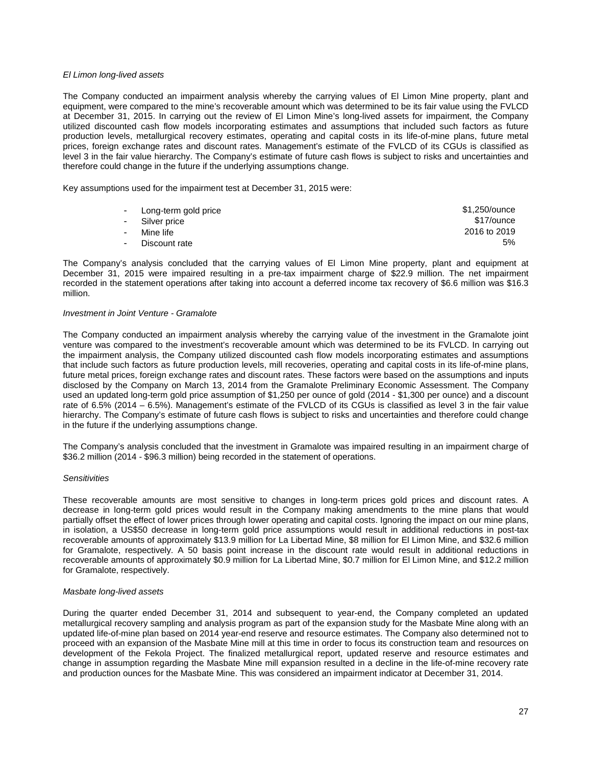*El Limon long-lived assets*

The Company conducted an impairment analysis whereby the carrying values of El Limon Mine property, plant and equipment, were compared to the mine's recoverable amount which was determined to be its fair value using the FVLCD at December 31, 2015. In carrying out the review of El Limon Mine's long-lived assets for impairment, the Company utilized discounted cash flow models incorporating estimates and assumptions that included such factors as future production levels, metallurgical recovery estimates, operating and capital costs in its life-of-mine plans, future metal prices, foreign exchange rates and discount rates. Management's estimate of the FVLCD of its CGUs is classified as level 3 in the fair value hierarchy. The Company's estimate of future cash flows is subject to risks and uncertainties and therefore could change in the future if the underlying assumptions change.

Key assumptions used for the impairment test at December 31, 2015 were:

| | |
|---|---|
| - Long-term gold price | $1,250/ounce |
| - Silver price | $17/ounce |
| - Mine life | 2016 to 2019 |
| - Discount rate | 5% |

The Company's analysis concluded that the carrying values of El Limon Mine property, plant and equipment at December 31, 2015 were impaired resulting in a pre-tax impairment charge of $22.9 million. The net impairment recorded in the statement operations after taking into account a deferred income tax recovery of $6.6 million was $16.3 million.

*Investment in Joint Venture - Gramalote*

The Company conducted an impairment analysis whereby the carrying value of the investment in the Gramalote joint venture was compared to the investment's recoverable amount which was determined to be its FVLCD. In carrying out the impairment analysis, the Company utilized discounted cash flow models incorporating estimates and assumptions that include such factors as future production levels, mill recoveries, operating and capital costs in its life-of-mine plans, future metal prices, foreign exchange rates and discount rates. These factors were based on the assumptions and inputs disclosed by the Company on March 13, 2014 from the Gramalote Preliminary Economic Assessment. The Company used an updated long-term gold price assumption of $1,250 per ounce of gold (2014 - $1,300 per ounce) and a discount rate of 6.5% (2014 – 6.5%). Management's estimate of the FVLCD of its CGUs is classified as level 3 in the fair value hierarchy. The Company's estimate of future cash flows is subject to risks and uncertainties and therefore could change in the future if the underlying assumptions change.

The Company's analysis concluded that the investment in Gramalote was impaired resulting in an impairment charge of $36.2 million (2014 - $96.3 million) being recorded in the statement of operations.

*Sensitivities*

These recoverable amounts are most sensitive to changes in long-term prices gold prices and discount rates. A decrease in long-term gold prices would result in the Company making amendments to the mine plans that would partially offset the effect of lower prices through lower operating and capital costs. Ignoring the impact on our mine plans, in isolation, a US$50 decrease in long-term gold price assumptions would result in additional reductions in post-tax recoverable amounts of approximately $13.9 million for La Libertad Mine, $8 million for El Limon Mine, and $32.6 million for Gramalote, respectively. A 50 basis point increase in the discount rate would result in additional reductions in recoverable amounts of approximately $0.9 million for La Libertad Mine, $0.7 million for El Limon Mine, and $12.2 million for Gramalote, respectively.

*Masbate long-lived assets*

During the quarter ended December 31, 2014 and subsequent to year-end, the Company completed an updated metallurgical recovery sampling and analysis program as part of the expansion study for the Masbate Mine along with an updated life-of-mine plan based on 2014 year-end reserve and resource estimates. The Company also determined not to proceed with an expansion of the Masbate Mine mill at this time in order to focus its construction team and resources on development of the Fekola Project. The finalized metallurgical report, updated reserve and resource estimates and change in assumption regarding the Masbate Mine mill expansion resulted in a decline in the life-of-mine recovery rate and production ounces for the Masbate Mine. This was considered an impairment indicator at December 31, 2014.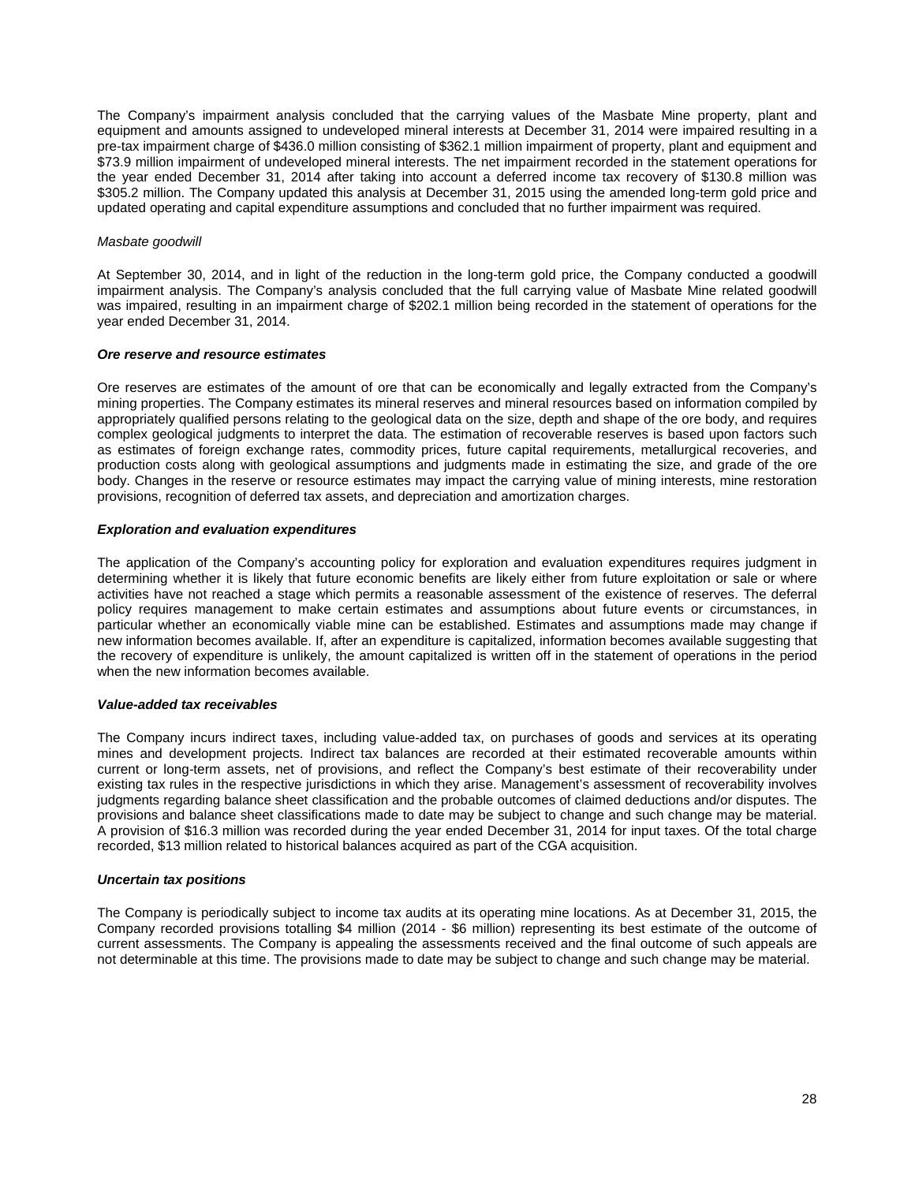The Company's impairment analysis concluded that the carrying values of the Masbate Mine property, plant and equipment and amounts assigned to undeveloped mineral interests at December 31, 2014 were impaired resulting in a pre-tax impairment charge of $436.0 million consisting of $362.1 million impairment of property, plant and equipment and $73.9 million impairment of undeveloped mineral interests. The net impairment recorded in the statement operations for the year ended December 31, 2014 after taking into account a deferred income tax recovery of $130.8 million was $305.2 million. The Company updated this analysis at December 31, 2015 using the amended long-term gold price and updated operating and capital expenditure assumptions and concluded that no further impairment was required.

*Masbate goodwill*

At September 30, 2014, and in light of the reduction in the long-term gold price, the Company conducted a goodwill impairment analysis. The Company's analysis concluded that the full carrying value of Masbate Mine related goodwill was impaired, resulting in an impairment charge of $202.1 million being recorded in the statement of operations for the year ended December 31, 2014.

***Ore reserve and resource estimates***

Ore reserves are estimates of the amount of ore that can be economically and legally extracted from the Company's mining properties. The Company estimates its mineral reserves and mineral resources based on information compiled by appropriately qualified persons relating to the geological data on the size, depth and shape of the ore body, and requires complex geological judgments to interpret the data. The estimation of recoverable reserves is based upon factors such as estimates of foreign exchange rates, commodity prices, future capital requirements, metallurgical recoveries, and production costs along with geological assumptions and judgments made in estimating the size, and grade of the ore body. Changes in the reserve or resource estimates may impact the carrying value of mining interests, mine restoration provisions, recognition of deferred tax assets, and depreciation and amortization charges.

***Exploration and evaluation expenditures***

The application of the Company's accounting policy for exploration and evaluation expenditures requires judgment in determining whether it is likely that future economic benefits are likely either from future exploitation or sale or where activities have not reached a stage which permits a reasonable assessment of the existence of reserves. The deferral policy requires management to make certain estimates and assumptions about future events or circumstances, in particular whether an economically viable mine can be established. Estimates and assumptions made may change if new information becomes available. If, after an expenditure is capitalized, information becomes available suggesting that the recovery of expenditure is unlikely, the amount capitalized is written off in the statement of operations in the period when the new information becomes available.

***Value-added tax receivables***

The Company incurs indirect taxes, including value-added tax, on purchases of goods and services at its operating mines and development projects. Indirect tax balances are recorded at their estimated recoverable amounts within current or long-term assets, net of provisions, and reflect the Company's best estimate of their recoverability under existing tax rules in the respective jurisdictions in which they arise. Management's assessment of recoverability involves judgments regarding balance sheet classification and the probable outcomes of claimed deductions and/or disputes. The provisions and balance sheet classifications made to date may be subject to change and such change may be material. A provision of $16.3 million was recorded during the year ended December 31, 2014 for input taxes. Of the total charge recorded, $13 million related to historical balances acquired as part of the CGA acquisition.

***Uncertain tax positions***

The Company is periodically subject to income tax audits at its operating mine locations. As at December 31, 2015, the Company recorded provisions totalling $4 million (2014 - $6 million) representing its best estimate of the outcome of current assessments. The Company is appealing the assessments received and the final outcome of such appeals are not determinable at this time. The provisions made to date may be subject to change and such change may be material.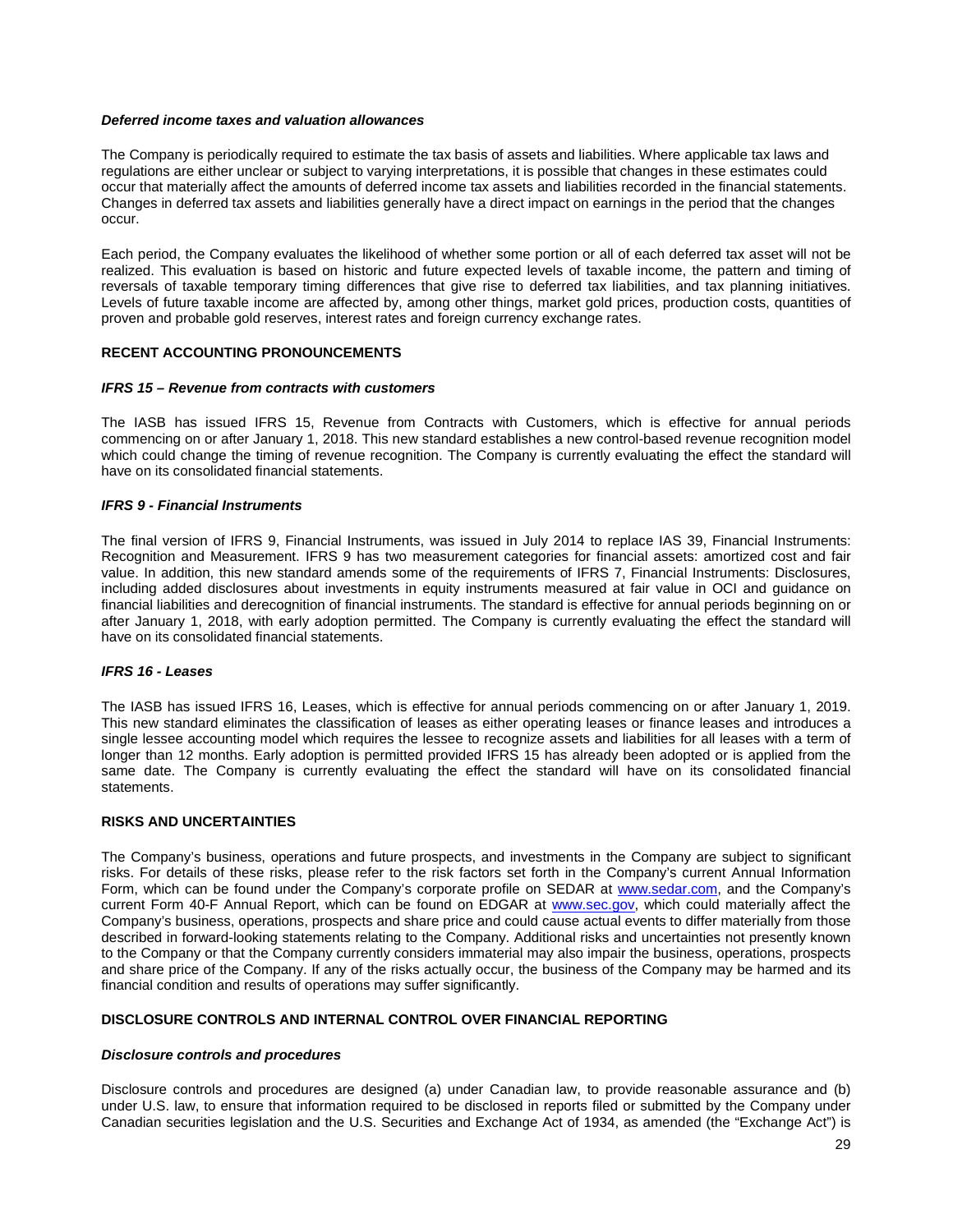***Deferred income taxes and valuation allowances***

The Company is periodically required to estimate the tax basis of assets and liabilities. Where applicable tax laws and regulations are either unclear or subject to varying interpretations, it is possible that changes in these estimates could occur that materially affect the amounts of deferred income tax assets and liabilities recorded in the financial statements. Changes in deferred tax assets and liabilities generally have a direct impact on earnings in the period that the changes occur.

Each period, the Company evaluates the likelihood of whether some portion or all of each deferred tax asset will not be realized. This evaluation is based on historic and future expected levels of taxable income, the pattern and timing of reversals of taxable temporary timing differences that give rise to deferred tax liabilities, and tax planning initiatives. Levels of future taxable income are affected by, among other things, market gold prices, production costs, quantities of proven and probable gold reserves, interest rates and foreign currency exchange rates.

## RECENT ACCOUNTING PRONOUNCEMENTS

***IFRS 15 – Revenue from contracts with customers***

The IASB has issued IFRS 15, Revenue from Contracts with Customers, which is effective for annual periods commencing on or after January 1, 2018. This new standard establishes a new control-based revenue recognition model which could change the timing of revenue recognition. The Company is currently evaluating the effect the standard will have on its consolidated financial statements.

***IFRS 9 - Financial Instruments***

The final version of IFRS 9, Financial Instruments, was issued in July 2014 to replace IAS 39, Financial Instruments: Recognition and Measurement. IFRS 9 has two measurement categories for financial assets: amortized cost and fair value. In addition, this new standard amends some of the requirements of IFRS 7, Financial Instruments: Disclosures, including added disclosures about investments in equity instruments measured at fair value in OCI and guidance on financial liabilities and derecognition of financial instruments. The standard is effective for annual periods beginning on or after January 1, 2018, with early adoption permitted. The Company is currently evaluating the effect the standard will have on its consolidated financial statements.

***IFRS 16 - Leases***

The IASB has issued IFRS 16, Leases, which is effective for annual periods commencing on or after January 1, 2019. This new standard eliminates the classification of leases as either operating leases or finance leases and introduces a single lessee accounting model which requires the lessee to recognize assets and liabilities for all leases with a term of longer than 12 months. Early adoption is permitted provided IFRS 15 has already been adopted or is applied from the same date. The Company is currently evaluating the effect the standard will have on its consolidated financial statements.

## RISKS AND UNCERTAINTIES

The Company's business, operations and future prospects, and investments in the Company are subject to significant risks. For details of these risks, please refer to the risk factors set forth in the Company's current Annual Information Form, which can be found under the Company's corporate profile on SEDAR at www.sedar.com, and the Company's current Form 40-F Annual Report, which can be found on EDGAR at www.sec.gov, which could materially affect the Company's business, operations, prospects and share price and could cause actual events to differ materially from those described in forward-looking statements relating to the Company. Additional risks and uncertainties not presently known to the Company or that the Company currently considers immaterial may also impair the business, operations, prospects and share price of the Company. If any of the risks actually occur, the business of the Company may be harmed and its financial condition and results of operations may suffer significantly.

## DISCLOSURE CONTROLS AND INTERNAL CONTROL OVER FINANCIAL REPORTING

***Disclosure controls and procedures***

Disclosure controls and procedures are designed (a) under Canadian law, to provide reasonable assurance and (b) under U.S. law, to ensure that information required to be disclosed in reports filed or submitted by the Company under Canadian securities legislation and the U.S. Securities and Exchange Act of 1934, as amended (the "Exchange Act") is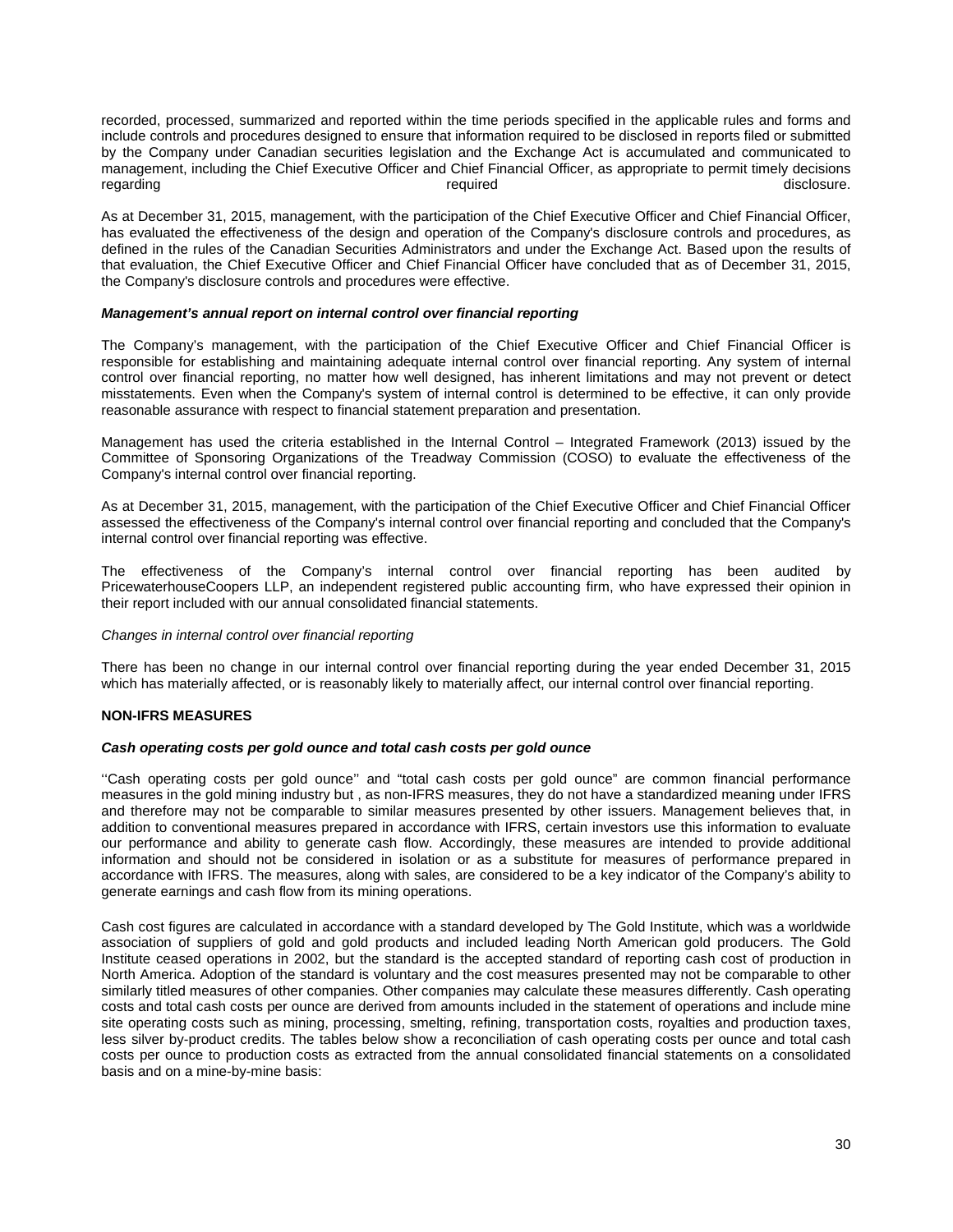recorded, processed, summarized and reported within the time periods specified in the applicable rules and forms and include controls and procedures designed to ensure that information required to be disclosed in reports filed or submitted by the Company under Canadian securities legislation and the Exchange Act is accumulated and communicated to management, including the Chief Executive Officer and Chief Financial Officer, as appropriate to permit timely decisions regarding required disclosure.

As at December 31, 2015, management, with the participation of the Chief Executive Officer and Chief Financial Officer, has evaluated the effectiveness of the design and operation of the Company's disclosure controls and procedures, as defined in the rules of the Canadian Securities Administrators and under the Exchange Act. Based upon the results of that evaluation, the Chief Executive Officer and Chief Financial Officer have concluded that as of December 31, 2015, the Company's disclosure controls and procedures were effective.

***Management's annual report on internal control over financial reporting***

The Company's management, with the participation of the Chief Executive Officer and Chief Financial Officer is responsible for establishing and maintaining adequate internal control over financial reporting. Any system of internal control over financial reporting, no matter how well designed, has inherent limitations and may not prevent or detect misstatements. Even when the Company's system of internal control is determined to be effective, it can only provide reasonable assurance with respect to financial statement preparation and presentation.

Management has used the criteria established in the Internal Control – Integrated Framework (2013) issued by the Committee of Sponsoring Organizations of the Treadway Commission (COSO) to evaluate the effectiveness of the Company's internal control over financial reporting.

As at December 31, 2015, management, with the participation of the Chief Executive Officer and Chief Financial Officer assessed the effectiveness of the Company's internal control over financial reporting and concluded that the Company's internal control over financial reporting was effective.

The effectiveness of the Company's internal control over financial reporting has been audited by PricewaterhouseCoopers LLP, an independent registered public accounting firm, who have expressed their opinion in their report included with our annual consolidated financial statements.

*Changes in internal control over financial reporting*

There has been no change in our internal control over financial reporting during the year ended December 31, 2015 which has materially affected, or is reasonably likely to materially affect, our internal control over financial reporting.

## NON-IFRS MEASURES

***Cash operating costs per gold ounce and total cash costs per gold ounce***

''Cash operating costs per gold ounce'' and "total cash costs per gold ounce" are common financial performance measures in the gold mining industry but , as non-IFRS measures, they do not have a standardized meaning under IFRS and therefore may not be comparable to similar measures presented by other issuers. Management believes that, in addition to conventional measures prepared in accordance with IFRS, certain investors use this information to evaluate our performance and ability to generate cash flow. Accordingly, these measures are intended to provide additional information and should not be considered in isolation or as a substitute for measures of performance prepared in accordance with IFRS. The measures, along with sales, are considered to be a key indicator of the Company's ability to generate earnings and cash flow from its mining operations.

Cash cost figures are calculated in accordance with a standard developed by The Gold Institute, which was a worldwide association of suppliers of gold and gold products and included leading North American gold producers. The Gold Institute ceased operations in 2002, but the standard is the accepted standard of reporting cash cost of production in North America. Adoption of the standard is voluntary and the cost measures presented may not be comparable to other similarly titled measures of other companies. Other companies may calculate these measures differently. Cash operating costs and total cash costs per ounce are derived from amounts included in the statement of operations and include mine site operating costs such as mining, processing, smelting, refining, transportation costs, royalties and production taxes, less silver by-product credits. The tables below show a reconciliation of cash operating costs per ounce and total cash costs per ounce to production costs as extracted from the annual consolidated financial statements on a consolidated basis and on a mine-by-mine basis: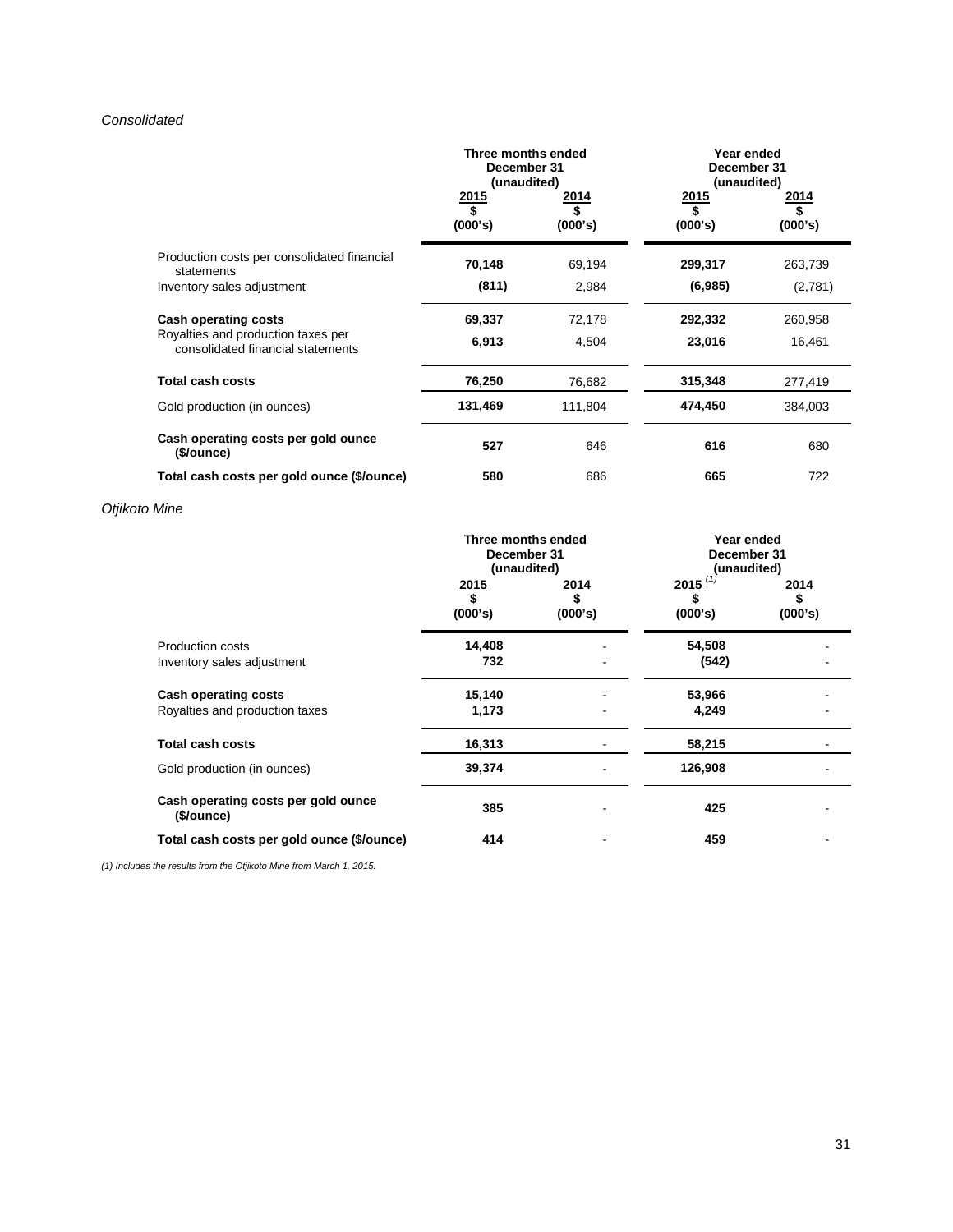*Consolidated*

| | Three months ended December 31 (unaudited) | | Year ended December 31 (unaudited) | |
|---|---|---|---|---|
| | 2015<br>$<br>(000's) | 2014<br>$<br>(000's) | 2015<br>$<br>(000's) | 2014<br>$<br>(000's) |
| Production costs per consolidated financial statements | **70,148** | 69,194 | **299,317** | 263,739 |
| Inventory sales adjustment | **(811)** | 2,984 | **(6,985)** | (2,781) |
| **Cash operating costs** | **69,337** | 72,178 | **292,332** | 260,958 |
| Royalties and production taxes per consolidated financial statements | **6,913** | 4,504 | **23,016** | 16,461 |
| **Total cash costs** | **76,250** | 76,682 | **315,348** | 277,419 |
| Gold production (in ounces) | **131,469** | 111,804 | **474,450** | 384,003 |
| **Cash operating costs per gold ounce ($/ounce)** | **527** | 646 | **616** | 680 |
| **Total cash costs per gold ounce ($/ounce)** | **580** | 686 | **665** | 722 |

*Otjikoto Mine*

| | Three months ended December 31 (unaudited) | | Year ended December 31 (unaudited) | |
|---|---|---|---|---|
| | 2015<br>$<br>(000's) | 2014<br>$<br>(000's) | 2015 *(1)*<br>$<br>(000's) | 2014<br>$<br>(000's) |
| Production costs | **14,408** | - | **54,508** | - |
| Inventory sales adjustment | **732** | - | **(542)** | - |
| **Cash operating costs** | **15,140** | - | **53,966** | - |
| Royalties and production taxes | **1,173** | - | **4,249** | - |
| **Total cash costs** | **16,313** | - | **58,215** | - |
| Gold production (in ounces) | **39,374** | - | **126,908** | - |
| **Cash operating costs per gold ounce ($/ounce)** | **385** | - | **425** | - |
| **Total cash costs per gold ounce ($/ounce)** | **414** | - | **459** | - |

*(1) Includes the results from the Otjikoto Mine from March 1, 2015.*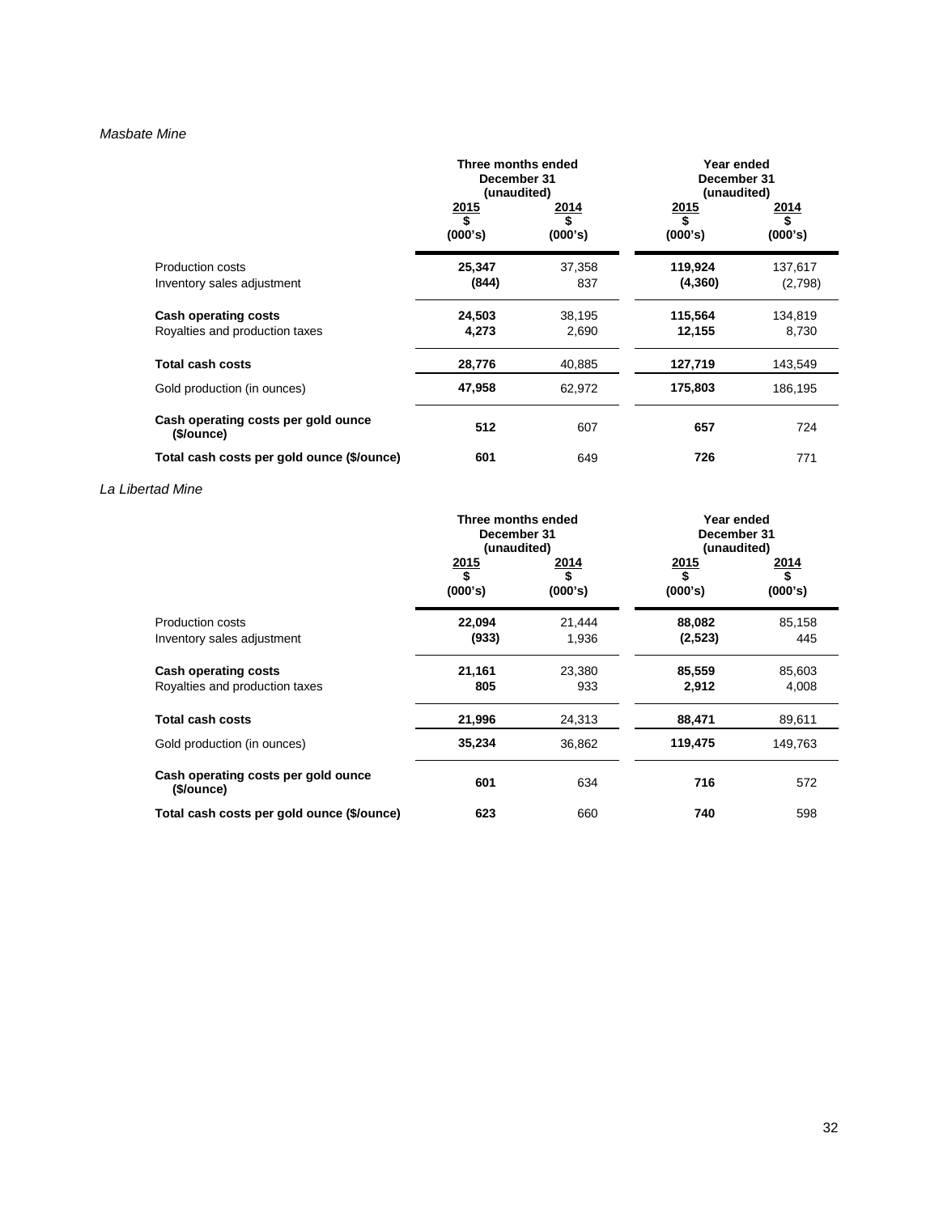*Masbate Mine*

| | Three months ended December 31 (unaudited) | | Year ended December 31 (unaudited) | |
|---|---|---|---|---|
| | **2015** **\$** **(000's)** | **2014** **\$** **(000's)** | **2015** **\$** **(000's)** | **2014** **\$** **(000's)** |
| Production costs | **25,347** | 37,358 | **119,924** | 137,617 |
| Inventory sales adjustment | **(844)** | 837 | **(4,360)** | (2,798) |
| **Cash operating costs** | **24,503** | 38,195 | **115,564** | 134,819 |
| Royalties and production taxes | **4,273** | 2,690 | **12,155** | 8,730 |
| **Total cash costs** | **28,776** | 40,885 | **127,719** | 143,549 |
| Gold production (in ounces) | **47,958** | 62,972 | **175,803** | 186,195 |
| **Cash operating costs per gold ounce (\$/ounce)** | **512** | 607 | **657** | 724 |
| **Total cash costs per gold ounce (\$/ounce)** | **601** | 649 | **726** | 771 |

*La Libertad Mine*

| | Three months ended December 31 (unaudited) | | Year ended December 31 (unaudited) | |
|---|---|---|---|---|
| | **2015** **\$** **(000's)** | **2014** **\$** **(000's)** | **2015** **\$** **(000's)** | **2014** **\$** **(000's)** |
| Production costs | **22,094** | 21,444 | **88,082** | 85,158 |
| Inventory sales adjustment | **(933)** | 1,936 | **(2,523)** | 445 |
| **Cash operating costs** | **21,161** | 23,380 | **85,559** | 85,603 |
| Royalties and production taxes | **805** | 933 | **2,912** | 4,008 |
| **Total cash costs** | **21,996** | 24,313 | **88,471** | 89,611 |
| Gold production (in ounces) | **35,234** | 36,862 | **119,475** | 149,763 |
| **Cash operating costs per gold ounce (\$/ounce)** | **601** | 634 | **716** | 572 |
| **Total cash costs per gold ounce (\$/ounce)** | **623** | 660 | **740** | 598 |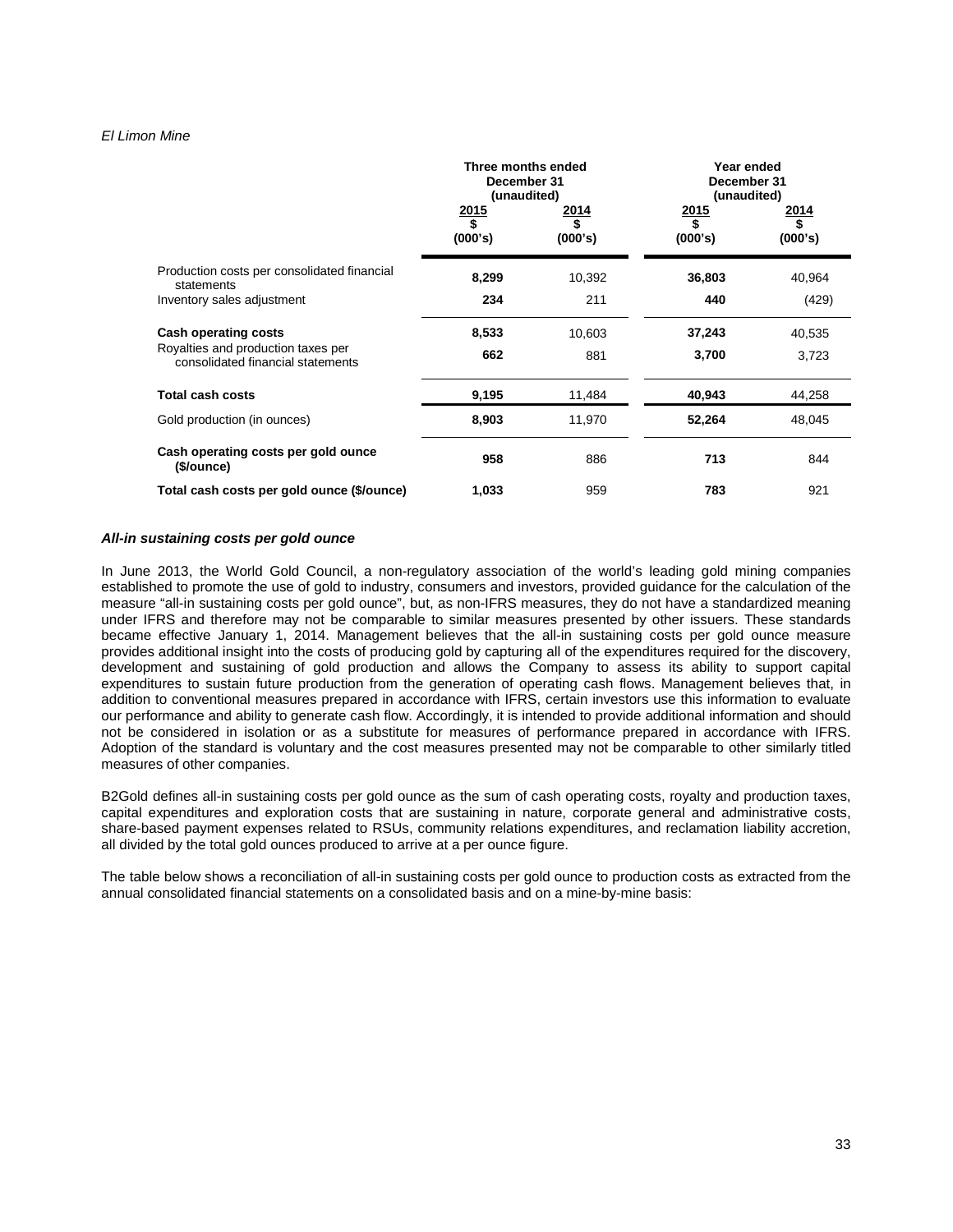*El Limon Mine*

| | Three months ended December 31 (unaudited) | | Year ended December 31 (unaudited) | |
|---|---|---|---|---|
| | 2015<br>$<br>(000's) | 2014<br>$<br>(000's) | 2015<br>$<br>(000's) | 2014<br>$<br>(000's) |
| Production costs per consolidated financial statements | **8,299** | 10,392 | **36,803** | 40,964 |
| Inventory sales adjustment | **234** | 211 | **440** | (429) |
| **Cash operating costs** | **8,533** | 10,603 | **37,243** | 40,535 |
| Royalties and production taxes per consolidated financial statements | **662** | 881 | **3,700** | 3,723 |
| **Total cash costs** | **9,195** | 11,484 | **40,943** | 44,258 |
| Gold production (in ounces) | **8,903** | 11,970 | **52,264** | 48,045 |
| **Cash operating costs per gold ounce ($/ounce)** | **958** | 886 | **713** | 844 |
| **Total cash costs per gold ounce ($/ounce)** | **1,033** | 959 | **783** | 921 |

***All-in sustaining costs per gold ounce***

In June 2013, the World Gold Council, a non-regulatory association of the world's leading gold mining companies established to promote the use of gold to industry, consumers and investors, provided guidance for the calculation of the measure "all-in sustaining costs per gold ounce", but, as non-IFRS measures, they do not have a standardized meaning under IFRS and therefore may not be comparable to similar measures presented by other issuers. These standards became effective January 1, 2014. Management believes that the all-in sustaining costs per gold ounce measure provides additional insight into the costs of producing gold by capturing all of the expenditures required for the discovery, development and sustaining of gold production and allows the Company to assess its ability to support capital expenditures to sustain future production from the generation of operating cash flows. Management believes that, in addition to conventional measures prepared in accordance with IFRS, certain investors use this information to evaluate our performance and ability to generate cash flow. Accordingly, it is intended to provide additional information and should not be considered in isolation or as a substitute for measures of performance prepared in accordance with IFRS. Adoption of the standard is voluntary and the cost measures presented may not be comparable to other similarly titled measures of other companies.

B2Gold defines all-in sustaining costs per gold ounce as the sum of cash operating costs, royalty and production taxes, capital expenditures and exploration costs that are sustaining in nature, corporate general and administrative costs, share-based payment expenses related to RSUs, community relations expenditures, and reclamation liability accretion, all divided by the total gold ounces produced to arrive at a per ounce figure.

The table below shows a reconciliation of all-in sustaining costs per gold ounce to production costs as extracted from the annual consolidated financial statements on a consolidated basis and on a mine-by-mine basis: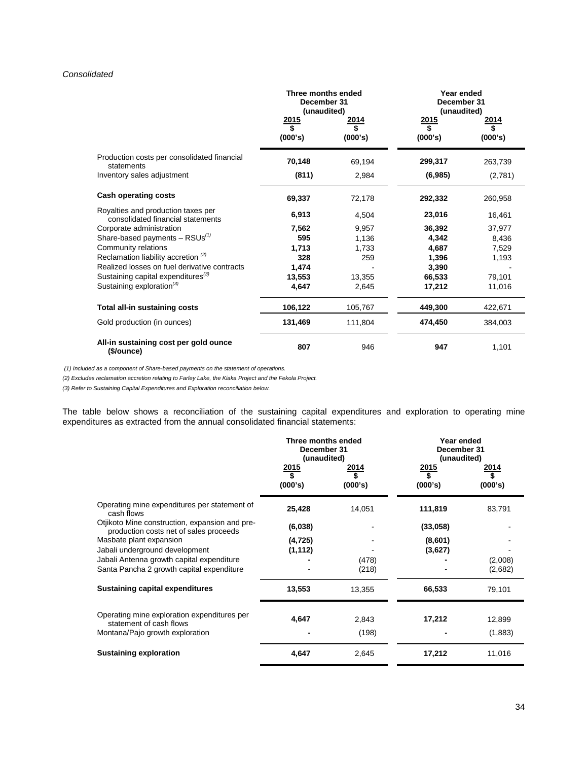*Consolidated*

| | Three months ended December 31 (unaudited) | | Year ended December 31 (unaudited) | |
|---|---|---|---|---|
| | 2015<br>$<br>(000's) | 2014<br>$<br>(000's) | 2015<br>$<br>(000's) | 2014<br>$<br>(000's) |
| Production costs per consolidated financial statements | **70,148** | 69,194 | **299,317** | 263,739 |
| Inventory sales adjustment | **(811)** | 2,984 | **(6,985)** | (2,781) |
| **Cash operating costs** | **69,337** | 72,178 | **292,332** | 260,958 |
| Royalties and production taxes per consolidated financial statements | **6,913** | 4,504 | **23,016** | 16,461 |
| Corporate administration | **7,562** | 9,957 | **36,392** | 37,977 |
| Share-based payments – RSUs[(1)] | **595** | 1,136 | **4,342** | 8,436 |
| Community relations | **1,713** | 1,733 | **4,687** | 7,529 |
| Reclamation liability accretion [(2)] | **328** | 259 | **1,396** | 1,193 |
| Realized losses on fuel derivative contracts | **1,474** | - | **3,390** | - |
| Sustaining capital expenditures[(3)] | **13,553** | 13,355 | **66,533** | 79,101 |
| Sustaining exploration[(3)] | **4,647** | 2,645 | **17,212** | 11,016 |
| **Total all-in sustaining costs** | **106,122** | 105,767 | **449,300** | 422,671 |
| Gold production (in ounces) | **131,469** | 111,804 | **474,450** | 384,003 |
| **All-in sustaining cost per gold ounce ($/ounce)** | **807** | 946 | **947** | 1,101 |

*(1) Included as a component of Share-based payments on the statement of operations.*

*(2) Excludes reclamation accretion relating to Farley Lake, the Kiaka Project and the Fekola Project.*

*(3) Refer to Sustaining Capital Expenditures and Exploration reconciliation below.*

The table below shows a reconciliation of the sustaining capital expenditures and exploration to operating mine expenditures as extracted from the annual consolidated financial statements:

| | Three months ended December 31 (unaudited) | | Year ended December 31 (unaudited) | |
|---|---|---|---|---|
| | 2015<br>$<br>(000's) | 2014<br>$<br>(000's) | 2015<br>$<br>(000's) | 2014<br>$<br>(000's) |
| Operating mine expenditures per statement of cash flows | **25,428** | 14,051 | **111,819** | 83,791 |
| Otjikoto Mine construction, expansion and pre-production costs net of sales proceeds | **(6,038)** | - | **(33,058)** | - |
| Masbate plant expansion | **(4,725)** | - | **(8,601)** | - |
| Jabali underground development | **(1,112)** | - | **(3,627)** | - |
| Jabali Antenna growth capital expenditure | **-** | (478) | **-** | (2,008) |
| Santa Pancha 2 growth capital expenditure | **-** | (218) | **-** | (2,682) |
| **Sustaining capital expenditures** | **13,553** | 13,355 | **66,533** | 79,101 |
| Operating mine exploration expenditures per statement of cash flows | **4,647** | 2,843 | **17,212** | 12,899 |
| Montana/Pajo growth exploration | **-** | (198) | **-** | (1,883) |
| **Sustaining exploration** | **4,647** | 2,645 | **17,212** | 11,016 |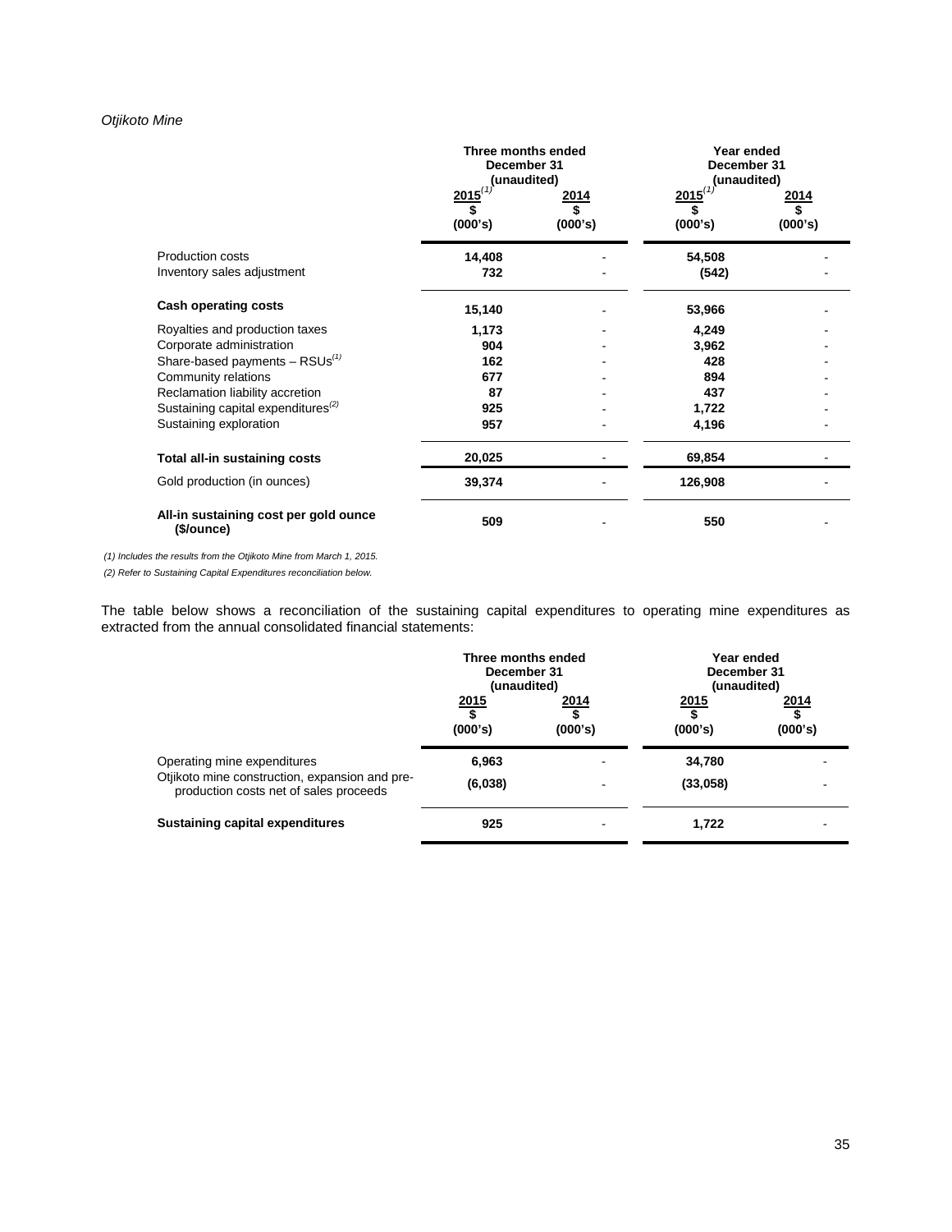*Otjikoto Mine*

| | Three months ended December 31 (unaudited) | | Year ended December 31 (unaudited) | |
|---|---|---|---|---|
| | 2015[(1)] $ (000's) | 2014 $ (000's) | 2015[(1)] $ (000's) | 2014 $ (000's) |
| Production costs | 14,408 | - | 54,508 | - |
| Inventory sales adjustment | 732 | - | (542) | - |
| **Cash operating costs** | **15,140** | - | **53,966** | - |
| Royalties and production taxes | 1,173 | - | 4,249 | - |
| Corporate administration | 904 | - | 3,962 | - |
| Share-based payments – RSUs[(1)] | 162 | - | 428 | - |
| Community relations | 677 | - | 894 | - |
| Reclamation liability accretion | 87 | - | 437 | - |
| Sustaining capital expenditures[(2)] | 925 | - | 1,722 | - |
| Sustaining exploration | 957 | - | 4,196 | - |
| **Total all-in sustaining costs** | **20,025** | - | **69,854** | - |
| Gold production (in ounces) | 39,374 | - | 126,908 | - |
| **All-in sustaining cost per gold ounce ($/ounce)** | **509** | - | **550** | - |

*(1) Includes the results from the Otjikoto Mine from March 1, 2015.*

*(2) Refer to Sustaining Capital Expenditures reconciliation below.*

The table below shows a reconciliation of the sustaining capital expenditures to operating mine expenditures as extracted from the annual consolidated financial statements:

| | Three months ended December 31 (unaudited) | | Year ended December 31 (unaudited) | |
|---|---|---|---|---|
| | 2015 $ (000's) | 2014 $ (000's) | 2015 $ (000's) | 2014 $ (000's) |
| Operating mine expenditures | 6,963 | - | 34,780 | - |
| Otjikoto mine construction, expansion and pre-production costs net of sales proceeds | (6,038) | - | (33,058) | - |
| **Sustaining capital expenditures** | **925** | - | **1,722** | - |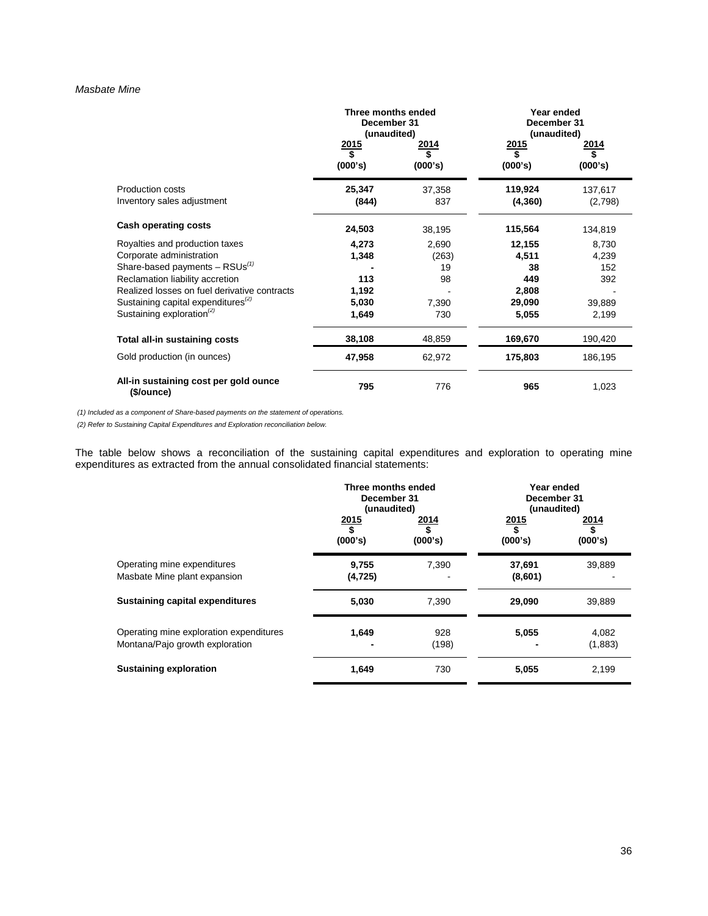*Masbate Mine*

| | Three months ended December 31 (unaudited) | | Year ended December 31 (unaudited) | |
|---|---|---|---|---|
| | **2015** **\$** **(000's)** | **2014** **\$** **(000's)** | **2015** **\$** **(000's)** | **2014** **\$** **(000's)** |
| Production costs | **25,347** | 37,358 | **119,924** | 137,617 |
| Inventory sales adjustment | **(844)** | 837 | **(4,360)** | (2,798) |
| **Cash operating costs** | **24,503** | 38,195 | **115,564** | 134,819 |
| Royalties and production taxes | **4,273** | 2,690 | **12,155** | 8,730 |
| Corporate administration | **1,348** | (263) | **4,511** | 4,239 |
| Share-based payments – RSUs(1) | **-** | 19 | **38** | 152 |
| Reclamation liability accretion | **113** | 98 | **449** | 392 |
| Realized losses on fuel derivative contracts | **1,192** | - | **2,808** | - |
| Sustaining capital expenditures(2) | **5,030** | 7,390 | **29,090** | 39,889 |
| Sustaining exploration(2) | **1,649** | 730 | **5,055** | 2,199 |
| **Total all-in sustaining costs** | **38,108** | 48,859 | **169,670** | 190,420 |
| Gold production (in ounces) | **47,958** | 62,972 | **175,803** | 186,195 |
| **All-in sustaining cost per gold ounce (\$/ounce)** | **795** | 776 | **965** | 1,023 |

*(1) Included as a component of Share-based payments on the statement of operations.*

*(2) Refer to Sustaining Capital Expenditures and Exploration reconciliation below.*

The table below shows a reconciliation of the sustaining capital expenditures and exploration to operating mine expenditures as extracted from the annual consolidated financial statements:

| | Three months ended December 31 (unaudited) | | Year ended December 31 (unaudited) | |
|---|---|---|---|---|
| | **2015** **\$** **(000's)** | **2014** **\$** **(000's)** | **2015** **\$** **(000's)** | **2014** **\$** **(000's)** |
| Operating mine expenditures | **9,755** | 7,390 | **37,691** | 39,889 |
| Masbate Mine plant expansion | **(4,725)** | - | **(8,601)** | - |
| **Sustaining capital expenditures** | **5,030** | 7,390 | **29,090** | 39,889 |
| Operating mine exploration expenditures | **1,649** | 928 | **5,055** | 4,082 |
| Montana/Pajo growth exploration | **-** | (198) | **-** | (1,883) |
| **Sustaining exploration** | **1,649** | 730 | **5,055** | 2,199 |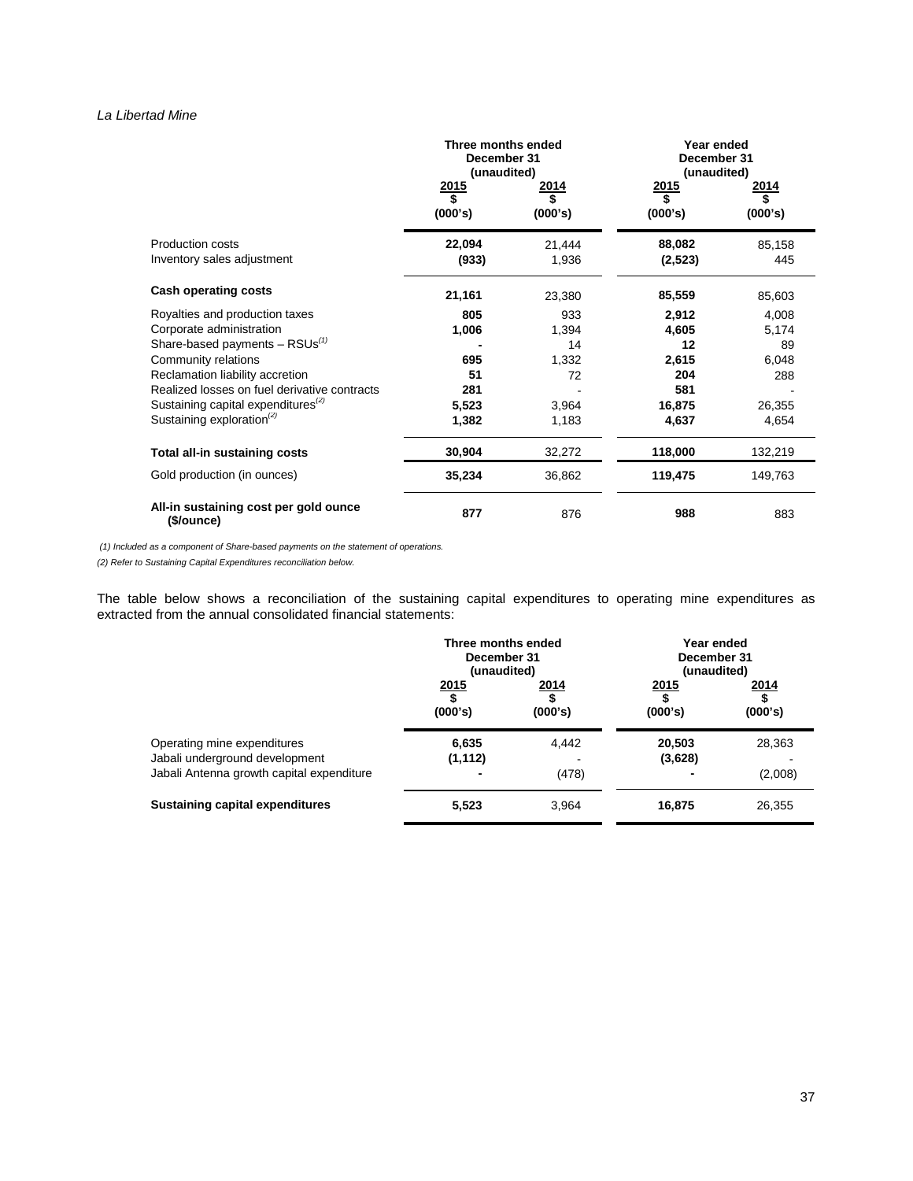*La Libertad Mine*

| | Three months ended December 31 (unaudited) | | Year ended December 31 (unaudited) | |
|---|---|---|---|---|
| | 2015 $ (000's) | 2014 $ (000's) | 2015 $ (000's) | 2014 $ (000's) |
| Production costs | **22,094** | 21,444 | **88,082** | 85,158 |
| Inventory sales adjustment | **(933)** | 1,936 | **(2,523)** | 445 |
| **Cash operating costs** | **21,161** | 23,380 | **85,559** | 85,603 |
| Royalties and production taxes | **805** | 933 | **2,912** | 4,008 |
| Corporate administration | **1,006** | 1,394 | **4,605** | 5,174 |
| Share-based payments – RSUs[(1)] | **-** | 14 | **12** | 89 |
| Community relations | **695** | 1,332 | **2,615** | 6,048 |
| Reclamation liability accretion | **51** | 72 | **204** | 288 |
| Realized losses on fuel derivative contracts | **281** | - | **581** | - |
| Sustaining capital expenditures[(2)] | **5,523** | 3,964 | **16,875** | 26,355 |
| Sustaining exploration[(2)] | **1,382** | 1,183 | **4,637** | 4,654 |
| **Total all-in sustaining costs** | **30,904** | 32,272 | **118,000** | 132,219 |
| Gold production (in ounces) | **35,234** | 36,862 | **119,475** | 149,763 |
| **All-in sustaining cost per gold ounce ($/ounce)** | **877** | 876 | **988** | 883 |

*(1) Included as a component of Share-based payments on the statement of operations.*

*(2) Refer to Sustaining Capital Expenditures reconciliation below.*

The table below shows a reconciliation of the sustaining capital expenditures to operating mine expenditures as extracted from the annual consolidated financial statements:

| | Three months ended December 31 (unaudited) | | Year ended December 31 (unaudited) | |
|---|---|---|---|---|
| | 2015 $ (000's) | 2014 $ (000's) | 2015 $ (000's) | 2014 $ (000's) |
| Operating mine expenditures | **6,635** | 4,442 | **20,503** | 28,363 |
| Jabali underground development | **(1,112)** | - | **(3,628)** | - |
| Jabali Antenna growth capital expenditure | **-** | (478) | **-** | (2,008) |
| **Sustaining capital expenditures** | **5,523** | 3,964 | **16,875** | 26,355 |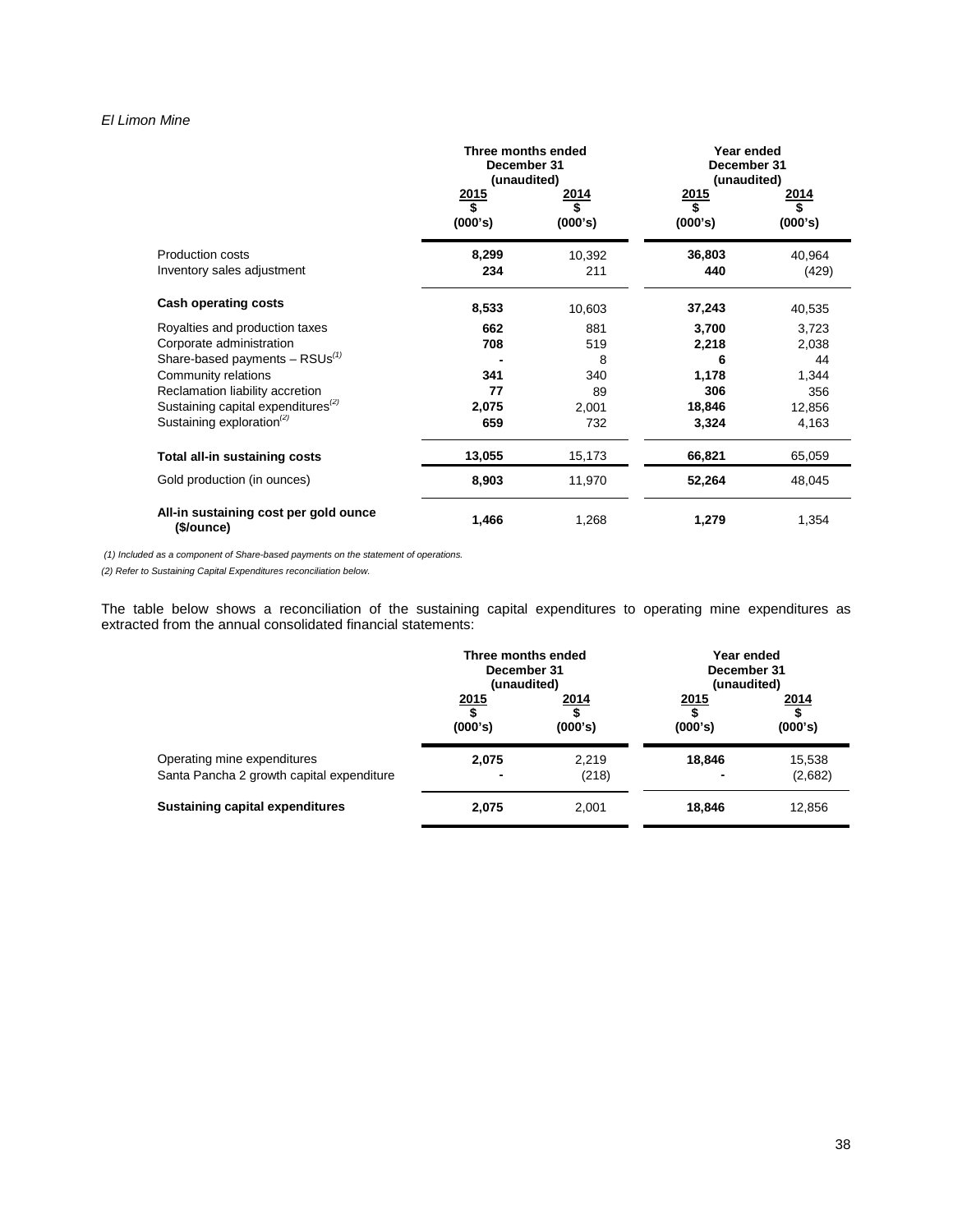*El Limon Mine*

| | Three months ended December 31 (unaudited) | | Year ended December 31 (unaudited) | |
|---|---|---|---|---|
| | 2015<br>\$<br>(000's) | 2014<br>\$<br>(000's) | 2015<br>\$<br>(000's) | 2014<br>\$<br>(000's) |
| Production costs | **8,299** | 10,392 | **36,803** | 40,964 |
| Inventory sales adjustment | **234** | 211 | **440** | (429) |
| **Cash operating costs** | **8,533** | 10,603 | **37,243** | 40,535 |
| Royalties and production taxes | **662** | 881 | **3,700** | 3,723 |
| Corporate administration | **708** | 519 | **2,218** | 2,038 |
| Share-based payments – RSUs[(1)] | **-** | 8 | **6** | 44 |
| Community relations | **341** | 340 | **1,178** | 1,344 |
| Reclamation liability accretion | **77** | 89 | **306** | 356 |
| Sustaining capital expenditures[(2)] | **2,075** | 2,001 | **18,846** | 12,856 |
| Sustaining exploration[(2)] | **659** | 732 | **3,324** | 4,163 |
| **Total all-in sustaining costs** | **13,055** | 15,173 | **66,821** | 65,059 |
| Gold production (in ounces) | **8,903** | 11,970 | **52,264** | 48,045 |
| **All-in sustaining cost per gold ounce (\$/ounce)** | **1,466** | 1,268 | **1,279** | 1,354 |

*(1) Included as a component of Share-based payments on the statement of operations.*

*(2) Refer to Sustaining Capital Expenditures reconciliation below.*

The table below shows a reconciliation of the sustaining capital expenditures to operating mine expenditures as extracted from the annual consolidated financial statements:

| | Three months ended December 31 (unaudited) | | Year ended December 31 (unaudited) | |
|---|---|---|---|---|
| | 2015<br>\$<br>(000's) | 2014<br>\$<br>(000's) | 2015<br>\$<br>(000's) | 2014<br>\$<br>(000's) |
| Operating mine expenditures | **2,075** | 2,219 | **18,846** | 15,538 |
| Santa Pancha 2 growth capital expenditure | **-** | (218) | **-** | (2,682) |
| **Sustaining capital expenditures** | **2,075** | 2,001 | **18,846** | 12,856 |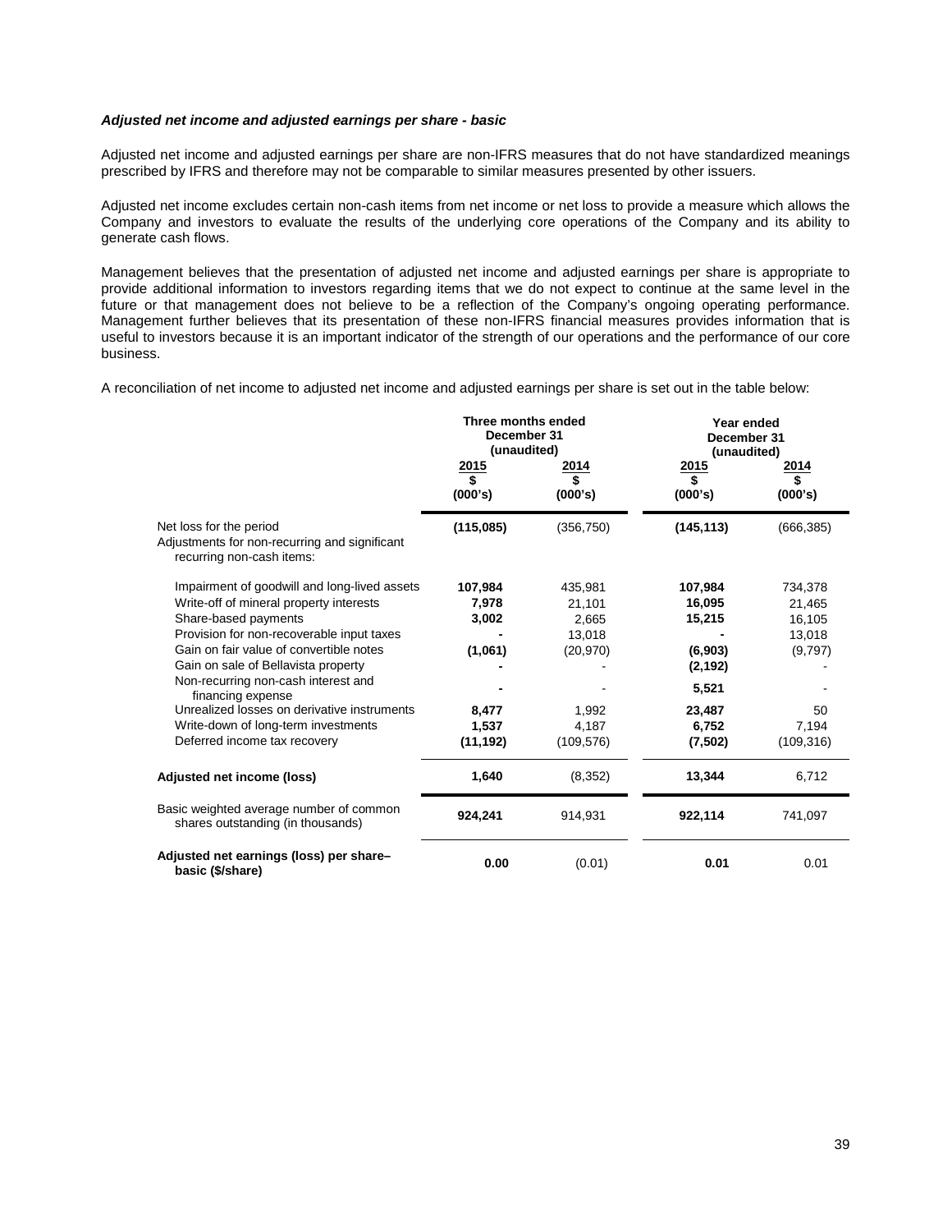***Adjusted net income and adjusted earnings per share - basic***

Adjusted net income and adjusted earnings per share are non-IFRS measures that do not have standardized meanings prescribed by IFRS and therefore may not be comparable to similar measures presented by other issuers.

Adjusted net income excludes certain non-cash items from net income or net loss to provide a measure which allows the Company and investors to evaluate the results of the underlying core operations of the Company and its ability to generate cash flows.

Management believes that the presentation of adjusted net income and adjusted earnings per share is appropriate to provide additional information to investors regarding items that we do not expect to continue at the same level in the future or that management does not believe to be a reflection of the Company's ongoing operating performance. Management further believes that its presentation of these non-IFRS financial measures provides information that is useful to investors because it is an important indicator of the strength of our operations and the performance of our core business.

A reconciliation of net income to adjusted net income and adjusted earnings per share is set out in the table below:

| | **Three months ended December 31 (unaudited)** | | **Year ended December 31 (unaudited)** | |
|---|---|---|---|---|
| | **2015 $ (000's)** | **2014 $ (000's)** | **2015 $ (000's)** | **2014 $ (000's)** |
| Net loss for the period | **(115,085)** | (356,750) | **(145,113)** | (666,385) |
| Adjustments for non-recurring and significant recurring non-cash items: | | | | |
| Impairment of goodwill and long-lived assets | **107,984** | 435,981 | **107,984** | 734,378 |
| Write-off of mineral property interests | **7,978** | 21,101 | **16,095** | 21,465 |
| Share-based payments | **3,002** | 2,665 | **15,215** | 16,105 |
| Provision for non-recoverable input taxes | **-** | 13,018 | **-** | 13,018 |
| Gain on fair value of convertible notes | **(1,061)** | (20,970) | **(6,903)** | (9,797) |
| Gain on sale of Bellavista property | **-** | - | **(2,192)** | - |
| Non-recurring non-cash interest and financing expense | **-** | - | **5,521** | - |
| Unrealized losses on derivative instruments | **8,477** | 1,992 | **23,487** | 50 |
| Write-down of long-term investments | **1,537** | 4,187 | **6,752** | 7,194 |
| Deferred income tax recovery | **(11,192)** | (109,576) | **(7,502)** | (109,316) |
| **Adjusted net income (loss)** | **1,640** | (8,352) | **13,344** | 6,712 |
| Basic weighted average number of common shares outstanding (in thousands) | **924,241** | 914,931 | **922,114** | 741,097 |
| **Adjusted net earnings (loss) per share– basic ($/share)** | **0.00** | (0.01) | **0.01** | 0.01 |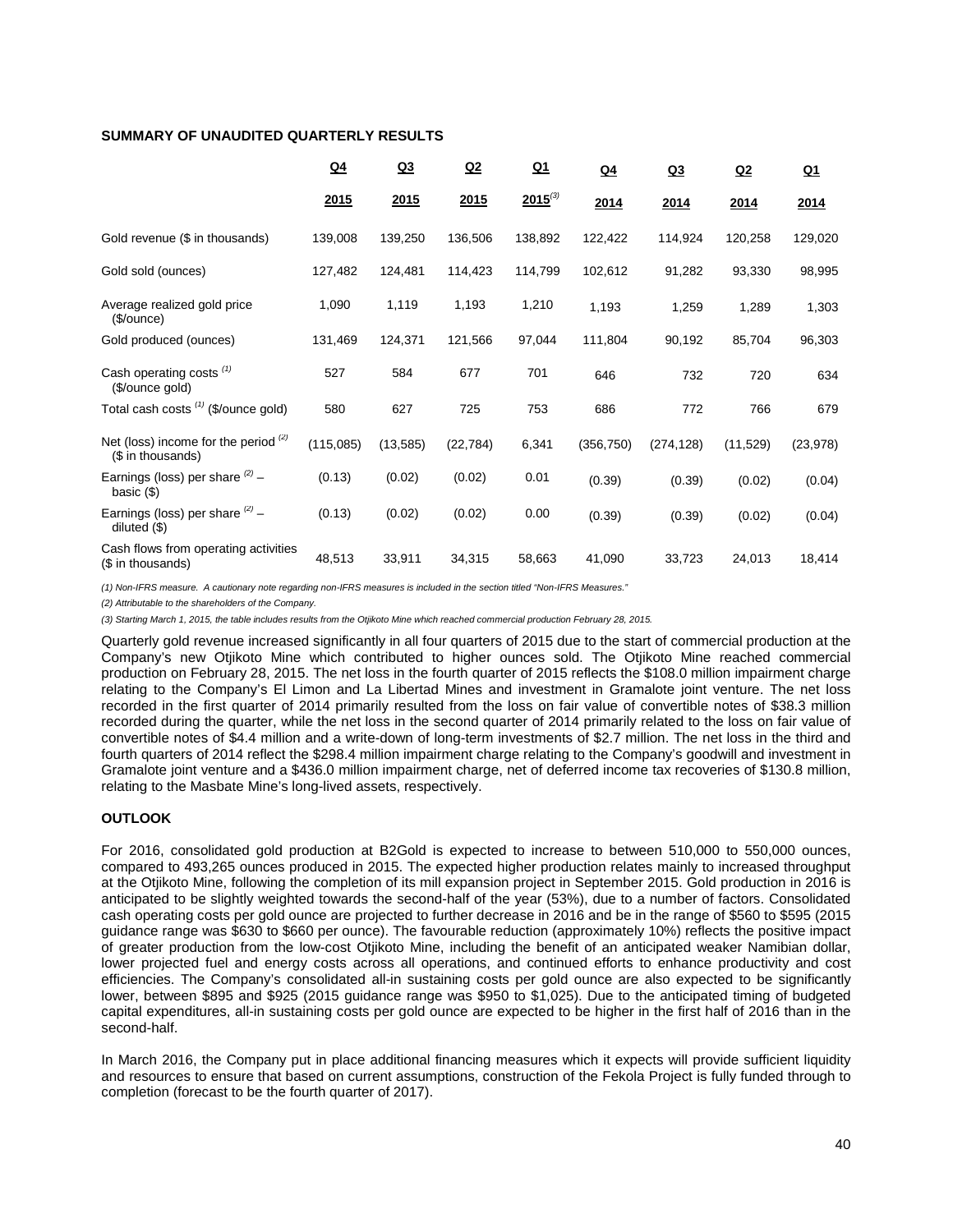**SUMMARY OF UNAUDITED QUARTERLY RESULTS**

| | Q4 2015 | Q3 2015 | Q2 2015 | Q1 2015[(3)] | Q4 2014 | Q3 2014 | Q2 2014 | Q1 2014 |
|---|---|---|---|---|---|---|---|---|
| Gold revenue ($ in thousands) | 139,008 | 139,250 | 136,506 | 138,892 | 122,422 | 114,924 | 120,258 | 129,020 |
| Gold sold (ounces) | 127,482 | 124,481 | 114,423 | 114,799 | 102,612 | 91,282 | 93,330 | 98,995 |
| Average realized gold price ($/ounce) | 1,090 | 1,119 | 1,193 | 1,210 | 1,193 | 1,259 | 1,289 | 1,303 |
| Gold produced (ounces) | 131,469 | 124,371 | 121,566 | 97,044 | 111,804 | 90,192 | 85,704 | 96,303 |
| Cash operating costs [(1)] ($/ounce gold) | 527 | 584 | 677 | 701 | 646 | 732 | 720 | 634 |
| Total cash costs [(1)] ($/ounce gold) | 580 | 627 | 725 | 753 | 686 | 772 | 766 | 679 |
| Net (loss) income for the period [(2)] ($ in thousands) | (115,085) | (13,585) | (22,784) | 6,341 | (356,750) | (274,128) | (11,529) | (23,978) |
| Earnings (loss) per share [(2)] – basic ($) | (0.13) | (0.02) | (0.02) | 0.01 | (0.39) | (0.39) | (0.02) | (0.04) |
| Earnings (loss) per share [(2)] – diluted ($) | (0.13) | (0.02) | (0.02) | 0.00 | (0.39) | (0.39) | (0.02) | (0.04) |
| Cash flows from operating activities ($ in thousands) | 48,513 | 33,911 | 34,315 | 58,663 | 41,090 | 33,723 | 24,013 | 18,414 |

*(1) Non-IFRS measure. A cautionary note regarding non-IFRS measures is included in the section titled "Non-IFRS Measures."*

*(2) Attributable to the shareholders of the Company.*

*(3) Starting March 1, 2015, the table includes results from the Otjikoto Mine which reached commercial production February 28, 2015.*

Quarterly gold revenue increased significantly in all four quarters of 2015 due to the start of commercial production at the Company's new Otjikoto Mine which contributed to higher ounces sold. The Otjikoto Mine reached commercial production on February 28, 2015. The net loss in the fourth quarter of 2015 reflects the $108.0 million impairment charge relating to the Company's El Limon and La Libertad Mines and investment in Gramalote joint venture. The net loss recorded in the first quarter of 2014 primarily resulted from the loss on fair value of convertible notes of $38.3 million recorded during the quarter, while the net loss in the second quarter of 2014 primarily related to the loss on fair value of convertible notes of $4.4 million and a write-down of long-term investments of $2.7 million. The net loss in the third and fourth quarters of 2014 reflect the $298.4 million impairment charge relating to the Company's goodwill and investment in Gramalote joint venture and a $436.0 million impairment charge, net of deferred income tax recoveries of $130.8 million, relating to the Masbate Mine's long-lived assets, respectively.

**OUTLOOK**

For 2016, consolidated gold production at B2Gold is expected to increase to between 510,000 to 550,000 ounces, compared to 493,265 ounces produced in 2015. The expected higher production relates mainly to increased throughput at the Otjikoto Mine, following the completion of its mill expansion project in September 2015. Gold production in 2016 is anticipated to be slightly weighted towards the second-half of the year (53%), due to a number of factors. Consolidated cash operating costs per gold ounce are projected to further decrease in 2016 and be in the range of $560 to $595 (2015 guidance range was $630 to $660 per ounce). The favourable reduction (approximately 10%) reflects the positive impact of greater production from the low-cost Otjikoto Mine, including the benefit of an anticipated weaker Namibian dollar, lower projected fuel and energy costs across all operations, and continued efforts to enhance productivity and cost efficiencies. The Company's consolidated all-in sustaining costs per gold ounce are also expected to be significantly lower, between $895 and $925 (2015 guidance range was $950 to $1,025). Due to the anticipated timing of budgeted capital expenditures, all-in sustaining costs per gold ounce are expected to be higher in the first half of 2016 than in the second-half.

In March 2016, the Company put in place additional financing measures which it expects will provide sufficient liquidity and resources to ensure that based on current assumptions, construction of the Fekola Project is fully funded through to completion (forecast to be the fourth quarter of 2017).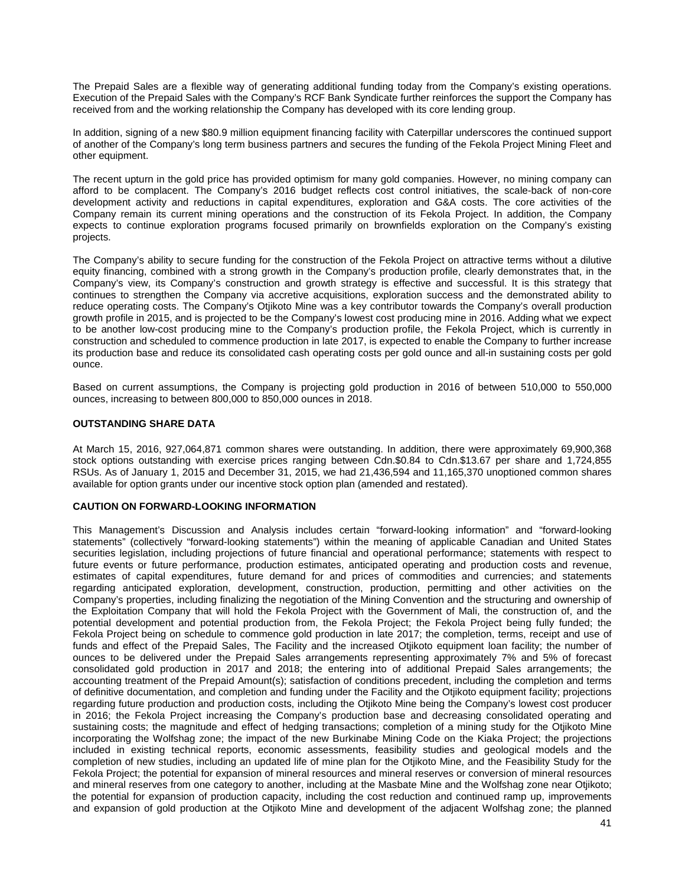The Prepaid Sales are a flexible way of generating additional funding today from the Company's existing operations. Execution of the Prepaid Sales with the Company's RCF Bank Syndicate further reinforces the support the Company has received from and the working relationship the Company has developed with its core lending group.

In addition, signing of a new $80.9 million equipment financing facility with Caterpillar underscores the continued support of another of the Company's long term business partners and secures the funding of the Fekola Project Mining Fleet and other equipment.

The recent upturn in the gold price has provided optimism for many gold companies. However, no mining company can afford to be complacent. The Company's 2016 budget reflects cost control initiatives, the scale-back of non-core development activity and reductions in capital expenditures, exploration and G&A costs. The core activities of the Company remain its current mining operations and the construction of its Fekola Project. In addition, the Company expects to continue exploration programs focused primarily on brownfields exploration on the Company's existing projects.

The Company's ability to secure funding for the construction of the Fekola Project on attractive terms without a dilutive equity financing, combined with a strong growth in the Company's production profile, clearly demonstrates that, in the Company's view, its Company's construction and growth strategy is effective and successful. It is this strategy that continues to strengthen the Company via accretive acquisitions, exploration success and the demonstrated ability to reduce operating costs. The Company's Otjikoto Mine was a key contributor towards the Company's overall production growth profile in 2015, and is projected to be the Company's lowest cost producing mine in 2016. Adding what we expect to be another low-cost producing mine to the Company's production profile, the Fekola Project, which is currently in construction and scheduled to commence production in late 2017, is expected to enable the Company to further increase its production base and reduce its consolidated cash operating costs per gold ounce and all-in sustaining costs per gold ounce.

Based on current assumptions, the Company is projecting gold production in 2016 of between 510,000 to 550,000 ounces, increasing to between 800,000 to 850,000 ounces in 2018.

**OUTSTANDING SHARE DATA**

At March 15, 2016, 927,064,871 common shares were outstanding. In addition, there were approximately 69,900,368 stock options outstanding with exercise prices ranging between Cdn.$0.84 to Cdn.$13.67 per share and 1,724,855 RSUs. As of January 1, 2015 and December 31, 2015, we had 21,436,594 and 11,165,370 unoptioned common shares available for option grants under our incentive stock option plan (amended and restated).

**CAUTION ON FORWARD-LOOKING INFORMATION**

This Management's Discussion and Analysis includes certain "forward-looking information" and "forward-looking statements" (collectively "forward-looking statements") within the meaning of applicable Canadian and United States securities legislation, including projections of future financial and operational performance; statements with respect to future events or future performance, production estimates, anticipated operating and production costs and revenue, estimates of capital expenditures, future demand for and prices of commodities and currencies; and statements regarding anticipated exploration, development, construction, production, permitting and other activities on the Company's properties, including finalizing the negotiation of the Mining Convention and the structuring and ownership of the Exploitation Company that will hold the Fekola Project with the Government of Mali, the construction of, and the potential development and potential production from, the Fekola Project; the Fekola Project being fully funded; the Fekola Project being on schedule to commence gold production in late 2017; the completion, terms, receipt and use of funds and effect of the Prepaid Sales, The Facility and the increased Otjikoto equipment loan facility; the number of ounces to be delivered under the Prepaid Sales arrangements representing approximately 7% and 5% of forecast consolidated gold production in 2017 and 2018; the entering into of additional Prepaid Sales arrangements; the accounting treatment of the Prepaid Amount(s); satisfaction of conditions precedent, including the completion and terms of definitive documentation, and completion and funding under the Facility and the Otjikoto equipment facility; projections regarding future production and production costs, including the Otjikoto Mine being the Company's lowest cost producer in 2016; the Fekola Project increasing the Company's production base and decreasing consolidated operating and sustaining costs; the magnitude and effect of hedging transactions; completion of a mining study for the Otjikoto Mine incorporating the Wolfshag zone; the impact of the new Burkinabe Mining Code on the Kiaka Project; the projections included in existing technical reports, economic assessments, feasibility studies and geological models and the completion of new studies, including an updated life of mine plan for the Otjikoto Mine, and the Feasibility Study for the Fekola Project; the potential for expansion of mineral resources and mineral reserves or conversion of mineral resources and mineral reserves from one category to another, including at the Masbate Mine and the Wolfshag zone near Otjikoto; the potential for expansion of production capacity, including the cost reduction and continued ramp up, improvements and expansion of gold production at the Otjikoto Mine and development of the adjacent Wolfshag zone; the planned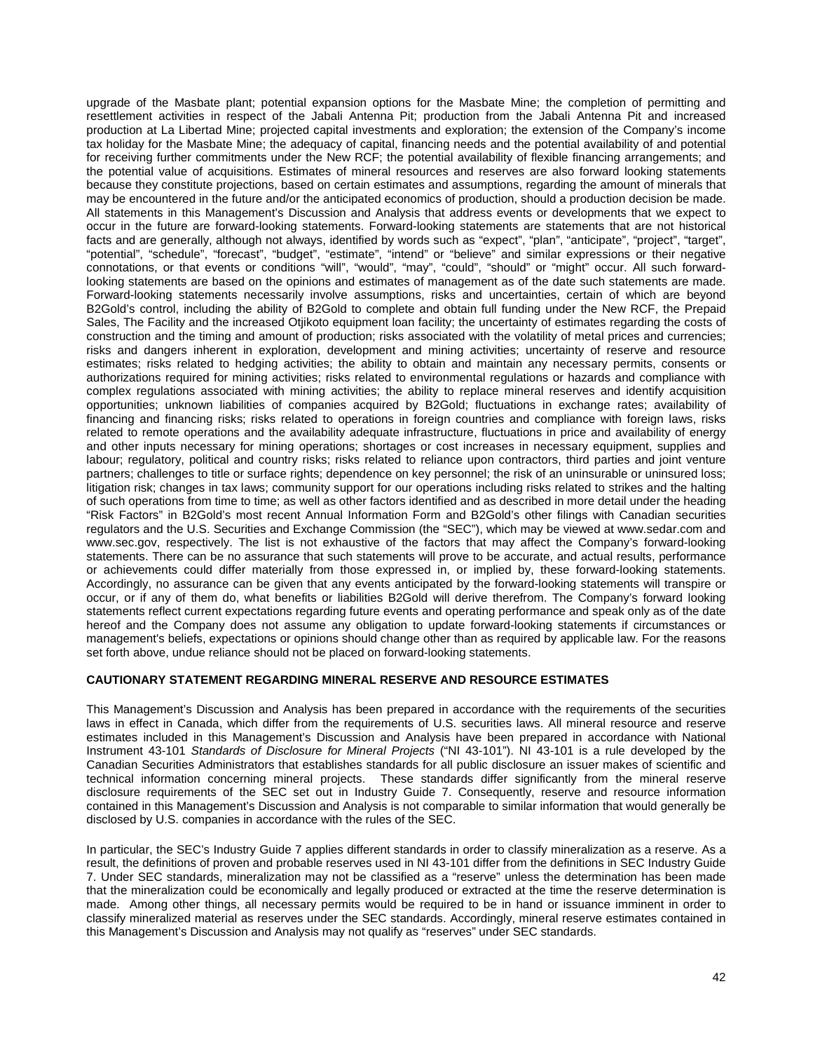upgrade of the Masbate plant; potential expansion options for the Masbate Mine; the completion of permitting and resettlement activities in respect of the Jabali Antenna Pit; production from the Jabali Antenna Pit and increased production at La Libertad Mine; projected capital investments and exploration; the extension of the Company's income tax holiday for the Masbate Mine; the adequacy of capital, financing needs and the potential availability of and potential for receiving further commitments under the New RCF; the potential availability of flexible financing arrangements; and the potential value of acquisitions. Estimates of mineral resources and reserves are also forward looking statements because they constitute projections, based on certain estimates and assumptions, regarding the amount of minerals that may be encountered in the future and/or the anticipated economics of production, should a production decision be made. All statements in this Management's Discussion and Analysis that address events or developments that we expect to occur in the future are forward-looking statements. Forward-looking statements are statements that are not historical facts and are generally, although not always, identified by words such as "expect", "plan", "anticipate", "project", "target", "potential", "schedule", "forecast", "budget", "estimate", "intend" or "believe" and similar expressions or their negative connotations, or that events or conditions "will", "would", "may", "could", "should" or "might" occur. All such forward-looking statements are based on the opinions and estimates of management as of the date such statements are made. Forward-looking statements necessarily involve assumptions, risks and uncertainties, certain of which are beyond B2Gold's control, including the ability of B2Gold to complete and obtain full funding under the New RCF, the Prepaid Sales, The Facility and the increased Otjikoto equipment loan facility; the uncertainty of estimates regarding the costs of construction and the timing and amount of production; risks associated with the volatility of metal prices and currencies; risks and dangers inherent in exploration, development and mining activities; uncertainty of reserve and resource estimates; risks related to hedging activities; the ability to obtain and maintain any necessary permits, consents or authorizations required for mining activities; risks related to environmental regulations or hazards and compliance with complex regulations associated with mining activities; the ability to replace mineral reserves and identify acquisition opportunities; unknown liabilities of companies acquired by B2Gold; fluctuations in exchange rates; availability of financing and financing risks; risks related to operations in foreign countries and compliance with foreign laws, risks related to remote operations and the availability adequate infrastructure, fluctuations in price and availability of energy and other inputs necessary for mining operations; shortages or cost increases in necessary equipment, supplies and labour; regulatory, political and country risks; risks related to reliance upon contractors, third parties and joint venture partners; challenges to title or surface rights; dependence on key personnel; the risk of an uninsurable or uninsured loss; litigation risk; changes in tax laws; community support for our operations including risks related to strikes and the halting of such operations from time to time; as well as other factors identified and as described in more detail under the heading "Risk Factors" in B2Gold's most recent Annual Information Form and B2Gold's other filings with Canadian securities regulators and the U.S. Securities and Exchange Commission (the "SEC"), which may be viewed at www.sedar.com and www.sec.gov, respectively. The list is not exhaustive of the factors that may affect the Company's forward-looking statements. There can be no assurance that such statements will prove to be accurate, and actual results, performance or achievements could differ materially from those expressed in, or implied by, these forward-looking statements. Accordingly, no assurance can be given that any events anticipated by the forward-looking statements will transpire or occur, or if any of them do, what benefits or liabilities B2Gold will derive therefrom. The Company's forward looking statements reflect current expectations regarding future events and operating performance and speak only as of the date hereof and the Company does not assume any obligation to update forward-looking statements if circumstances or management's beliefs, expectations or opinions should change other than as required by applicable law. For the reasons set forth above, undue reliance should not be placed on forward-looking statements.

### CAUTIONARY STATEMENT REGARDING MINERAL RESERVE AND RESOURCE ESTIMATES

This Management's Discussion and Analysis has been prepared in accordance with the requirements of the securities laws in effect in Canada, which differ from the requirements of U.S. securities laws. All mineral resource and reserve estimates included in this Management's Discussion and Analysis have been prepared in accordance with National Instrument 43-101 *Standards of Disclosure for Mineral Projects* ("NI 43-101"). NI 43-101 is a rule developed by the Canadian Securities Administrators that establishes standards for all public disclosure an issuer makes of scientific and technical information concerning mineral projects. These standards differ significantly from the mineral reserve disclosure requirements of the SEC set out in Industry Guide 7. Consequently, reserve and resource information contained in this Management's Discussion and Analysis is not comparable to similar information that would generally be disclosed by U.S. companies in accordance with the rules of the SEC.

In particular, the SEC's Industry Guide 7 applies different standards in order to classify mineralization as a reserve. As a result, the definitions of proven and probable reserves used in NI 43-101 differ from the definitions in SEC Industry Guide 7. Under SEC standards, mineralization may not be classified as a "reserve" unless the determination has been made that the mineralization could be economically and legally produced or extracted at the time the reserve determination is made. Among other things, all necessary permits would be required to be in hand or issuance imminent in order to classify mineralized material as reserves under the SEC standards. Accordingly, mineral reserve estimates contained in this Management's Discussion and Analysis may not qualify as "reserves" under SEC standards.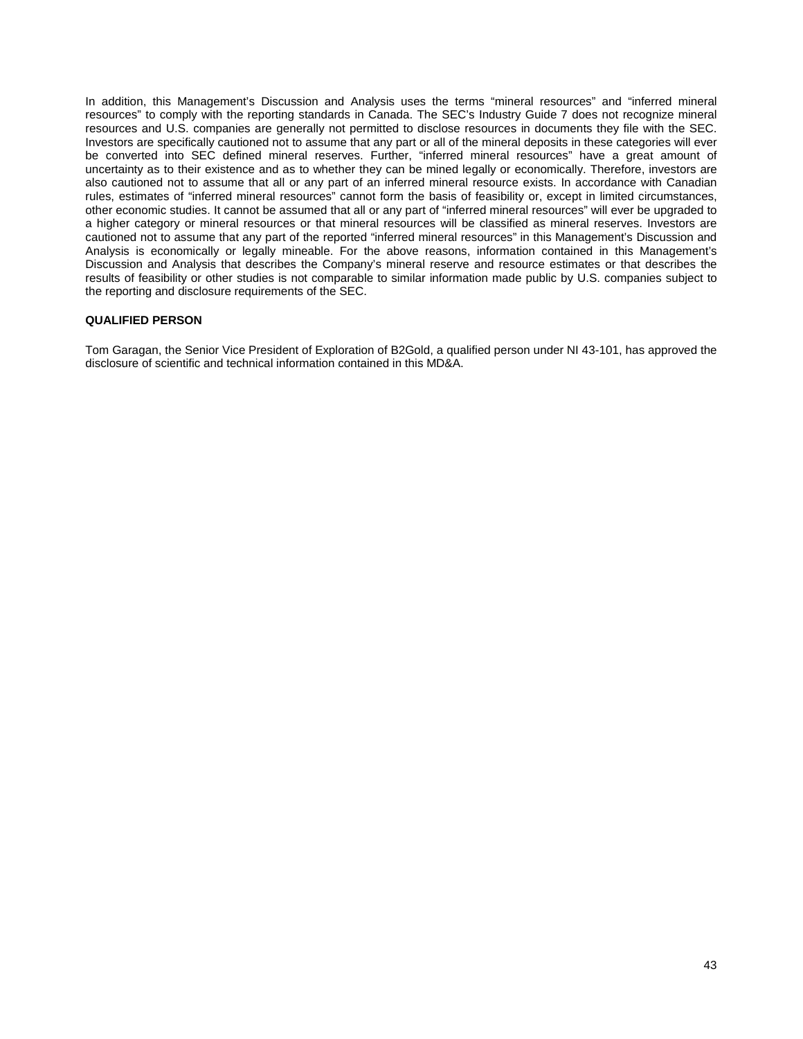In addition, this Management's Discussion and Analysis uses the terms "mineral resources" and "inferred mineral resources" to comply with the reporting standards in Canada. The SEC's Industry Guide 7 does not recognize mineral resources and U.S. companies are generally not permitted to disclose resources in documents they file with the SEC. Investors are specifically cautioned not to assume that any part or all of the mineral deposits in these categories will ever be converted into SEC defined mineral reserves. Further, "inferred mineral resources" have a great amount of uncertainty as to their existence and as to whether they can be mined legally or economically. Therefore, investors are also cautioned not to assume that all or any part of an inferred mineral resource exists. In accordance with Canadian rules, estimates of "inferred mineral resources" cannot form the basis of feasibility or, except in limited circumstances, other economic studies. It cannot be assumed that all or any part of "inferred mineral resources" will ever be upgraded to a higher category or mineral resources or that mineral resources will be classified as mineral reserves. Investors are cautioned not to assume that any part of the reported "inferred mineral resources" in this Management's Discussion and Analysis is economically or legally mineable. For the above reasons, information contained in this Management's Discussion and Analysis that describes the Company's mineral reserve and resource estimates or that describes the results of feasibility or other studies is not comparable to similar information made public by U.S. companies subject to the reporting and disclosure requirements of the SEC.

**QUALIFIED PERSON**

Tom Garagan, the Senior Vice President of Exploration of B2Gold, a qualified person under NI 43-101, has approved the disclosure of scientific and technical information contained in this MD&A.